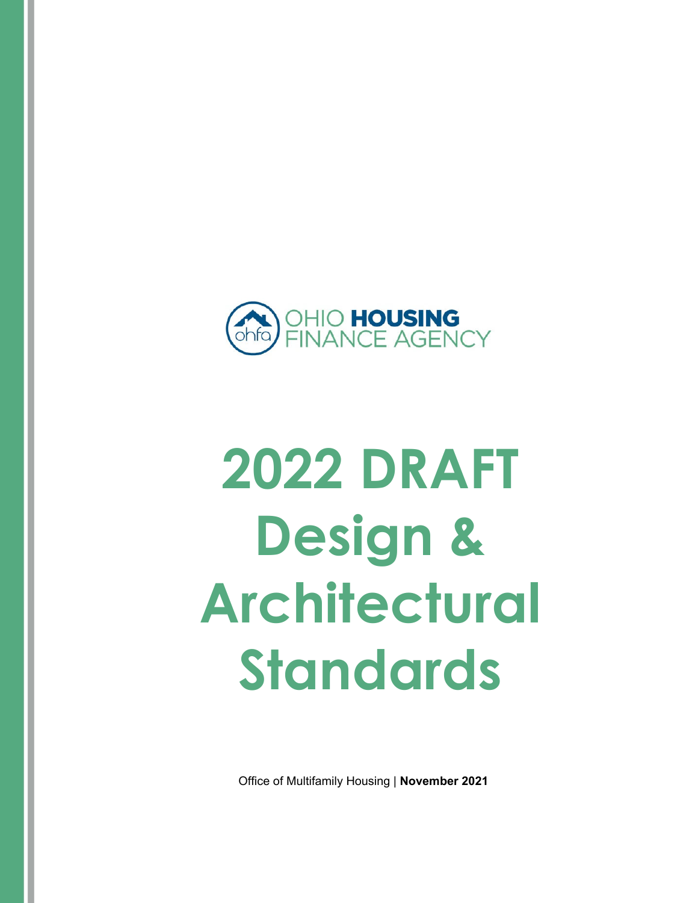OHIO **HOUSING**
FINANCE AGENCY

# 2022 DRAFT Design & Architectural Standards

Office of Multifamily Housing | **November 2021**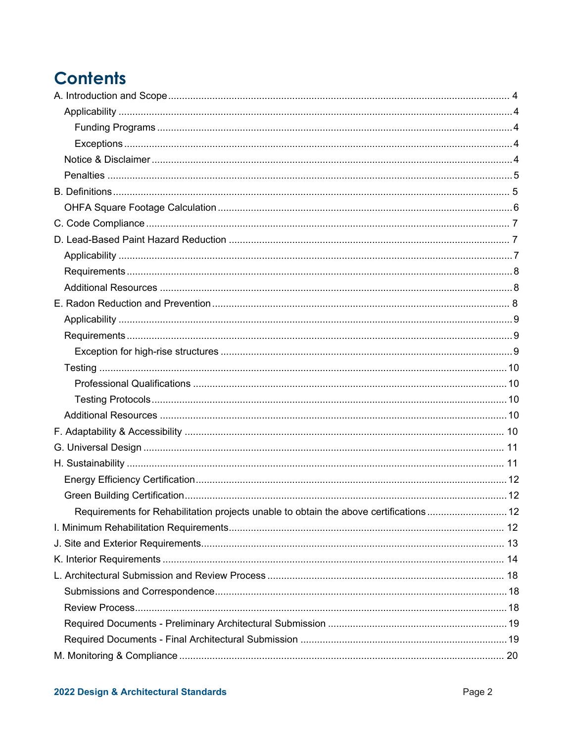# Contents

- A. Introduction and Scope ... 4
  - Applicability ... 4
    - Funding Programs ... 4
    - Exceptions ... 4
  - Notice & Disclaimer ... 4
  - Penalties ... 5
- B. Definitions ... 5
  - OHFA Square Footage Calculation ... 6
- C. Code Compliance ... 7
- D. Lead-Based Paint Hazard Reduction ... 7
  - Applicability ... 7
  - Requirements ... 8
  - Additional Resources ... 8
- E. Radon Reduction and Prevention ... 8
  - Applicability ... 9
  - Requirements ... 9
    - Exception for high-rise structures ... 9
  - Testing ... 10
    - Professional Qualifications ... 10
    - Testing Protocols ... 10
  - Additional Resources ... 10
- F. Adaptability & Accessibility ... 10
- G. Universal Design ... 11
- H. Sustainability ... 11
  - Energy Efficiency Certification ... 12
  - Green Building Certification ... 12
    - Requirements for Rehabilitation projects unable to obtain the above certifications ... 12
- I. Minimum Rehabilitation Requirements ... 12
- J. Site and Exterior Requirements ... 13
- K. Interior Requirements ... 14
- L. Architectural Submission and Review Process ... 18
  - Submissions and Correspondence ... 18
  - Review Process ... 18
  - Required Documents - Preliminary Architectural Submission ... 19
  - Required Documents - Final Architectural Submission ... 19
- M. Monitoring & Compliance ... 20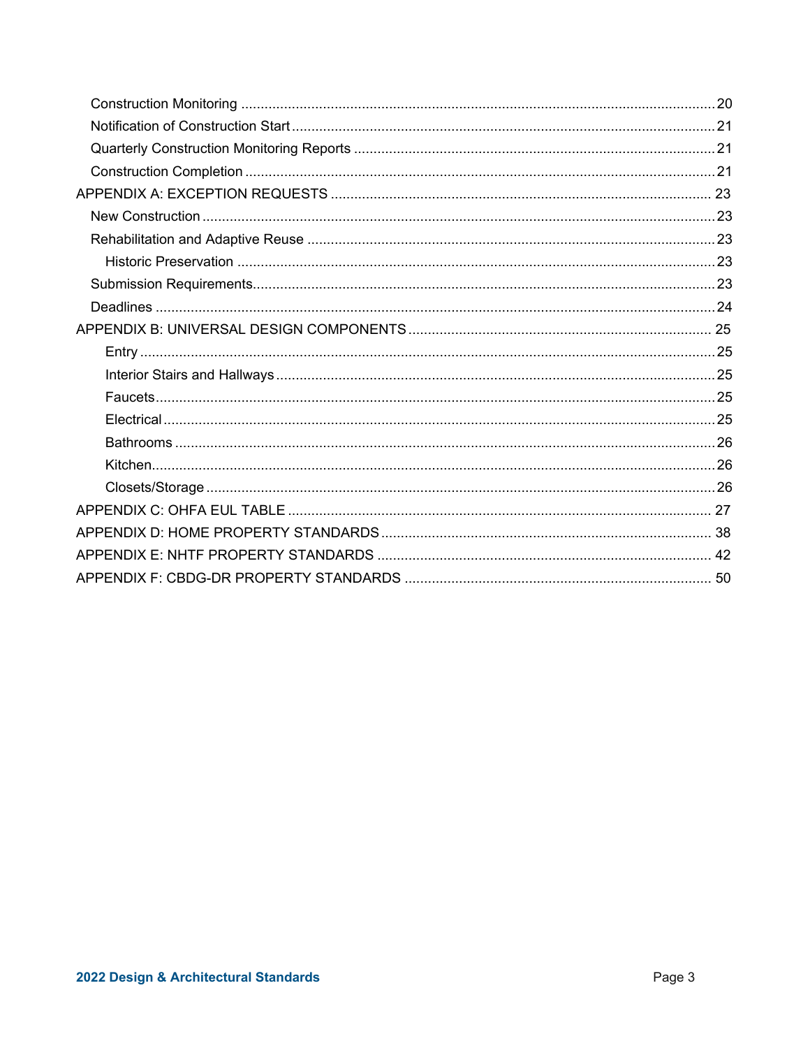- Construction Monitoring ... 20
- Notification of Construction Start ... 21
- Quarterly Construction Monitoring Reports ... 21
- Construction Completion ... 21

APPENDIX A: EXCEPTION REQUESTS ... 23

- New Construction ... 23
- Rehabilitation and Adaptive Reuse ... 23
  - Historic Preservation ... 23
- Submission Requirements ... 23
- Deadlines ... 24

APPENDIX B: UNIVERSAL DESIGN COMPONENTS ... 25

- Entry ... 25
- Interior Stairs and Hallways ... 25
- Faucets ... 25
- Electrical ... 25
- Bathrooms ... 26
- Kitchen ... 26
- Closets/Storage ... 26

APPENDIX C: OHFA EUL TABLE ... 27

APPENDIX D: HOME PROPERTY STANDARDS ... 38

APPENDIX E: NHTF PROPERTY STANDARDS ... 42

APPENDIX F: CBDG-DR PROPERTY STANDARDS ... 50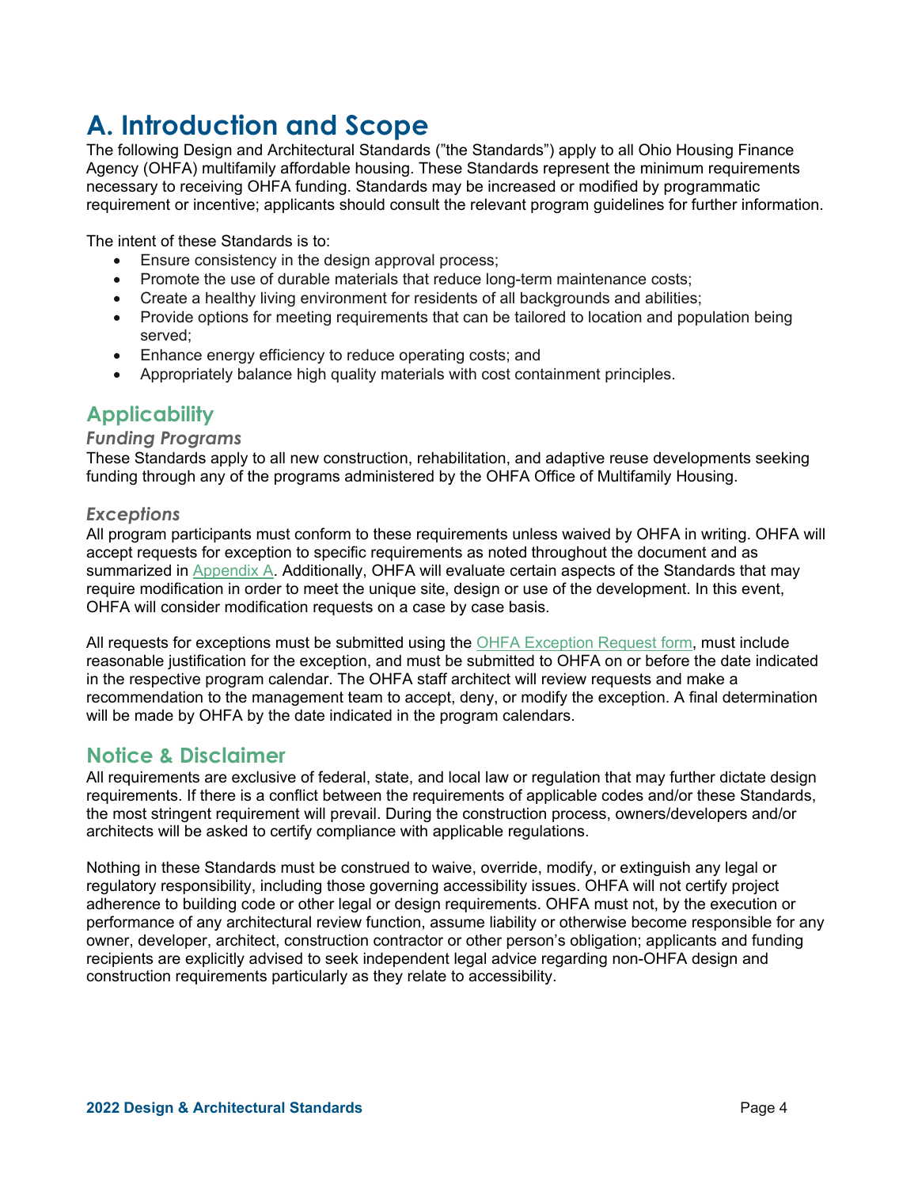# A. Introduction and Scope

The following Design and Architectural Standards ("the Standards") apply to all Ohio Housing Finance Agency (OHFA) multifamily affordable housing. These Standards represent the minimum requirements necessary to receiving OHFA funding. Standards may be increased or modified by programmatic requirement or incentive; applicants should consult the relevant program guidelines for further information.

The intent of these Standards is to:

- Ensure consistency in the design approval process;
- Promote the use of durable materials that reduce long-term maintenance costs;
- Create a healthy living environment for residents of all backgrounds and abilities;
- Provide options for meeting requirements that can be tailored to location and population being served;
- Enhance energy efficiency to reduce operating costs; and
- Appropriately balance high quality materials with cost containment principles.

## Applicability

### *Funding Programs*

These Standards apply to all new construction, rehabilitation, and adaptive reuse developments seeking funding through any of the programs administered by the OHFA Office of Multifamily Housing.

### *Exceptions*

All program participants must conform to these requirements unless waived by OHFA in writing. OHFA will accept requests for exception to specific requirements as noted throughout the document and as summarized in Appendix A. Additionally, OHFA will evaluate certain aspects of the Standards that may require modification in order to meet the unique site, design or use of the development. In this event, OHFA will consider modification requests on a case by case basis.

All requests for exceptions must be submitted using the OHFA Exception Request form, must include reasonable justification for the exception, and must be submitted to OHFA on or before the date indicated in the respective program calendar. The OHFA staff architect will review requests and make a recommendation to the management team to accept, deny, or modify the exception. A final determination will be made by OHFA by the date indicated in the program calendars.

## Notice & Disclaimer

All requirements are exclusive of federal, state, and local law or regulation that may further dictate design requirements. If there is a conflict between the requirements of applicable codes and/or these Standards, the most stringent requirement will prevail. During the construction process, owners/developers and/or architects will be asked to certify compliance with applicable regulations.

Nothing in these Standards must be construed to waive, override, modify, or extinguish any legal or regulatory responsibility, including those governing accessibility issues. OHFA will not certify project adherence to building code or other legal or design requirements. OHFA must not, by the execution or performance of any architectural review function, assume liability or otherwise become responsible for any owner, developer, architect, construction contractor or other person's obligation; applicants and funding recipients are explicitly advised to seek independent legal advice regarding non-OHFA design and construction requirements particularly as they relate to accessibility.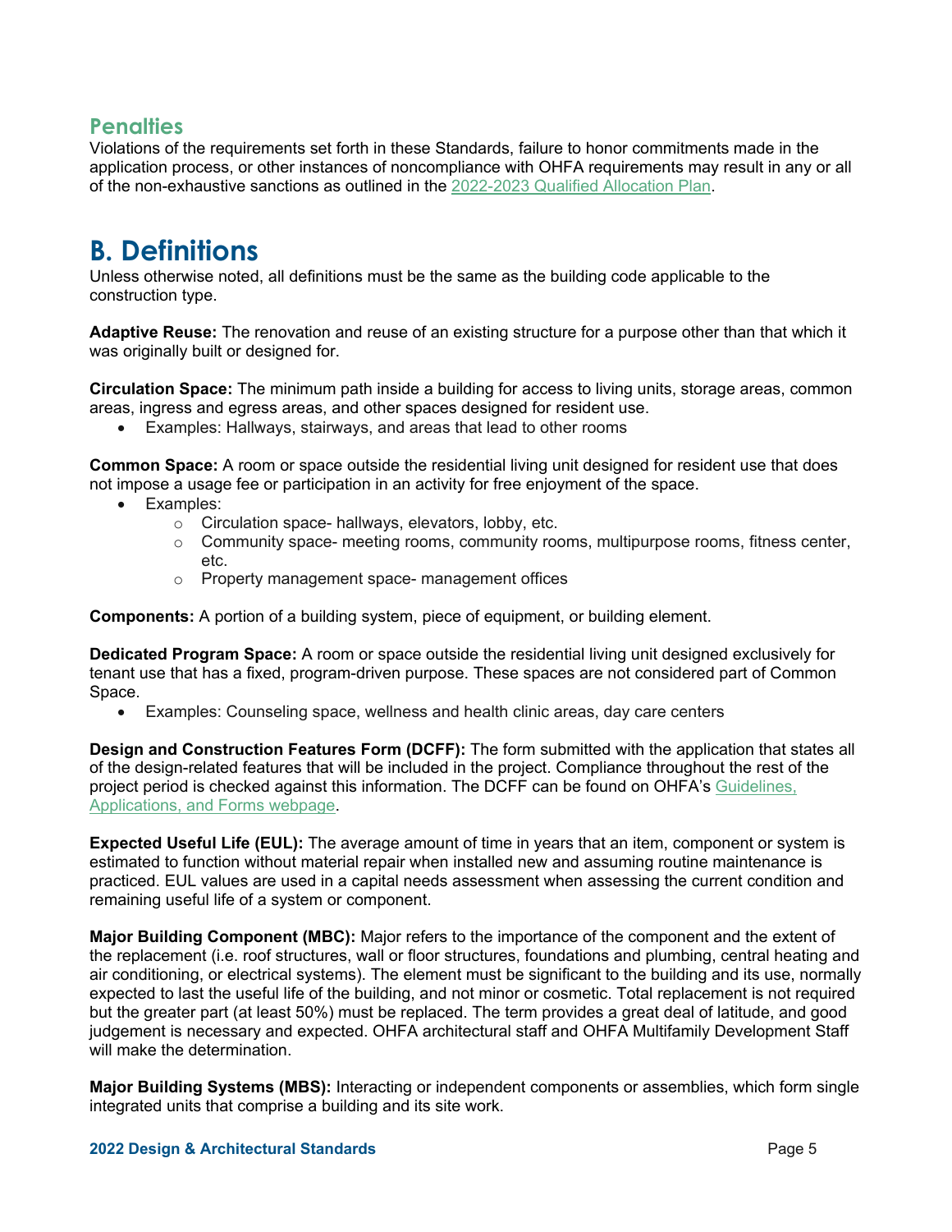### Penalties

Violations of the requirements set forth in these Standards, failure to honor commitments made in the application process, or other instances of noncompliance with OHFA requirements may result in any or all of the non-exhaustive sanctions as outlined in the 2022-2023 Qualified Allocation Plan.

# B. Definitions

Unless otherwise noted, all definitions must be the same as the building code applicable to the construction type.

**Adaptive Reuse:** The renovation and reuse of an existing structure for a purpose other than that which it was originally built or designed for.

**Circulation Space:** The minimum path inside a building for access to living units, storage areas, common areas, ingress and egress areas, and other spaces designed for resident use.

- Examples: Hallways, stairways, and areas that lead to other rooms

**Common Space:** A room or space outside the residential living unit designed for resident use that does not impose a usage fee or participation in an activity for free enjoyment of the space.

- Examples:
  - Circulation space- hallways, elevators, lobby, etc.
  - Community space- meeting rooms, community rooms, multipurpose rooms, fitness center, etc.
  - Property management space- management offices

**Components:** A portion of a building system, piece of equipment, or building element.

**Dedicated Program Space:** A room or space outside the residential living unit designed exclusively for tenant use that has a fixed, program-driven purpose. These spaces are not considered part of Common Space.

- Examples: Counseling space, wellness and health clinic areas, day care centers

**Design and Construction Features Form (DCFF):** The form submitted with the application that states all of the design-related features that will be included in the project. Compliance throughout the rest of the project period is checked against this information. The DCFF can be found on OHFA's Guidelines, Applications, and Forms webpage.

**Expected Useful Life (EUL):** The average amount of time in years that an item, component or system is estimated to function without material repair when installed new and assuming routine maintenance is practiced. EUL values are used in a capital needs assessment when assessing the current condition and remaining useful life of a system or component.

**Major Building Component (MBC):** Major refers to the importance of the component and the extent of the replacement (i.e. roof structures, wall or floor structures, foundations and plumbing, central heating and air conditioning, or electrical systems). The element must be significant to the building and its use, normally expected to last the useful life of the building, and not minor or cosmetic. Total replacement is not required but the greater part (at least 50%) must be replaced. The term provides a great deal of latitude, and good judgement is necessary and expected. OHFA architectural staff and OHFA Multifamily Development Staff will make the determination.

**Major Building Systems (MBS):** Interacting or independent components or assemblies, which form single integrated units that comprise a building and its site work.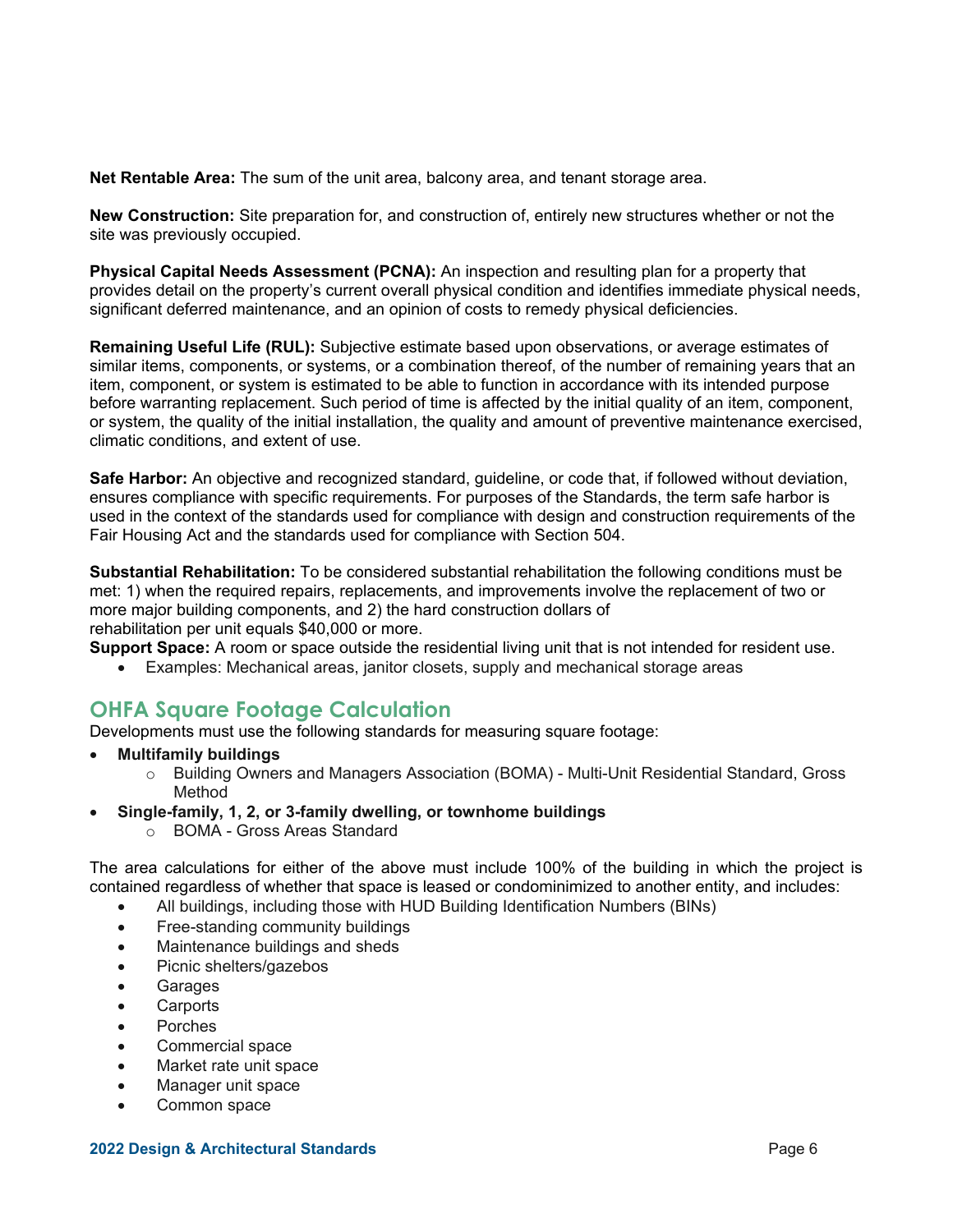**Net Rentable Area:** The sum of the unit area, balcony area, and tenant storage area.

**New Construction:** Site preparation for, and construction of, entirely new structures whether or not the site was previously occupied.

**Physical Capital Needs Assessment (PCNA):** An inspection and resulting plan for a property that provides detail on the property's current overall physical condition and identifies immediate physical needs, significant deferred maintenance, and an opinion of costs to remedy physical deficiencies.

**Remaining Useful Life (RUL):** Subjective estimate based upon observations, or average estimates of similar items, components, or systems, or a combination thereof, of the number of remaining years that an item, component, or system is estimated to be able to function in accordance with its intended purpose before warranting replacement. Such period of time is affected by the initial quality of an item, component, or system, the quality of the initial installation, the quality and amount of preventive maintenance exercised, climatic conditions, and extent of use.

**Safe Harbor:** An objective and recognized standard, guideline, or code that, if followed without deviation, ensures compliance with specific requirements. For purposes of the Standards, the term safe harbor is used in the context of the standards used for compliance with design and construction requirements of the Fair Housing Act and the standards used for compliance with Section 504.

**Substantial Rehabilitation:** To be considered substantial rehabilitation the following conditions must be met: 1) when the required repairs, replacements, and improvements involve the replacement of two or more major building components, and 2) the hard construction dollars of rehabilitation per unit equals $40,000 or more.

**Support Space:** A room or space outside the residential living unit that is not intended for resident use.

- Examples: Mechanical areas, janitor closets, supply and mechanical storage areas

## OHFA Square Footage Calculation

Developments must use the following standards for measuring square footage:

- **Multifamily buildings**
  - Building Owners and Managers Association (BOMA) - Multi-Unit Residential Standard, Gross Method
- **Single-family, 1, 2, or 3-family dwelling, or townhome buildings**
  - BOMA - Gross Areas Standard

The area calculations for either of the above must include 100% of the building in which the project is contained regardless of whether that space is leased or condominimized to another entity, and includes:

- All buildings, including those with HUD Building Identification Numbers (BINs)
- Free-standing community buildings
- Maintenance buildings and sheds
- Picnic shelters/gazebos
- Garages
- Carports
- Porches
- Commercial space
- Market rate unit space
- Manager unit space
- Common space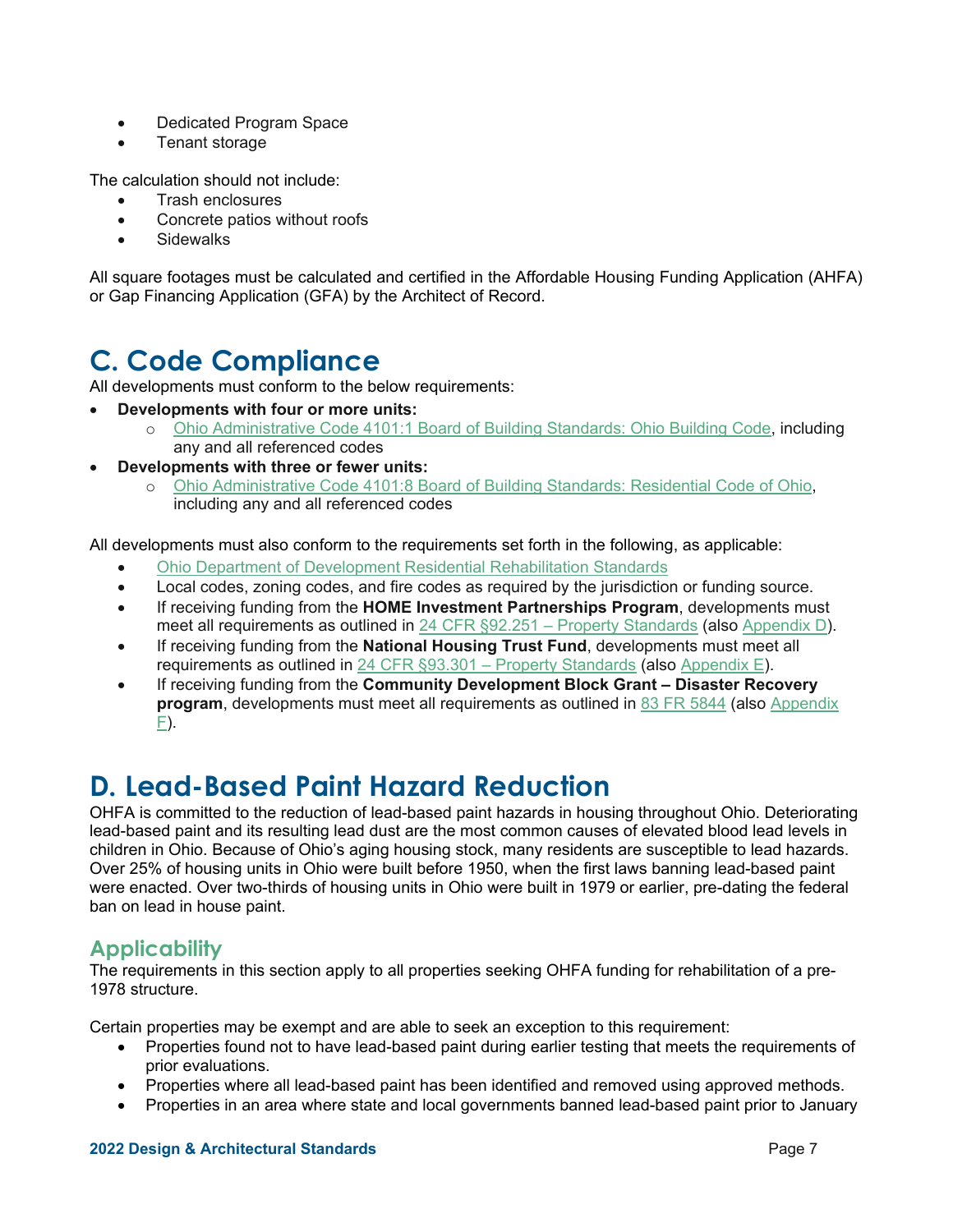- Dedicated Program Space
- Tenant storage

The calculation should not include:

- Trash enclosures
- Concrete patios without roofs
- Sidewalks

All square footages must be calculated and certified in the Affordable Housing Funding Application (AHFA) or Gap Financing Application (GFA) by the Architect of Record.

# C. Code Compliance

All developments must conform to the below requirements:

- **Developments with four or more units:**
  - Ohio Administrative Code 4101:1 Board of Building Standards: Ohio Building Code, including any and all referenced codes
- **Developments with three or fewer units:**
  - Ohio Administrative Code 4101:8 Board of Building Standards: Residential Code of Ohio, including any and all referenced codes

All developments must also conform to the requirements set forth in the following, as applicable:

- Ohio Department of Development Residential Rehabilitation Standards
- Local codes, zoning codes, and fire codes as required by the jurisdiction or funding source.
- If receiving funding from the **HOME Investment Partnerships Program**, developments must meet all requirements as outlined in 24 CFR §92.251 – Property Standards (also Appendix D).
- If receiving funding from the **National Housing Trust Fund**, developments must meet all requirements as outlined in 24 CFR §93.301 – Property Standards (also Appendix E).
- If receiving funding from the **Community Development Block Grant – Disaster Recovery program**, developments must meet all requirements as outlined in 83 FR 5844 (also Appendix F).

# D. Lead-Based Paint Hazard Reduction

OHFA is committed to the reduction of lead-based paint hazards in housing throughout Ohio. Deteriorating lead-based paint and its resulting lead dust are the most common causes of elevated blood lead levels in children in Ohio. Because of Ohio's aging housing stock, many residents are susceptible to lead hazards. Over 25% of housing units in Ohio were built before 1950, when the first laws banning lead-based paint were enacted. Over two-thirds of housing units in Ohio were built in 1979 or earlier, pre-dating the federal ban on lead in house paint.

## Applicability

The requirements in this section apply to all properties seeking OHFA funding for rehabilitation of a pre-1978 structure.

Certain properties may be exempt and are able to seek an exception to this requirement:

- Properties found not to have lead-based paint during earlier testing that meets the requirements of prior evaluations.
- Properties where all lead-based paint has been identified and removed using approved methods.
- Properties in an area where state and local governments banned lead-based paint prior to January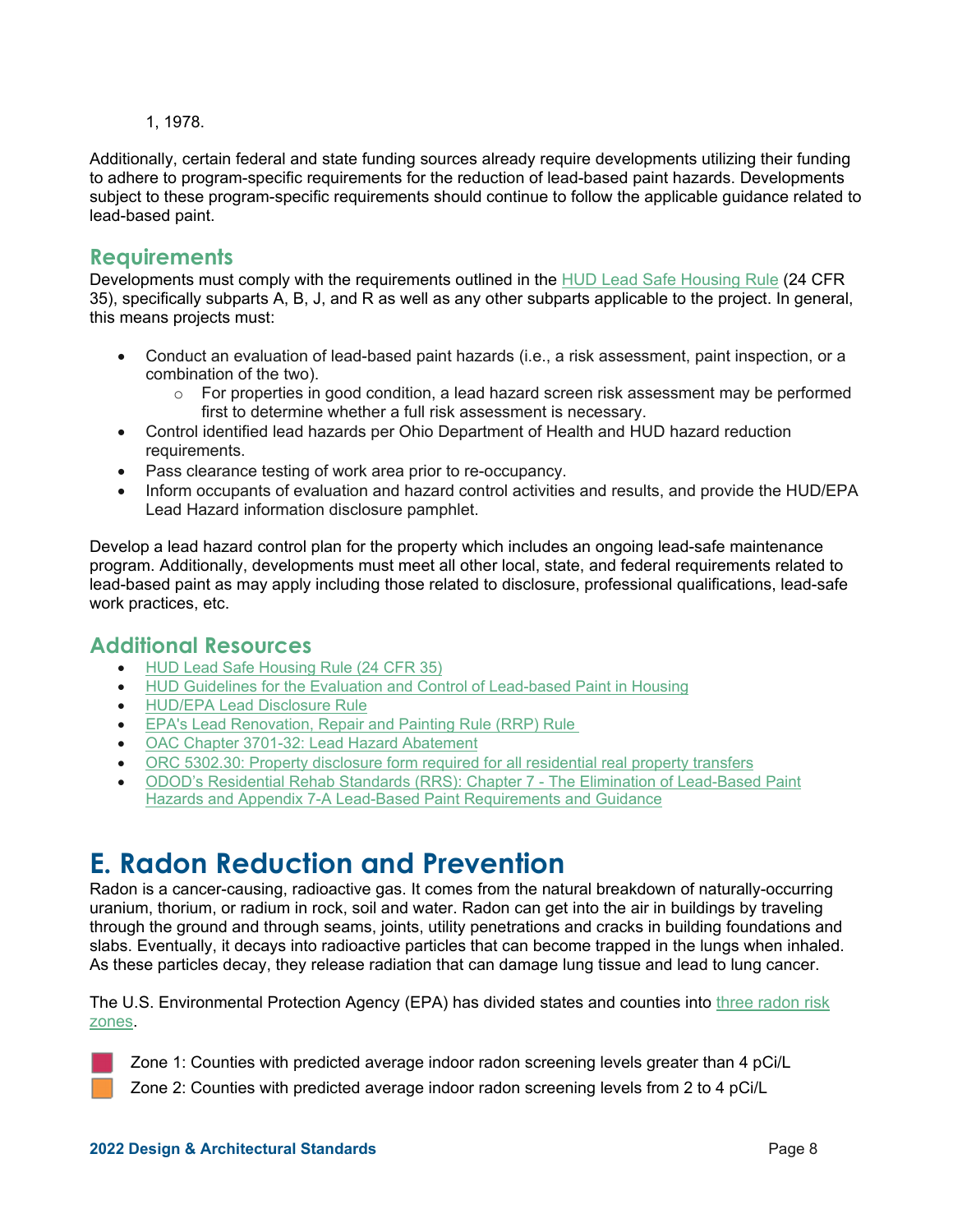1, 1978.

Additionally, certain federal and state funding sources already require developments utilizing their funding to adhere to program-specific requirements for the reduction of lead-based paint hazards. Developments subject to these program-specific requirements should continue to follow the applicable guidance related to lead-based paint.

### Requirements

Developments must comply with the requirements outlined in the HUD Lead Safe Housing Rule (24 CFR 35), specifically subparts A, B, J, and R as well as any other subparts applicable to the project. In general, this means projects must:

- Conduct an evaluation of lead-based paint hazards (i.e., a risk assessment, paint inspection, or a combination of the two).
  - For properties in good condition, a lead hazard screen risk assessment may be performed first to determine whether a full risk assessment is necessary.
- Control identified lead hazards per Ohio Department of Health and HUD hazard reduction requirements.
- Pass clearance testing of work area prior to re-occupancy.
- Inform occupants of evaluation and hazard control activities and results, and provide the HUD/EPA Lead Hazard information disclosure pamphlet.

Develop a lead hazard control plan for the property which includes an ongoing lead-safe maintenance program. Additionally, developments must meet all other local, state, and federal requirements related to lead-based paint as may apply including those related to disclosure, professional qualifications, lead-safe work practices, etc.

### Additional Resources

- HUD Lead Safe Housing Rule (24 CFR 35)
- HUD Guidelines for the Evaluation and Control of Lead-based Paint in Housing
- HUD/EPA Lead Disclosure Rule
- EPA's Lead Renovation, Repair and Painting Rule (RRP) Rule
- OAC Chapter 3701-32: Lead Hazard Abatement
- ORC 5302.30: Property disclosure form required for all residential real property transfers
- ODOD's Residential Rehab Standards (RRS): Chapter 7 - The Elimination of Lead-Based Paint Hazards and Appendix 7-A Lead-Based Paint Requirements and Guidance

## E. Radon Reduction and Prevention

Radon is a cancer-causing, radioactive gas. It comes from the natural breakdown of naturally-occurring uranium, thorium, or radium in rock, soil and water. Radon can get into the air in buildings by traveling through the ground and through seams, joints, utility penetrations and cracks in building foundations and slabs. Eventually, it decays into radioactive particles that can become trapped in the lungs when inhaled. As these particles decay, they release radiation that can damage lung tissue and lead to lung cancer.

The U.S. Environmental Protection Agency (EPA) has divided states and counties into three radon risk zones.

- Zone 1: Counties with predicted average indoor radon screening levels greater than 4 pCi/L
- Zone 2: Counties with predicted average indoor radon screening levels from 2 to 4 pCi/L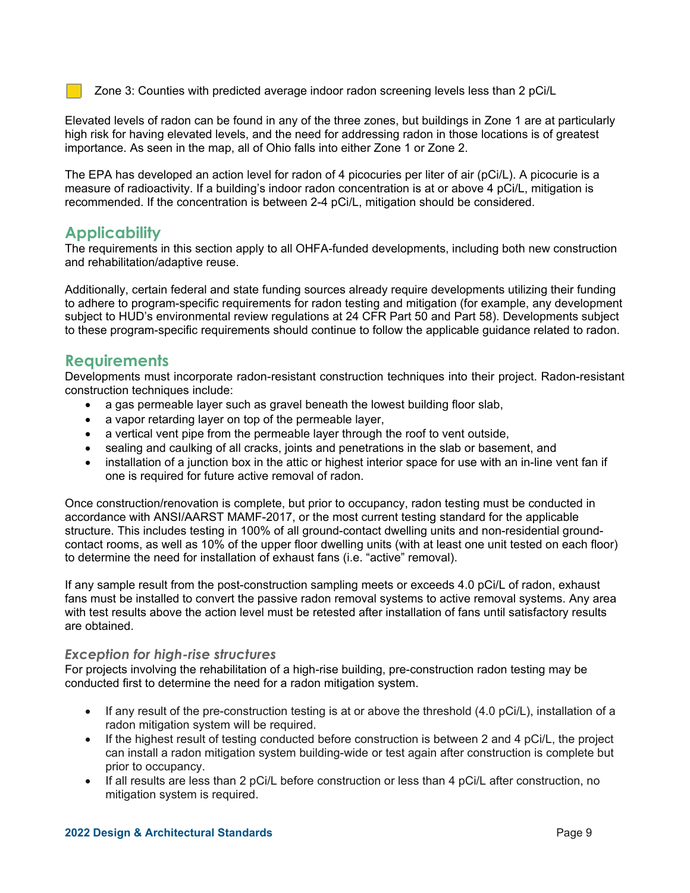Zone 3: Counties with predicted average indoor radon screening levels less than 2 pCi/L

Elevated levels of radon can be found in any of the three zones, but buildings in Zone 1 are at particularly high risk for having elevated levels, and the need for addressing radon in those locations is of greatest importance. As seen in the map, all of Ohio falls into either Zone 1 or Zone 2.

The EPA has developed an action level for radon of 4 picocuries per liter of air (pCi/L). A picocurie is a measure of radioactivity. If a building's indoor radon concentration is at or above 4 pCi/L, mitigation is recommended. If the concentration is between 2-4 pCi/L, mitigation should be considered.

## Applicability

The requirements in this section apply to all OHFA-funded developments, including both new construction and rehabilitation/adaptive reuse.

Additionally, certain federal and state funding sources already require developments utilizing their funding to adhere to program-specific requirements for radon testing and mitigation (for example, any development subject to HUD's environmental review regulations at 24 CFR Part 50 and Part 58). Developments subject to these program-specific requirements should continue to follow the applicable guidance related to radon.

## Requirements

Developments must incorporate radon-resistant construction techniques into their project. Radon-resistant construction techniques include:

- a gas permeable layer such as gravel beneath the lowest building floor slab,
- a vapor retarding layer on top of the permeable layer,
- a vertical vent pipe from the permeable layer through the roof to vent outside,
- sealing and caulking of all cracks, joints and penetrations in the slab or basement, and
- installation of a junction box in the attic or highest interior space for use with an in-line vent fan if one is required for future active removal of radon.

Once construction/renovation is complete, but prior to occupancy, radon testing must be conducted in accordance with ANSI/AARST MAMF-2017, or the most current testing standard for the applicable structure. This includes testing in 100% of all ground-contact dwelling units and non-residential ground-contact rooms, as well as 10% of the upper floor dwelling units (with at least one unit tested on each floor) to determine the need for installation of exhaust fans (i.e. "active" removal).

If any sample result from the post-construction sampling meets or exceeds 4.0 pCi/L of radon, exhaust fans must be installed to convert the passive radon removal systems to active removal systems. Any area with test results above the action level must be retested after installation of fans until satisfactory results are obtained.

### *Exception for high-rise structures*

For projects involving the rehabilitation of a high-rise building, pre-construction radon testing may be conducted first to determine the need for a radon mitigation system.

- If any result of the pre-construction testing is at or above the threshold (4.0 pCi/L), installation of a radon mitigation system will be required.
- If the highest result of testing conducted before construction is between 2 and 4 pCi/L, the project can install a radon mitigation system building-wide or test again after construction is complete but prior to occupancy.
- If all results are less than 2 pCi/L before construction or less than 4 pCi/L after construction, no mitigation system is required.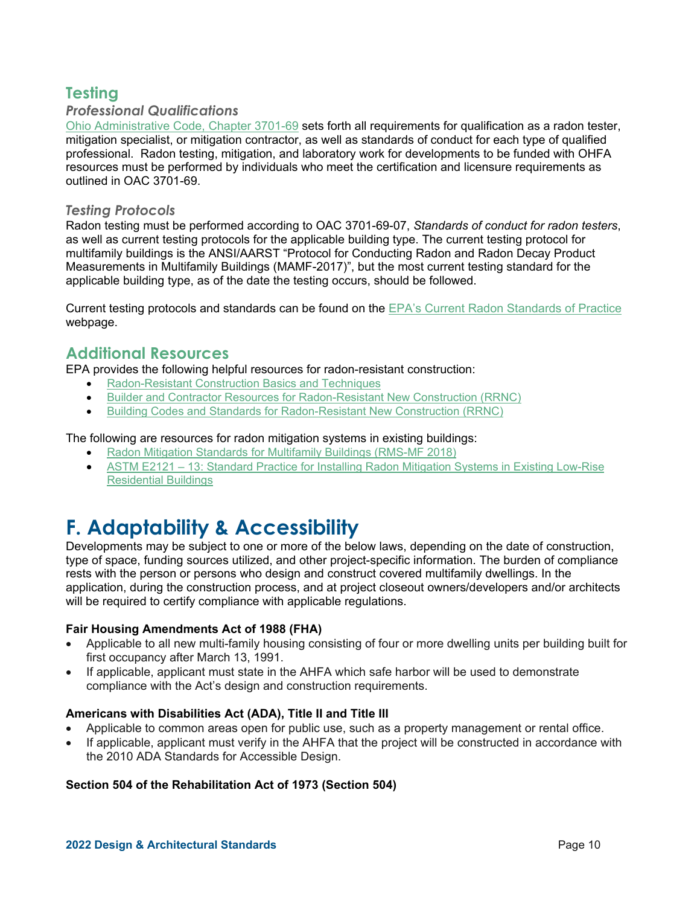## Testing

### *Professional Qualifications*

Ohio Administrative Code, Chapter 3701-69 sets forth all requirements for qualification as a radon tester, mitigation specialist, or mitigation contractor, as well as standards of conduct for each type of qualified professional. Radon testing, mitigation, and laboratory work for developments to be funded with OHFA resources must be performed by individuals who meet the certification and licensure requirements as outlined in OAC 3701-69.

### *Testing Protocols*

Radon testing must be performed according to OAC 3701-69-07, *Standards of conduct for radon testers*, as well as current testing protocols for the applicable building type. The current testing protocol for multifamily buildings is the ANSI/AARST "Protocol for Conducting Radon and Radon Decay Product Measurements in Multifamily Buildings (MAMF-2017)", but the most current testing standard for the applicable building type, as of the date the testing occurs, should be followed.

Current testing protocols and standards can be found on the EPA's Current Radon Standards of Practice webpage.

## Additional Resources

EPA provides the following helpful resources for radon-resistant construction:

- Radon-Resistant Construction Basics and Techniques
- Builder and Contractor Resources for Radon-Resistant New Construction (RRNC)
- Building Codes and Standards for Radon-Resistant New Construction (RRNC)

The following are resources for radon mitigation systems in existing buildings:

- Radon Mitigation Standards for Multifamily Buildings (RMS-MF 2018)
- ASTM E2121 – 13: Standard Practice for Installing Radon Mitigation Systems in Existing Low-Rise Residential Buildings

# F. Adaptability & Accessibility

Developments may be subject to one or more of the below laws, depending on the date of construction, type of space, funding sources utilized, and other project-specific information. The burden of compliance rests with the person or persons who design and construct covered multifamily dwellings. In the application, during the construction process, and at project closeout owners/developers and/or architects will be required to certify compliance with applicable regulations.

**Fair Housing Amendments Act of 1988 (FHA)**

- Applicable to all new multi-family housing consisting of four or more dwelling units per building built for first occupancy after March 13, 1991.
- If applicable, applicant must state in the AHFA which safe harbor will be used to demonstrate compliance with the Act's design and construction requirements.

**Americans with Disabilities Act (ADA), Title II and Title III**

- Applicable to common areas open for public use, such as a property management or rental office.
- If applicable, applicant must verify in the AHFA that the project will be constructed in accordance with the 2010 ADA Standards for Accessible Design.

**Section 504 of the Rehabilitation Act of 1973 (Section 504)**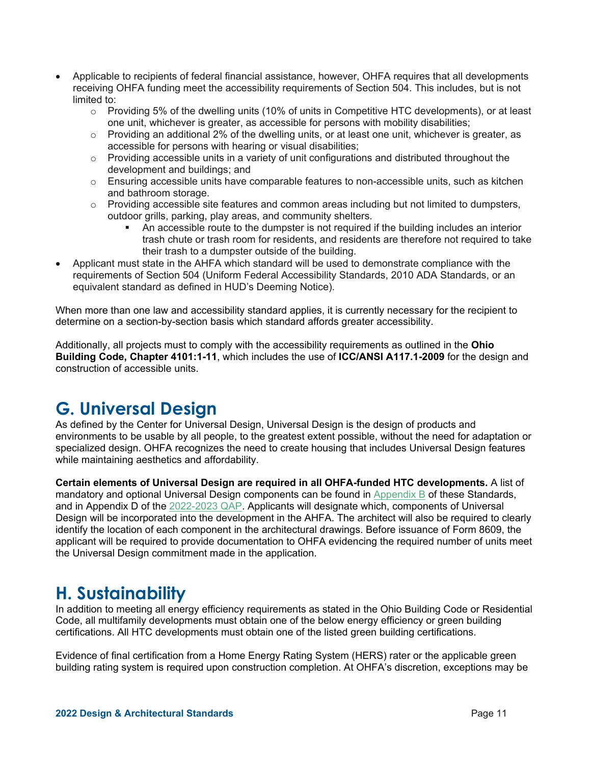- Applicable to recipients of federal financial assistance, however, OHFA requires that all developments receiving OHFA funding meet the accessibility requirements of Section 504. This includes, but is not limited to:
    - Providing 5% of the dwelling units (10% of units in Competitive HTC developments), or at least one unit, whichever is greater, as accessible for persons with mobility disabilities;
    - Providing an additional 2% of the dwelling units, or at least one unit, whichever is greater, as accessible for persons with hearing or visual disabilities;
    - Providing accessible units in a variety of unit configurations and distributed throughout the development and buildings; and
    - Ensuring accessible units have comparable features to non-accessible units, such as kitchen and bathroom storage.
    - Providing accessible site features and common areas including but not limited to dumpsters, outdoor grills, parking, play areas, and community shelters.
        - An accessible route to the dumpster is not required if the building includes an interior trash chute or trash room for residents, and residents are therefore not required to take their trash to a dumpster outside of the building.
- Applicant must state in the AHFA which standard will be used to demonstrate compliance with the requirements of Section 504 (Uniform Federal Accessibility Standards, 2010 ADA Standards, or an equivalent standard as defined in HUD's Deeming Notice).

When more than one law and accessibility standard applies, it is currently necessary for the recipient to determine on a section-by-section basis which standard affords greater accessibility.

Additionally, all projects must to comply with the accessibility requirements as outlined in the **Ohio Building Code, Chapter 4101:1-11**, which includes the use of **ICC/ANSI A117.1-2009** for the design and construction of accessible units.

## G. Universal Design

As defined by the Center for Universal Design, Universal Design is the design of products and environments to be usable by all people, to the greatest extent possible, without the need for adaptation or specialized design. OHFA recognizes the need to create housing that includes Universal Design features while maintaining aesthetics and affordability.

**Certain elements of Universal Design are required in all OHFA-funded HTC developments.** A list of mandatory and optional Universal Design components can be found in Appendix B of these Standards, and in Appendix D of the 2022-2023 QAP. Applicants will designate which, components of Universal Design will be incorporated into the development in the AHFA. The architect will also be required to clearly identify the location of each component in the architectural drawings. Before issuance of Form 8609, the applicant will be required to provide documentation to OHFA evidencing the required number of units meet the Universal Design commitment made in the application.

## H. Sustainability

In addition to meeting all energy efficiency requirements as stated in the Ohio Building Code or Residential Code, all multifamily developments must obtain one of the below energy efficiency or green building certifications. All HTC developments must obtain one of the listed green building certifications.

Evidence of final certification from a Home Energy Rating System (HERS) rater or the applicable green building rating system is required upon construction completion. At OHFA's discretion, exceptions may be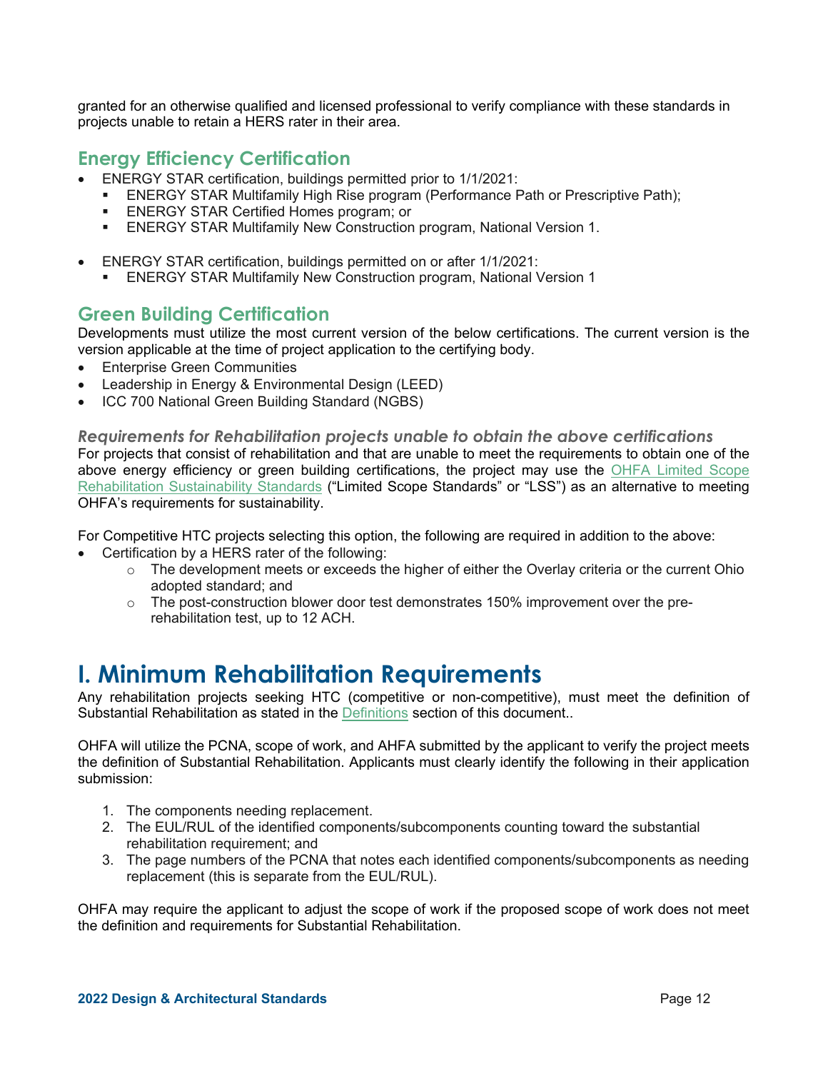granted for an otherwise qualified and licensed professional to verify compliance with these standards in projects unable to retain a HERS rater in their area.

## Energy Efficiency Certification

- ENERGY STAR certification, buildings permitted prior to 1/1/2021:
  - ENERGY STAR Multifamily High Rise program (Performance Path or Prescriptive Path);
  - ENERGY STAR Certified Homes program; or
  - ENERGY STAR Multifamily New Construction program, National Version 1.
- ENERGY STAR certification, buildings permitted on or after 1/1/2021:
  - ENERGY STAR Multifamily New Construction program, National Version 1

## Green Building Certification

Developments must utilize the most current version of the below certifications. The current version is the version applicable at the time of project application to the certifying body.

- Enterprise Green Communities
- Leadership in Energy & Environmental Design (LEED)
- ICC 700 National Green Building Standard (NGBS)

### *Requirements for Rehabilitation projects unable to obtain the above certifications*

For projects that consist of rehabilitation and that are unable to meet the requirements to obtain one of the above energy efficiency or green building certifications, the project may use the OHFA Limited Scope Rehabilitation Sustainability Standards ("Limited Scope Standards" or "LSS") as an alternative to meeting OHFA's requirements for sustainability.

For Competitive HTC projects selecting this option, the following are required in addition to the above:

- Certification by a HERS rater of the following:
  - The development meets or exceeds the higher of either the Overlay criteria or the current Ohio adopted standard; and
  - The post-construction blower door test demonstrates 150% improvement over the pre-rehabilitation test, up to 12 ACH.

# I. Minimum Rehabilitation Requirements

Any rehabilitation projects seeking HTC (competitive or non-competitive), must meet the definition of Substantial Rehabilitation as stated in the Definitions section of this document..

OHFA will utilize the PCNA, scope of work, and AHFA submitted by the applicant to verify the project meets the definition of Substantial Rehabilitation. Applicants must clearly identify the following in their application submission:

1. The components needing replacement.
2. The EUL/RUL of the identified components/subcomponents counting toward the substantial rehabilitation requirement; and
3. The page numbers of the PCNA that notes each identified components/subcomponents as needing replacement (this is separate from the EUL/RUL).

OHFA may require the applicant to adjust the scope of work if the proposed scope of work does not meet the definition and requirements for Substantial Rehabilitation.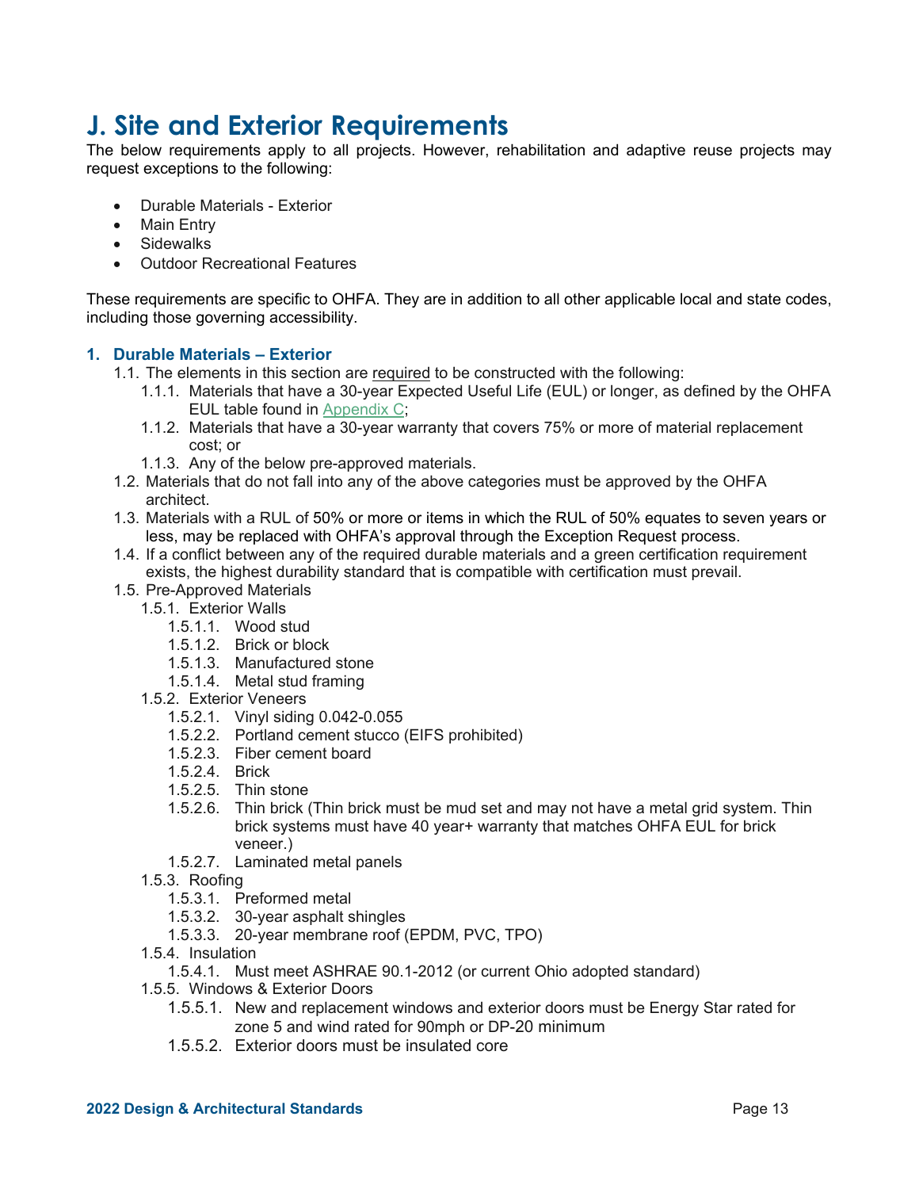# J. Site and Exterior Requirements

The below requirements apply to all projects. However, rehabilitation and adaptive reuse projects may request exceptions to the following:

- Durable Materials - Exterior
- Main Entry
- Sidewalks
- Outdoor Recreational Features

These requirements are specific to OHFA. They are in addition to all other applicable local and state codes, including those governing accessibility.

### 1. Durable Materials – Exterior

- 1.1. The elements in this section are <u>required</u> to be constructed with the following:
  - 1.1.1. Materials that have a 30-year Expected Useful Life (EUL) or longer, as defined by the OHFA EUL table found in Appendix C;
  - 1.1.2. Materials that have a 30-year warranty that covers 75% or more of material replacement cost; or
  - 1.1.3. Any of the below pre-approved materials.
- 1.2. Materials that do not fall into any of the above categories must be approved by the OHFA architect.
- 1.3. Materials with a RUL of 50% or more or items in which the RUL of 50% equates to seven years or less, may be replaced with OHFA's approval through the Exception Request process.
- 1.4. If a conflict between any of the required durable materials and a green certification requirement exists, the highest durability standard that is compatible with certification must prevail.
- 1.5. Pre-Approved Materials
  - 1.5.1. Exterior Walls
    - 1.5.1.1. Wood stud
    - 1.5.1.2. Brick or block
    - 1.5.1.3. Manufactured stone
    - 1.5.1.4. Metal stud framing
  - 1.5.2. Exterior Veneers
    - 1.5.2.1. Vinyl siding 0.042-0.055
    - 1.5.2.2. Portland cement stucco (EIFS prohibited)
    - 1.5.2.3. Fiber cement board
    - 1.5.2.4. Brick
    - 1.5.2.5. Thin stone
    - 1.5.2.6. Thin brick (Thin brick must be mud set and may not have a metal grid system. Thin brick systems must have 40 year+ warranty that matches OHFA EUL for brick veneer.)
    - 1.5.2.7. Laminated metal panels
  - 1.5.3. Roofing
    - 1.5.3.1. Preformed metal
    - 1.5.3.2. 30-year asphalt shingles
    - 1.5.3.3. 20-year membrane roof (EPDM, PVC, TPO)
  - 1.5.4. Insulation
    - 1.5.4.1. Must meet ASHRAE 90.1-2012 (or current Ohio adopted standard)
  - 1.5.5. Windows & Exterior Doors
    - 1.5.5.1. New and replacement windows and exterior doors must be Energy Star rated for zone 5 and wind rated for 90mph or DP-20 minimum
    - 1.5.5.2. Exterior doors must be insulated core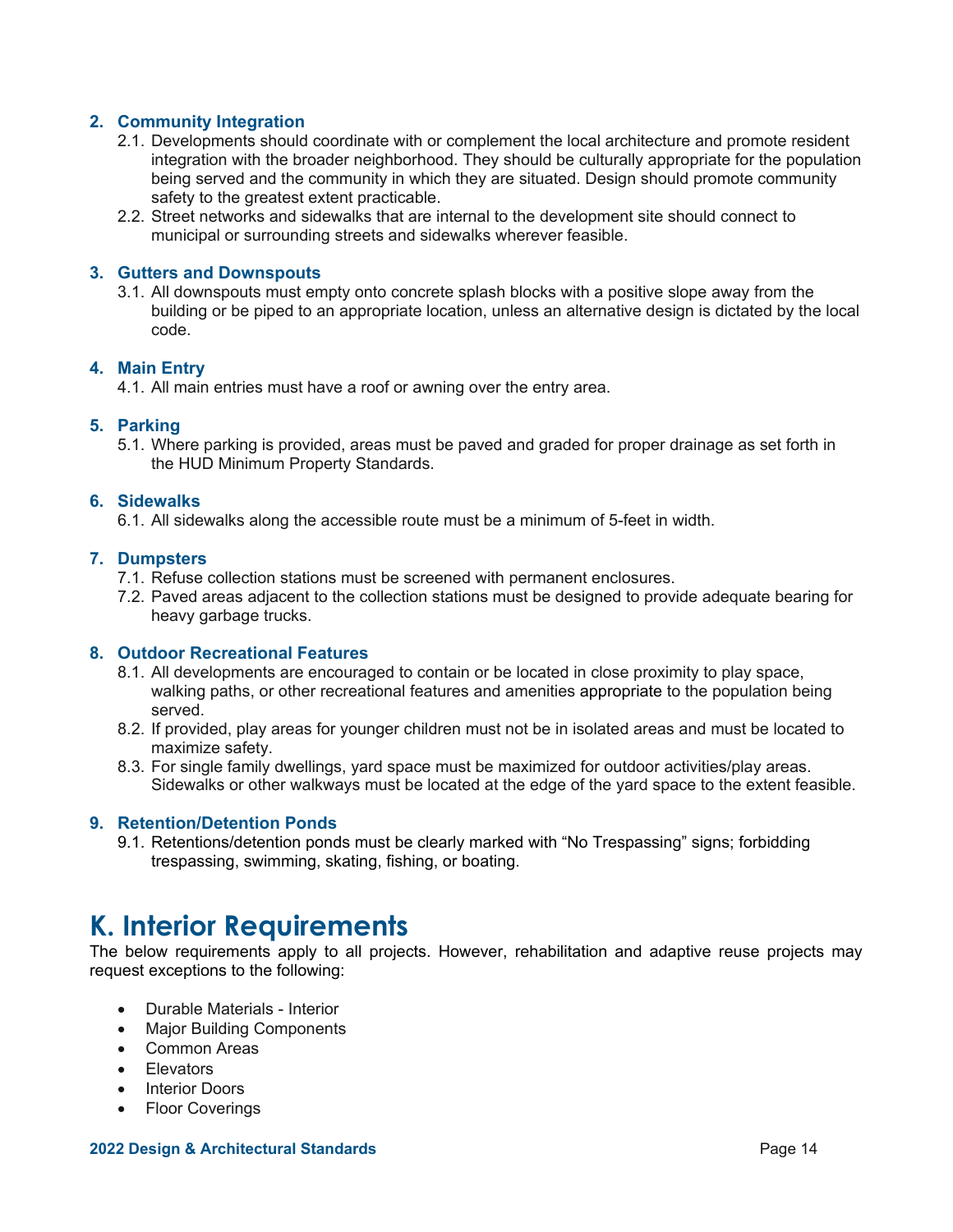### 2. Community Integration

2.1. Developments should coordinate with or complement the local architecture and promote resident integration with the broader neighborhood. They should be culturally appropriate for the population being served and the community in which they are situated. Design should promote community safety to the greatest extent practicable.

2.2. Street networks and sidewalks that are internal to the development site should connect to municipal or surrounding streets and sidewalks wherever feasible.

### 3. Gutters and Downspouts

3.1. All downspouts must empty onto concrete splash blocks with a positive slope away from the building or be piped to an appropriate location, unless an alternative design is dictated by the local code.

### 4. Main Entry

4.1. All main entries must have a roof or awning over the entry area.

### 5. Parking

5.1. Where parking is provided, areas must be paved and graded for proper drainage as set forth in the HUD Minimum Property Standards.

### 6. Sidewalks

6.1. All sidewalks along the accessible route must be a minimum of 5-feet in width.

### 7. Dumpsters

7.1. Refuse collection stations must be screened with permanent enclosures.

7.2. Paved areas adjacent to the collection stations must be designed to provide adequate bearing for heavy garbage trucks.

### 8. Outdoor Recreational Features

8.1. All developments are encouraged to contain or be located in close proximity to play space, walking paths, or other recreational features and amenities appropriate to the population being served.

8.2. If provided, play areas for younger children must not be in isolated areas and must be located to maximize safety.

8.3. For single family dwellings, yard space must be maximized for outdoor activities/play areas. Sidewalks or other walkways must be located at the edge of the yard space to the extent feasible.

### 9. Retention/Detention Ponds

9.1. Retentions/detention ponds must be clearly marked with "No Trespassing" signs; forbidding trespassing, swimming, skating, fishing, or boating.

# K. Interior Requirements

The below requirements apply to all projects. However, rehabilitation and adaptive reuse projects may request exceptions to the following:

- Durable Materials - Interior
- Major Building Components
- Common Areas
- Elevators
- Interior Doors
- Floor Coverings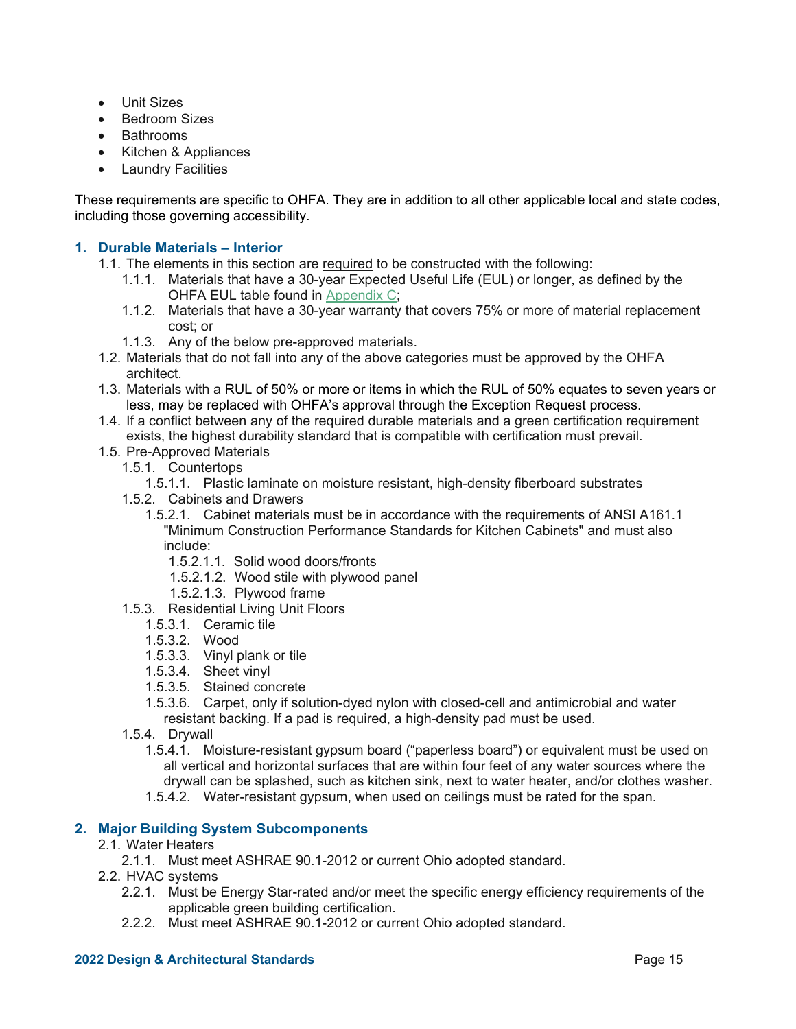- Unit Sizes
- Bedroom Sizes
- Bathrooms
- Kitchen & Appliances
- Laundry Facilities

These requirements are specific to OHFA. They are in addition to all other applicable local and state codes, including those governing accessibility.

## 1. Durable Materials – Interior

- 1.1. The elements in this section are required to be constructed with the following:
  - 1.1.1. Materials that have a 30-year Expected Useful Life (EUL) or longer, as defined by the OHFA EUL table found in Appendix C;
  - 1.1.2. Materials that have a 30-year warranty that covers 75% or more of material replacement cost; or
  - 1.1.3. Any of the below pre-approved materials.
- 1.2. Materials that do not fall into any of the above categories must be approved by the OHFA architect.
- 1.3. Materials with a RUL of 50% or more or items in which the RUL of 50% equates to seven years or less, may be replaced with OHFA's approval through the Exception Request process.
- 1.4. If a conflict between any of the required durable materials and a green certification requirement exists, the highest durability standard that is compatible with certification must prevail.
- 1.5. Pre-Approved Materials
  - 1.5.1. Countertops
    - 1.5.1.1. Plastic laminate on moisture resistant, high-density fiberboard substrates
  - 1.5.2. Cabinets and Drawers
    - 1.5.2.1. Cabinet materials must be in accordance with the requirements of ANSI A161.1 "Minimum Construction Performance Standards for Kitchen Cabinets" and must also include:
      - 1.5.2.1.1. Solid wood doors/fronts
      - 1.5.2.1.2. Wood stile with plywood panel
      - 1.5.2.1.3. Plywood frame
  - 1.5.3. Residential Living Unit Floors
    - 1.5.3.1. Ceramic tile
    - 1.5.3.2. Wood
    - 1.5.3.3. Vinyl plank or tile
    - 1.5.3.4. Sheet vinyl
    - 1.5.3.5. Stained concrete
    - 1.5.3.6. Carpet, only if solution-dyed nylon with closed-cell and antimicrobial and water resistant backing. If a pad is required, a high-density pad must be used.
  - 1.5.4. Drywall
    - 1.5.4.1. Moisture-resistant gypsum board ("paperless board") or equivalent must be used on all vertical and horizontal surfaces that are within four feet of any water sources where the drywall can be splashed, such as kitchen sink, next to water heater, and/or clothes washer.
    - 1.5.4.2. Water-resistant gypsum, when used on ceilings must be rated for the span.

## 2. Major Building System Subcomponents

- 2.1. Water Heaters
  - 2.1.1. Must meet ASHRAE 90.1-2012 or current Ohio adopted standard.
- 2.2. HVAC systems
  - 2.2.1. Must be Energy Star-rated and/or meet the specific energy efficiency requirements of the applicable green building certification.
  - 2.2.2. Must meet ASHRAE 90.1-2012 or current Ohio adopted standard.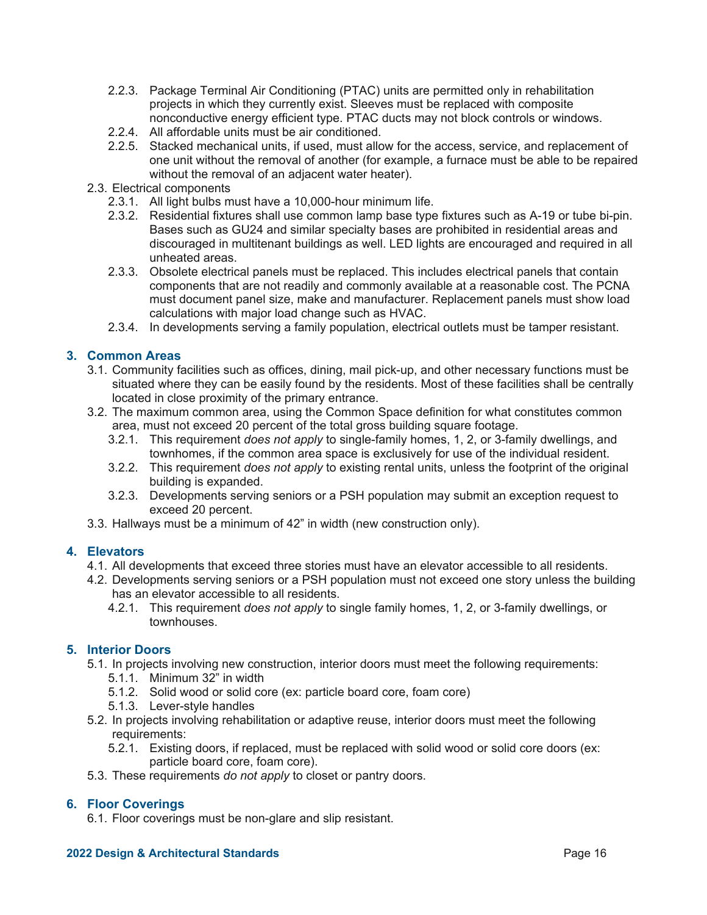- 2.2.3. Package Terminal Air Conditioning (PTAC) units are permitted only in rehabilitation projects in which they currently exist. Sleeves must be replaced with composite nonconductive energy efficient type. PTAC ducts may not block controls or windows.
- 2.2.4. All affordable units must be air conditioned.
- 2.2.5. Stacked mechanical units, if used, must allow for the access, service, and replacement of one unit without the removal of another (for example, a furnace must be able to be repaired without the removal of an adjacent water heater).

2.3. Electrical components

- 2.3.1. All light bulbs must have a 10,000-hour minimum life.
- 2.3.2. Residential fixtures shall use common lamp base type fixtures such as A-19 or tube bi-pin. Bases such as GU24 and similar specialty bases are prohibited in residential areas and discouraged in multitenant buildings as well. LED lights are encouraged and required in all unheated areas.
- 2.3.3. Obsolete electrical panels must be replaced. This includes electrical panels that contain components that are not readily and commonly available at a reasonable cost. The PCNA must document panel size, make and manufacturer. Replacement panels must show load calculations with major load change such as HVAC.
- 2.3.4. In developments serving a family population, electrical outlets must be tamper resistant.

## 3. Common Areas

3.1. Community facilities such as offices, dining, mail pick-up, and other necessary functions must be situated where they can be easily found by the residents. Most of these facilities shall be centrally located in close proximity of the primary entrance.

3.2. The maximum common area, using the Common Space definition for what constitutes common area, must not exceed 20 percent of the total gross building square footage.

- 3.2.1. This requirement *does not apply* to single-family homes, 1, 2, or 3-family dwellings, and townhomes, if the common area space is exclusively for use of the individual resident.
- 3.2.2. This requirement *does not apply* to existing rental units, unless the footprint of the original building is expanded.
- 3.2.3. Developments serving seniors or a PSH population may submit an exception request to exceed 20 percent.

3.3. Hallways must be a minimum of 42” in width (new construction only).

## 4. Elevators

4.1. All developments that exceed three stories must have an elevator accessible to all residents.

4.2. Developments serving seniors or a PSH population must not exceed one story unless the building has an elevator accessible to all residents.

- 4.2.1. This requirement *does not apply* to single family homes, 1, 2, or 3-family dwellings, or townhouses.

## 5. Interior Doors

5.1. In projects involving new construction, interior doors must meet the following requirements:

- 5.1.1. Minimum 32” in width
- 5.1.2. Solid wood or solid core (ex: particle board core, foam core)
- 5.1.3. Lever-style handles

5.2. In projects involving rehabilitation or adaptive reuse, interior doors must meet the following requirements:

- 5.2.1. Existing doors, if replaced, must be replaced with solid wood or solid core doors (ex: particle board core, foam core).

5.3. These requirements *do not apply* to closet or pantry doors.

## 6. Floor Coverings

6.1. Floor coverings must be non-glare and slip resistant.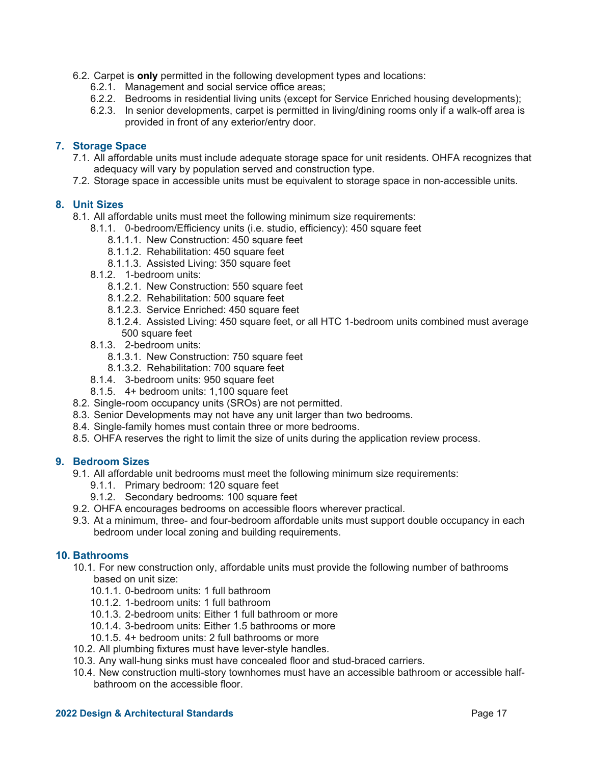6.2. Carpet is **only** permitted in the following development types and locations:
   - 6.2.1. Management and social service office areas;
   - 6.2.2. Bedrooms in residential living units (except for Service Enriched housing developments);
   - 6.2.3. In senior developments, carpet is permitted in living/dining rooms only if a walk-off area is provided in front of any exterior/entry door.

## 7. Storage Space

7.1. All affordable units must include adequate storage space for unit residents. OHFA recognizes that adequacy will vary by population served and construction type.

7.2. Storage space in accessible units must be equivalent to storage space in non-accessible units.

## 8. Unit Sizes

8.1. All affordable units must meet the following minimum size requirements:
   - 8.1.1. 0-bedroom/Efficiency units (i.e. studio, efficiency): 450 square feet
     - 8.1.1.1. New Construction: 450 square feet
     - 8.1.1.2. Rehabilitation: 450 square feet
     - 8.1.1.3. Assisted Living: 350 square feet
   - 8.1.2. 1-bedroom units:
     - 8.1.2.1. New Construction: 550 square feet
     - 8.1.2.2. Rehabilitation: 500 square feet
     - 8.1.2.3. Service Enriched: 450 square feet
     - 8.1.2.4. Assisted Living: 450 square feet, or all HTC 1-bedroom units combined must average 500 square feet
   - 8.1.3. 2-bedroom units:
     - 8.1.3.1. New Construction: 750 square feet
     - 8.1.3.2. Rehabilitation: 700 square feet
   - 8.1.4. 3-bedroom units: 950 square feet
   - 8.1.5. 4+ bedroom units: 1,100 square feet

8.2. Single-room occupancy units (SROs) are not permitted.

8.3. Senior Developments may not have any unit larger than two bedrooms.

8.4. Single-family homes must contain three or more bedrooms.

8.5. OHFA reserves the right to limit the size of units during the application review process.

## 9. Bedroom Sizes

9.1. All affordable unit bedrooms must meet the following minimum size requirements:
   - 9.1.1. Primary bedroom: 120 square feet
   - 9.1.2. Secondary bedrooms: 100 square feet

9.2. OHFA encourages bedrooms on accessible floors wherever practical.

9.3. At a minimum, three- and four-bedroom affordable units must support double occupancy in each bedroom under local zoning and building requirements.

## 10. Bathrooms

10.1. For new construction only, affordable units must provide the following number of bathrooms based on unit size:
   - 10.1.1. 0-bedroom units: 1 full bathroom
   - 10.1.2. 1-bedroom units: 1 full bathroom
   - 10.1.3. 2-bedroom units: Either 1 full bathroom or more
   - 10.1.4. 3-bedroom units: Either 1.5 bathrooms or more
   - 10.1.5. 4+ bedroom units: 2 full bathrooms or more

10.2. All plumbing fixtures must have lever-style handles.

10.3. Any wall-hung sinks must have concealed floor and stud-braced carriers.

10.4. New construction multi-story townhomes must have an accessible bathroom or accessible half-bathroom on the accessible floor.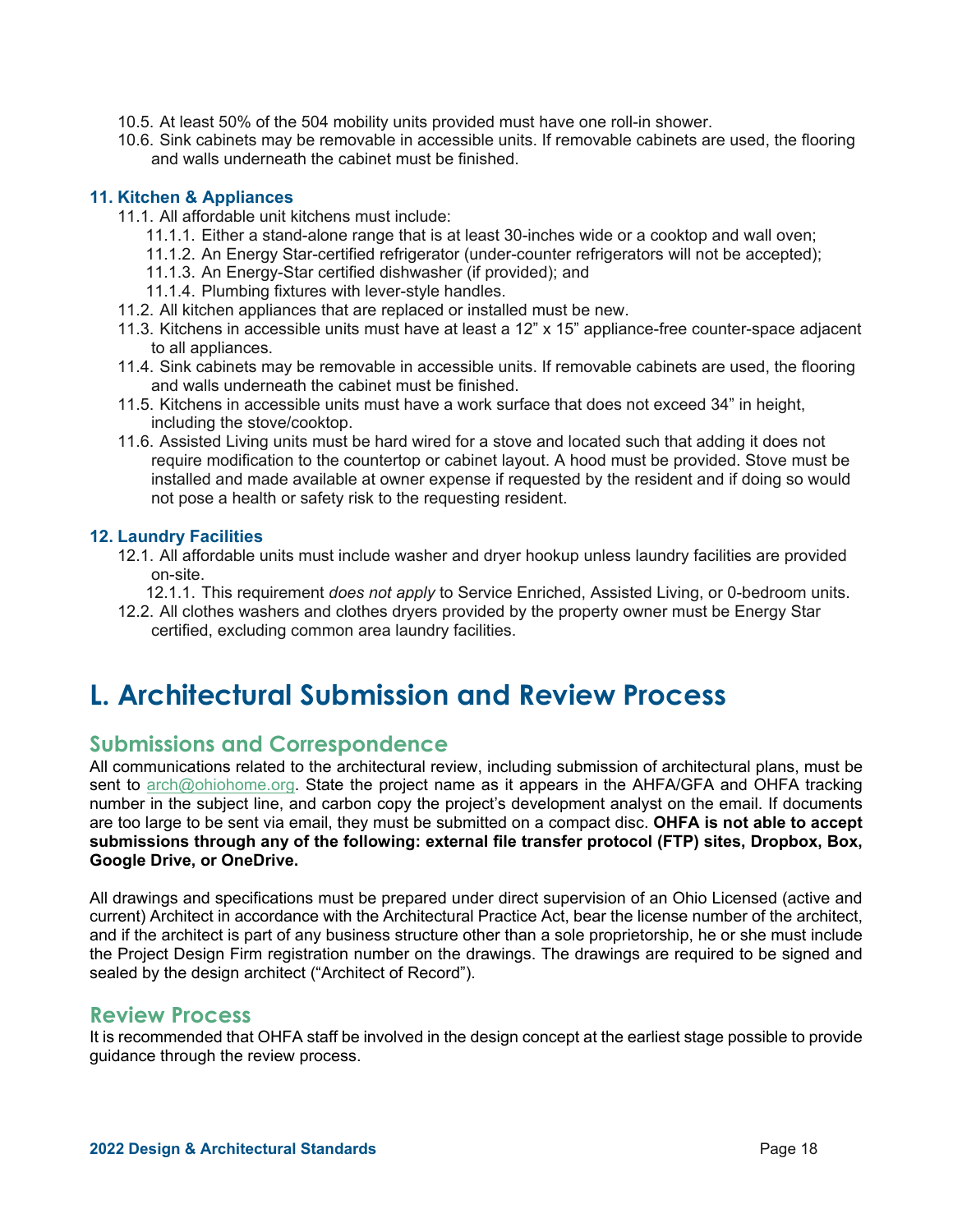10.5. At least 50% of the 504 mobility units provided must have one roll-in shower.

10.6. Sink cabinets may be removable in accessible units. If removable cabinets are used, the flooring and walls underneath the cabinet must be finished.

### 11. Kitchen & Appliances

11.1. All affordable unit kitchens must include:

- 11.1.1. Either a stand-alone range that is at least 30-inches wide or a cooktop and wall oven;
- 11.1.2. An Energy Star-certified refrigerator (under-counter refrigerators will not be accepted);
- 11.1.3. An Energy-Star certified dishwasher (if provided); and
- 11.1.4. Plumbing fixtures with lever-style handles.

11.2. All kitchen appliances that are replaced or installed must be new.

11.3. Kitchens in accessible units must have at least a 12" x 15" appliance-free counter-space adjacent to all appliances.

11.4. Sink cabinets may be removable in accessible units. If removable cabinets are used, the flooring and walls underneath the cabinet must be finished.

11.5. Kitchens in accessible units must have a work surface that does not exceed 34" in height, including the stove/cooktop.

11.6. Assisted Living units must be hard wired for a stove and located such that adding it does not require modification to the countertop or cabinet layout. A hood must be provided. Stove must be installed and made available at owner expense if requested by the resident and if doing so would not pose a health or safety risk to the requesting resident.

### 12. Laundry Facilities

12.1. All affordable units must include washer and dryer hookup unless laundry facilities are provided on-site.

- 12.1.1. This requirement *does not apply* to Service Enriched, Assisted Living, or 0-bedroom units.

12.2. All clothes washers and clothes dryers provided by the property owner must be Energy Star certified, excluding common area laundry facilities.

# L. Architectural Submission and Review Process

## Submissions and Correspondence

All communications related to the architectural review, including submission of architectural plans, must be sent to arch@ohiohome.org. State the project name as it appears in the AHFA/GFA and OHFA tracking number in the subject line, and carbon copy the project's development analyst on the email. If documents are too large to be sent via email, they must be submitted on a compact disc. **OHFA is not able to accept submissions through any of the following: external file transfer protocol (FTP) sites, Dropbox, Box, Google Drive, or OneDrive.**

All drawings and specifications must be prepared under direct supervision of an Ohio Licensed (active and current) Architect in accordance with the Architectural Practice Act, bear the license number of the architect, and if the architect is part of any business structure other than a sole proprietorship, he or she must include the Project Design Firm registration number on the drawings. The drawings are required to be signed and sealed by the design architect ("Architect of Record").

## Review Process

It is recommended that OHFA staff be involved in the design concept at the earliest stage possible to provide guidance through the review process.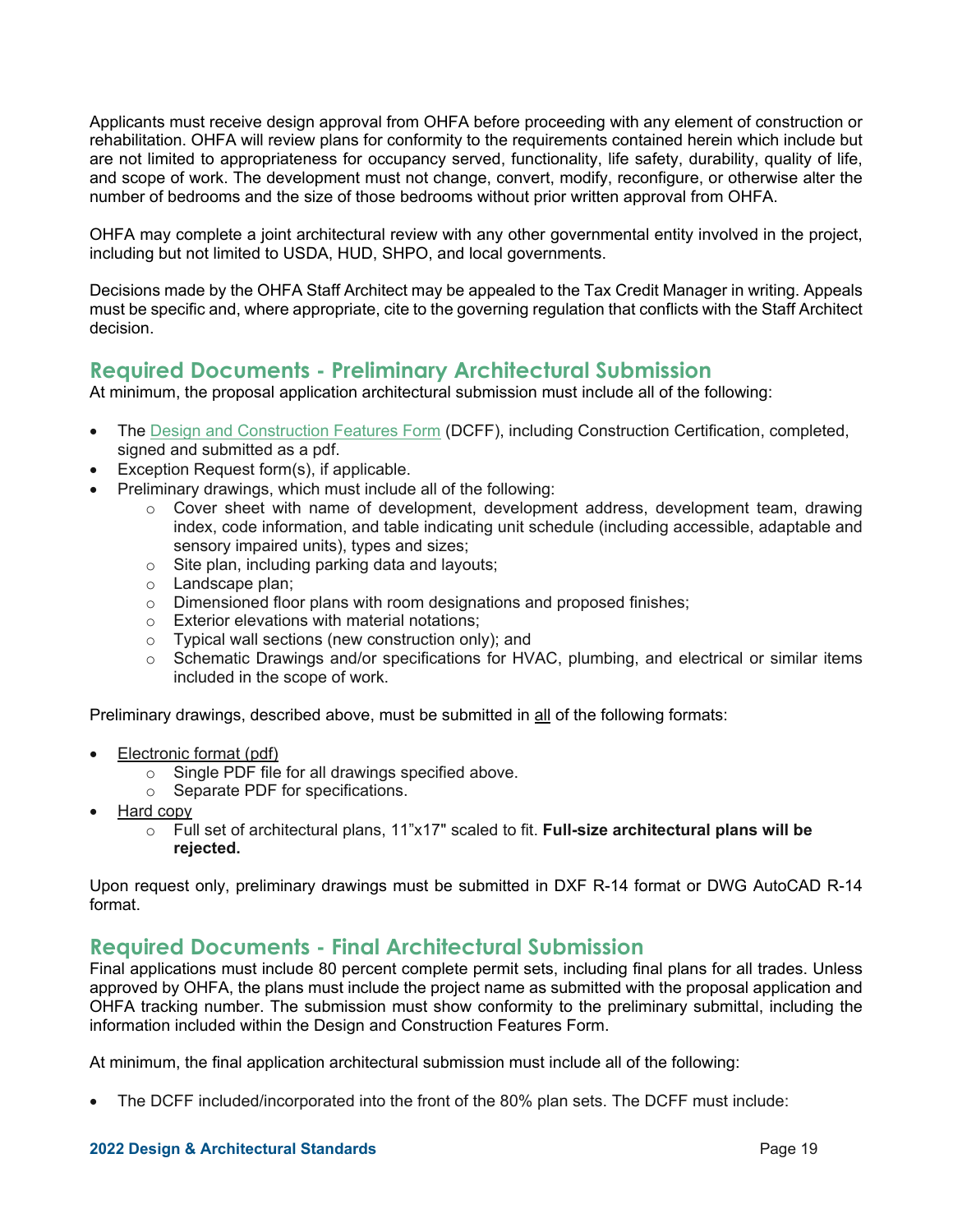Applicants must receive design approval from OHFA before proceeding with any element of construction or rehabilitation. OHFA will review plans for conformity to the requirements contained herein which include but are not limited to appropriateness for occupancy served, functionality, life safety, durability, quality of life, and scope of work. The development must not change, convert, modify, reconfigure, or otherwise alter the number of bedrooms and the size of those bedrooms without prior written approval from OHFA.

OHFA may complete a joint architectural review with any other governmental entity involved in the project, including but not limited to USDA, HUD, SHPO, and local governments.

Decisions made by the OHFA Staff Architect may be appealed to the Tax Credit Manager in writing. Appeals must be specific and, where appropriate, cite to the governing regulation that conflicts with the Staff Architect decision.

## Required Documents - Preliminary Architectural Submission

At minimum, the proposal application architectural submission must include all of the following:

- The Design and Construction Features Form (DCFF), including Construction Certification, completed, signed and submitted as a pdf.
- Exception Request form(s), if applicable.
- Preliminary drawings, which must include all of the following:
  - Cover sheet with name of development, development address, development team, drawing index, code information, and table indicating unit schedule (including accessible, adaptable and sensory impaired units), types and sizes;
  - Site plan, including parking data and layouts;
  - Landscape plan;
  - Dimensioned floor plans with room designations and proposed finishes;
  - Exterior elevations with material notations;
  - Typical wall sections (new construction only); and
  - Schematic Drawings and/or specifications for HVAC, plumbing, and electrical or similar items included in the scope of work.

Preliminary drawings, described above, must be submitted in all of the following formats:

- Electronic format (pdf)
  - Single PDF file for all drawings specified above.
  - Separate PDF for specifications.
- Hard copy
  - Full set of architectural plans, 11"x17" scaled to fit. **Full-size architectural plans will be rejected.**

Upon request only, preliminary drawings must be submitted in DXF R-14 format or DWG AutoCAD R-14 format.

## Required Documents - Final Architectural Submission

Final applications must include 80 percent complete permit sets, including final plans for all trades. Unless approved by OHFA, the plans must include the project name as submitted with the proposal application and OHFA tracking number. The submission must show conformity to the preliminary submittal, including the information included within the Design and Construction Features Form.

At minimum, the final application architectural submission must include all of the following:

- The DCFF included/incorporated into the front of the 80% plan sets. The DCFF must include: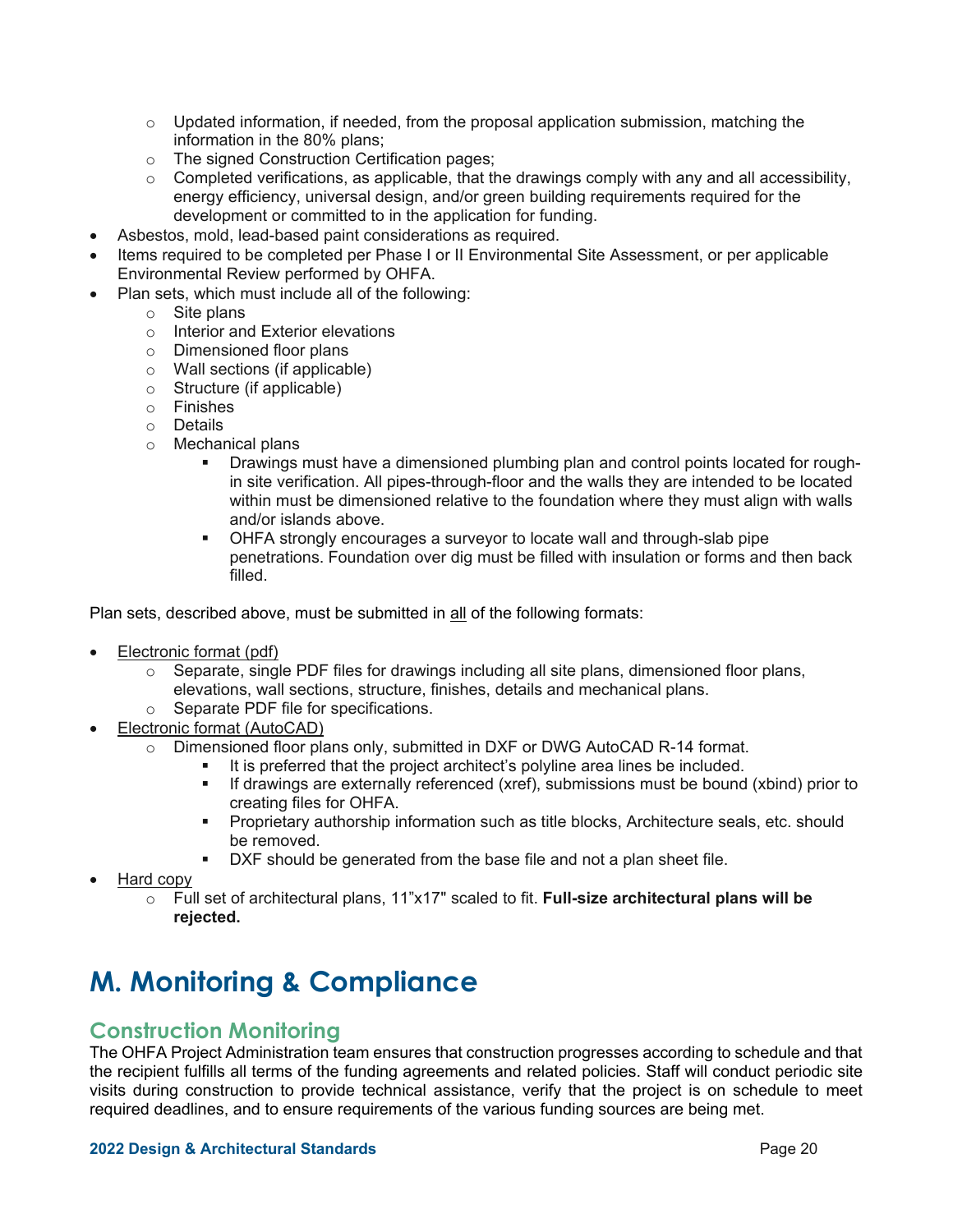- Updated information, if needed, from the proposal application submission, matching the information in the 80% plans;
    - The signed Construction Certification pages;
    - Completed verifications, as applicable, that the drawings comply with any and all accessibility, energy efficiency, universal design, and/or green building requirements required for the development or committed to in the application for funding.
- Asbestos, mold, lead-based paint considerations as required.
- Items required to be completed per Phase I or II Environmental Site Assessment, or per applicable Environmental Review performed by OHFA.
- Plan sets, which must include all of the following:
    - Site plans
    - Interior and Exterior elevations
    - Dimensioned floor plans
    - Wall sections (if applicable)
    - Structure (if applicable)
    - Finishes
    - Details
    - Mechanical plans
        - Drawings must have a dimensioned plumbing plan and control points located for rough-in site verification. All pipes-through-floor and the walls they are intended to be located within must be dimensioned relative to the foundation where they must align with walls and/or islands above.
        - OHFA strongly encourages a surveyor to locate wall and through-slab pipe penetrations. Foundation over dig must be filled with insulation or forms and then back filled.

Plan sets, described above, must be submitted in <u>all</u> of the following formats:

- <u>Electronic format (pdf)</u>
    - Separate, single PDF files for drawings including all site plans, dimensioned floor plans, elevations, wall sections, structure, finishes, details and mechanical plans.
    - Separate PDF file for specifications.
- <u>Electronic format (AutoCAD)</u>
    - Dimensioned floor plans only, submitted in DXF or DWG AutoCAD R-14 format.
        - It is preferred that the project architect's polyline area lines be included.
        - If drawings are externally referenced (xref), submissions must be bound (xbind) prior to creating files for OHFA.
        - Proprietary authorship information such as title blocks, Architecture seals, etc. should be removed.
        - DXF should be generated from the base file and not a plan sheet file.
- <u>Hard copy</u>
    - Full set of architectural plans, 11"x17" scaled to fit. **Full-size architectural plans will be rejected.**

# M. Monitoring & Compliance

## Construction Monitoring

The OHFA Project Administration team ensures that construction progresses according to schedule and that the recipient fulfills all terms of the funding agreements and related policies. Staff will conduct periodic site visits during construction to provide technical assistance, verify that the project is on schedule to meet required deadlines, and to ensure requirements of the various funding sources are being met.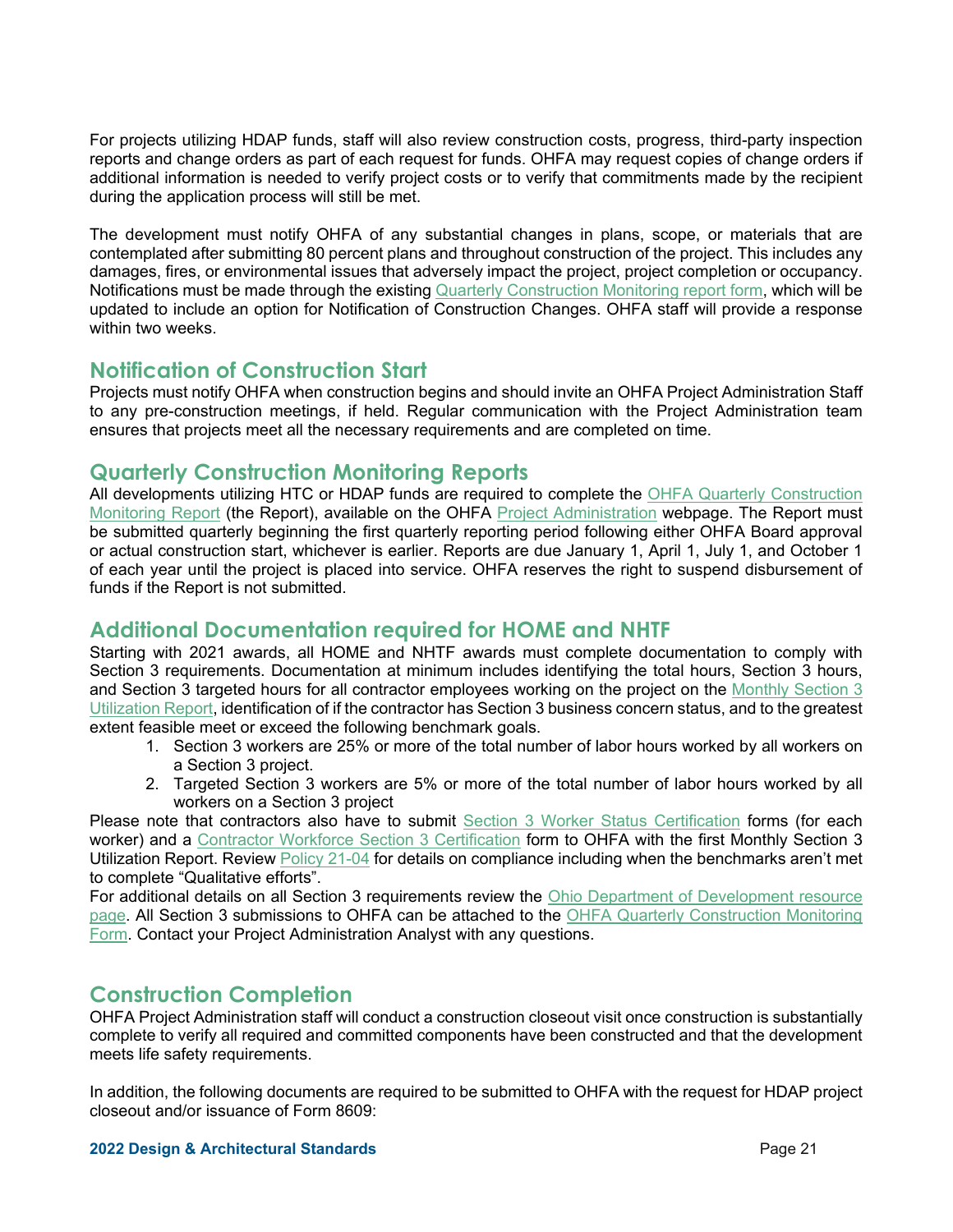For projects utilizing HDAP funds, staff will also review construction costs, progress, third-party inspection reports and change orders as part of each request for funds. OHFA may request copies of change orders if additional information is needed to verify project costs or to verify that commitments made by the recipient during the application process will still be met.

The development must notify OHFA of any substantial changes in plans, scope, or materials that are contemplated after submitting 80 percent plans and throughout construction of the project. This includes any damages, fires, or environmental issues that adversely impact the project, project completion or occupancy. Notifications must be made through the existing Quarterly Construction Monitoring report form, which will be updated to include an option for Notification of Construction Changes. OHFA staff will provide a response within two weeks.

## Notification of Construction Start

Projects must notify OHFA when construction begins and should invite an OHFA Project Administration Staff to any pre-construction meetings, if held. Regular communication with the Project Administration team ensures that projects meet all the necessary requirements and are completed on time.

## Quarterly Construction Monitoring Reports

All developments utilizing HTC or HDAP funds are required to complete the OHFA Quarterly Construction Monitoring Report (the Report), available on the OHFA Project Administration webpage. The Report must be submitted quarterly beginning the first quarterly reporting period following either OHFA Board approval or actual construction start, whichever is earlier. Reports are due January 1, April 1, July 1, and October 1 of each year until the project is placed into service. OHFA reserves the right to suspend disbursement of funds if the Report is not submitted.

## Additional Documentation required for HOME and NHTF

Starting with 2021 awards, all HOME and NHTF awards must complete documentation to comply with Section 3 requirements. Documentation at minimum includes identifying the total hours, Section 3 hours, and Section 3 targeted hours for all contractor employees working on the project on the Monthly Section 3 Utilization Report, identification of if the contractor has Section 3 business concern status, and to the greatest extent feasible meet or exceed the following benchmark goals.

1. Section 3 workers are 25% or more of the total number of labor hours worked by all workers on a Section 3 project.
2. Targeted Section 3 workers are 5% or more of the total number of labor hours worked by all workers on a Section 3 project

Please note that contractors also have to submit Section 3 Worker Status Certification forms (for each worker) and a Contractor Workforce Section 3 Certification form to OHFA with the first Monthly Section 3 Utilization Report. Review Policy 21-04 for details on compliance including when the benchmarks aren't met to complete "Qualitative efforts".

For additional details on all Section 3 requirements review the Ohio Department of Development resource page. All Section 3 submissions to OHFA can be attached to the OHFA Quarterly Construction Monitoring Form. Contact your Project Administration Analyst with any questions.

## Construction Completion

OHFA Project Administration staff will conduct a construction closeout visit once construction is substantially complete to verify all required and committed components have been constructed and that the development meets life safety requirements.

In addition, the following documents are required to be submitted to OHFA with the request for HDAP project closeout and/or issuance of Form 8609: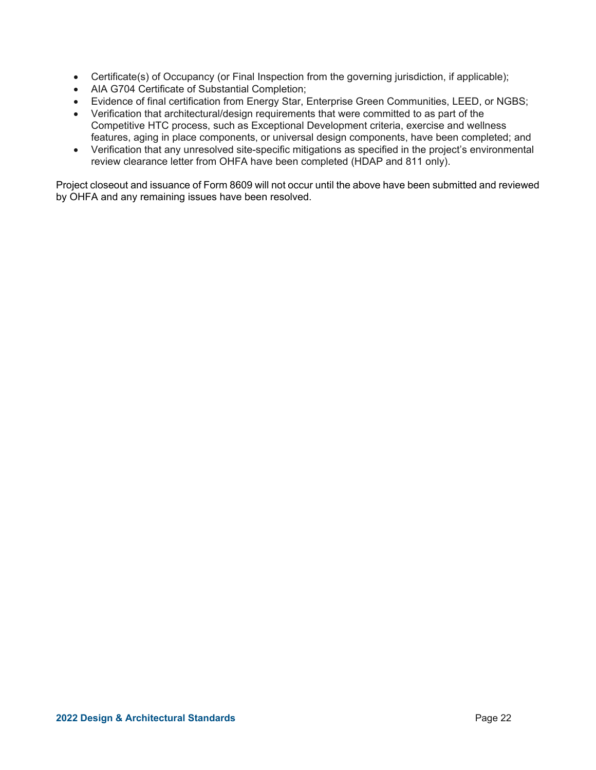- Certificate(s) of Occupancy (or Final Inspection from the governing jurisdiction, if applicable);
- AIA G704 Certificate of Substantial Completion;
- Evidence of final certification from Energy Star, Enterprise Green Communities, LEED, or NGBS;
- Verification that architectural/design requirements that were committed to as part of the Competitive HTC process, such as Exceptional Development criteria, exercise and wellness features, aging in place components, or universal design components, have been completed; and
- Verification that any unresolved site-specific mitigations as specified in the project's environmental review clearance letter from OHFA have been completed (HDAP and 811 only).

Project closeout and issuance of Form 8609 will not occur until the above have been submitted and reviewed by OHFA and any remaining issues have been resolved.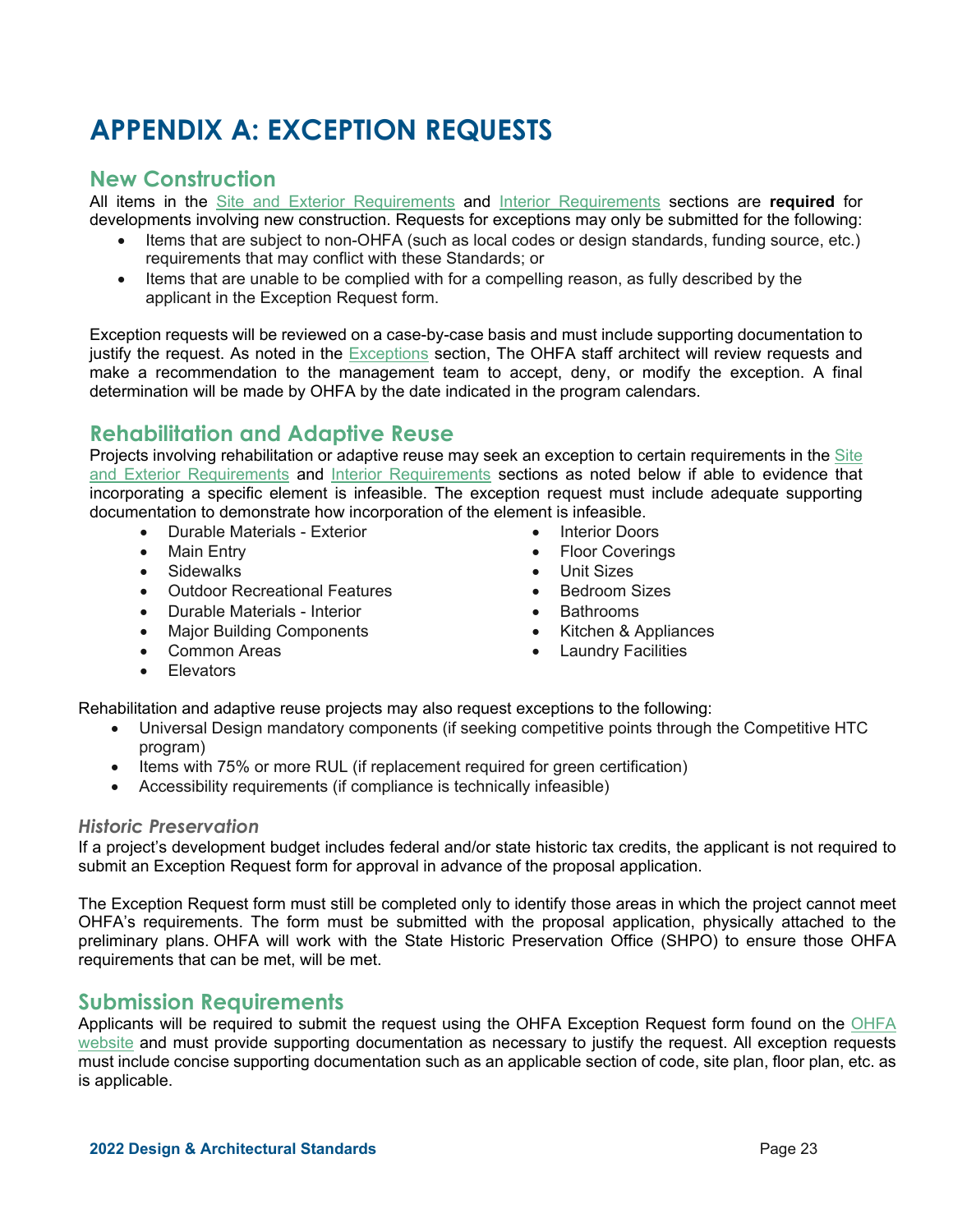# APPENDIX A: EXCEPTION REQUESTS

## New Construction

All items in the Site and Exterior Requirements and Interior Requirements sections are **required** for developments involving new construction. Requests for exceptions may only be submitted for the following:

- Items that are subject to non-OHFA (such as local codes or design standards, funding source, etc.) requirements that may conflict with these Standards; or
- Items that are unable to be complied with for a compelling reason, as fully described by the applicant in the Exception Request form.

Exception requests will be reviewed on a case-by-case basis and must include supporting documentation to justify the request. As noted in the Exceptions section, The OHFA staff architect will review requests and make a recommendation to the management team to accept, deny, or modify the exception. A final determination will be made by OHFA by the date indicated in the program calendars.

## Rehabilitation and Adaptive Reuse

Projects involving rehabilitation or adaptive reuse may seek an exception to certain requirements in the Site and Exterior Requirements and Interior Requirements sections as noted below if able to evidence that incorporating a specific element is infeasible. The exception request must include adequate supporting documentation to demonstrate how incorporation of the element is infeasible.

- Durable Materials - Exterior
- Main Entry
- Sidewalks
- Outdoor Recreational Features
- Durable Materials - Interior
- Major Building Components
- Common Areas
- Elevators
- Interior Doors
- Floor Coverings
- Unit Sizes
- Bedroom Sizes
- Bathrooms
- Kitchen & Appliances
- Laundry Facilities

Rehabilitation and adaptive reuse projects may also request exceptions to the following:

- Universal Design mandatory components (if seeking competitive points through the Competitive HTC program)
- Items with 75% or more RUL (if replacement required for green certification)
- Accessibility requirements (if compliance is technically infeasible)

### *Historic Preservation*

If a project's development budget includes federal and/or state historic tax credits, the applicant is not required to submit an Exception Request form for approval in advance of the proposal application.

The Exception Request form must still be completed only to identify those areas in which the project cannot meet OHFA's requirements. The form must be submitted with the proposal application, physically attached to the preliminary plans. OHFA will work with the State Historic Preservation Office (SHPO) to ensure those OHFA requirements that can be met, will be met.

## Submission Requirements

Applicants will be required to submit the request using the OHFA Exception Request form found on the OHFA website and must provide supporting documentation as necessary to justify the request. All exception requests must include concise supporting documentation such as an applicable section of code, site plan, floor plan, etc. as is applicable.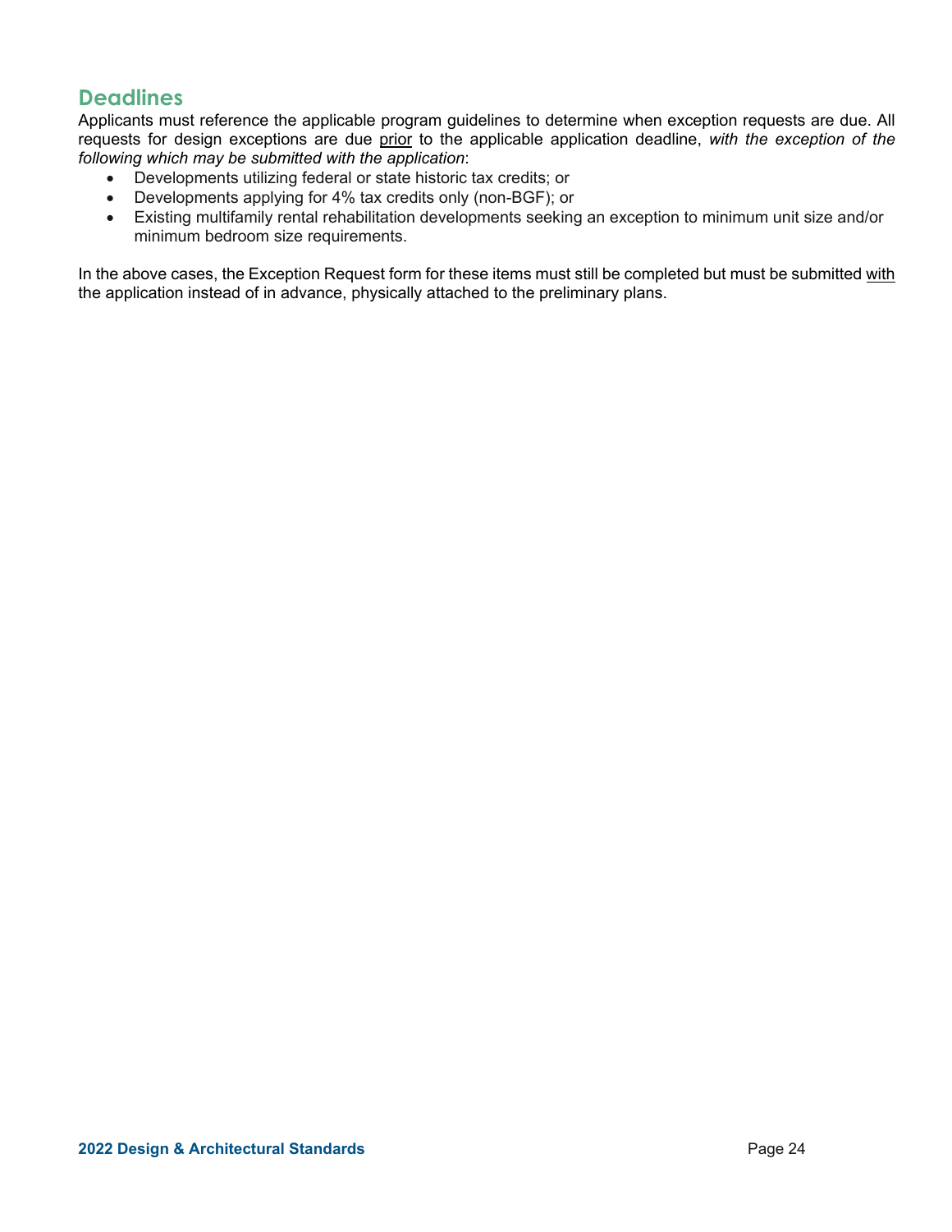## Deadlines

Applicants must reference the applicable program guidelines to determine when exception requests are due. All requests for design exceptions are due prior to the applicable application deadline, *with the exception of the following which may be submitted with the application*:

- Developments utilizing federal or state historic tax credits; or
- Developments applying for 4% tax credits only (non-BGF); or
- Existing multifamily rental rehabilitation developments seeking an exception to minimum unit size and/or minimum bedroom size requirements.

In the above cases, the Exception Request form for these items must still be completed but must be submitted with the application instead of in advance, physically attached to the preliminary plans.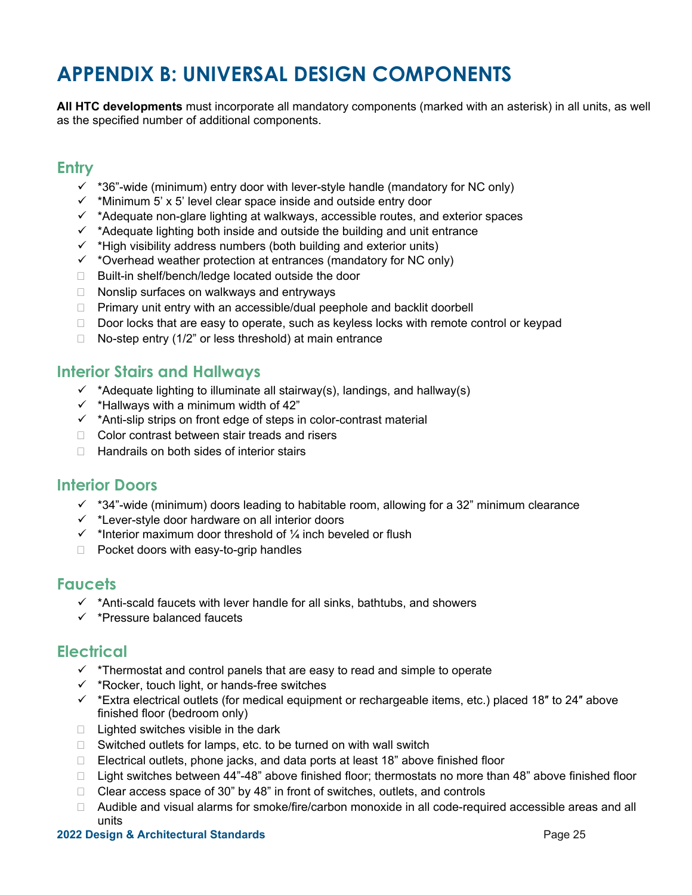# APPENDIX B: UNIVERSAL DESIGN COMPONENTS

**All HTC developments** must incorporate all mandatory components (marked with an asterisk) in all units, as well as the specified number of additional components.

## Entry

- ✓ *36"-wide (minimum) entry door with lever-style handle (mandatory for NC only)
- ✓ *Minimum 5' x 5' level clear space inside and outside entry door
- ✓ *Adequate non-glare lighting at walkways, accessible routes, and exterior spaces
- ✓ *Adequate lighting both inside and outside the building and unit entrance
- ✓ *High visibility address numbers (both building and exterior units)
- ✓ *Overhead weather protection at entrances (mandatory for NC only)
- ☐ Built-in shelf/bench/ledge located outside the door
- ☐ Nonslip surfaces on walkways and entryways
- ☐ Primary unit entry with an accessible/dual peephole and backlit doorbell
- ☐ Door locks that are easy to operate, such as keyless locks with remote control or keypad
- ☐ No-step entry (1/2" or less threshold) at main entrance

## Interior Stairs and Hallways

- ✓ *Adequate lighting to illuminate all stairway(s), landings, and hallway(s)
- ✓ *Hallways with a minimum width of 42"
- ✓ *Anti-slip strips on front edge of steps in color-contrast material
- ☐ Color contrast between stair treads and risers
- ☐ Handrails on both sides of interior stairs

## Interior Doors

- ✓ *34"-wide (minimum) doors leading to habitable room, allowing for a 32" minimum clearance
- ✓ *Lever-style door hardware on all interior doors
- ✓ *Interior maximum door threshold of ¼ inch beveled or flush
- ☐ Pocket doors with easy-to-grip handles

## Faucets

- ✓ *Anti-scald faucets with lever handle for all sinks, bathtubs, and showers
- ✓ *Pressure balanced faucets

## Electrical

- ✓ *Thermostat and control panels that are easy to read and simple to operate
- ✓ *Rocker, touch light, or hands-free switches
- ✓ *Extra electrical outlets (for medical equipment or rechargeable items, etc.) placed 18″ to 24″ above finished floor (bedroom only)
- ☐ Lighted switches visible in the dark
- ☐ Switched outlets for lamps, etc. to be turned on with wall switch
- ☐ Electrical outlets, phone jacks, and data ports at least 18" above finished floor
- ☐ Light switches between 44"-48" above finished floor; thermostats no more than 48" above finished floor
- ☐ Clear access space of 30" by 48" in front of switches, outlets, and controls
- ☐ Audible and visual alarms for smoke/fire/carbon monoxide in all code-required accessible areas and all units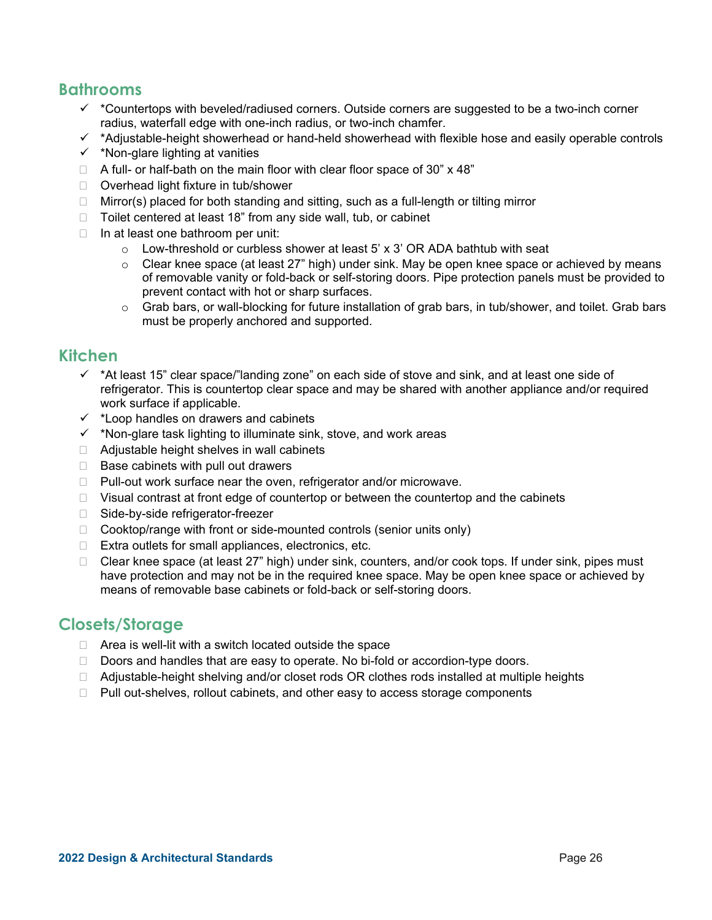## Bathrooms

- ✓ *Countertops with beveled/radiused corners. Outside corners are suggested to be a two-inch corner radius, waterfall edge with one-inch radius, or two-inch chamfer.
- ✓ *Adjustable-height showerhead or hand-held showerhead with flexible hose and easily operable controls
- ✓ *Non-glare lighting at vanities
- ☐ A full- or half-bath on the main floor with clear floor space of 30" x 48"
- ☐ Overhead light fixture in tub/shower
- ☐ Mirror(s) placed for both standing and sitting, such as a full-length or tilting mirror
- ☐ Toilet centered at least 18" from any side wall, tub, or cabinet
- ☐ In at least one bathroom per unit:
  - Low-threshold or curbless shower at least 5' x 3' OR ADA bathtub with seat
  - Clear knee space (at least 27" high) under sink. May be open knee space or achieved by means of removable vanity or fold-back or self-storing doors. Pipe protection panels must be provided to prevent contact with hot or sharp surfaces.
  - Grab bars, or wall-blocking for future installation of grab bars, in tub/shower, and toilet. Grab bars must be properly anchored and supported.

## Kitchen

- ✓ *At least 15" clear space/"landing zone" on each side of stove and sink, and at least one side of refrigerator. This is countertop clear space and may be shared with another appliance and/or required work surface if applicable.
- ✓ *Loop handles on drawers and cabinets
- ✓ *Non-glare task lighting to illuminate sink, stove, and work areas
- ☐ Adjustable height shelves in wall cabinets
- ☐ Base cabinets with pull out drawers
- ☐ Pull-out work surface near the oven, refrigerator and/or microwave.
- ☐ Visual contrast at front edge of countertop or between the countertop and the cabinets
- ☐ Side-by-side refrigerator-freezer
- ☐ Cooktop/range with front or side-mounted controls (senior units only)
- ☐ Extra outlets for small appliances, electronics, etc.
- ☐ Clear knee space (at least 27" high) under sink, counters, and/or cook tops. If under sink, pipes must have protection and may not be in the required knee space. May be open knee space or achieved by means of removable base cabinets or fold-back or self-storing doors.

## Closets/Storage

- ☐ Area is well-lit with a switch located outside the space
- ☐ Doors and handles that are easy to operate. No bi-fold or accordion-type doors.
- ☐ Adjustable-height shelving and/or closet rods OR clothes rods installed at multiple heights
- ☐ Pull out-shelves, rollout cabinets, and other easy to access storage components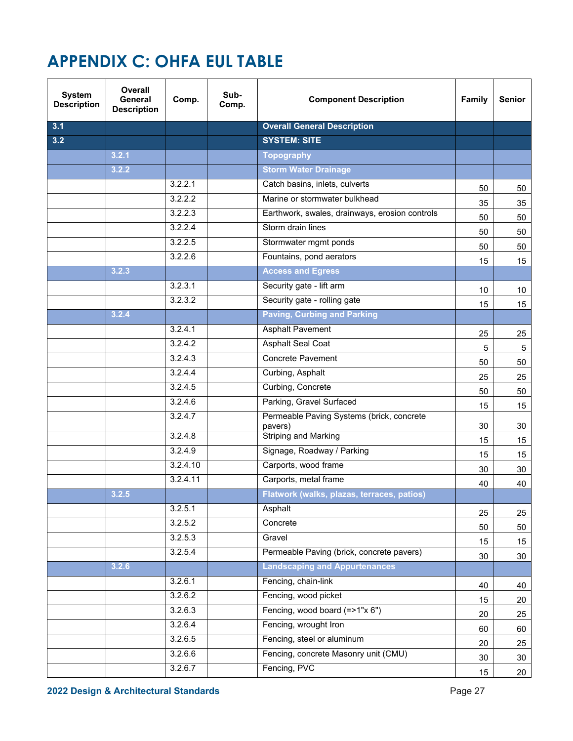# APPENDIX C: OHFA EUL TABLE

| System Description | Overall General Description | Comp. | Sub-Comp. | Component Description | Family | Senior |
|---|---|---|---|---|---|---|
| 3.1 | | | | **Overall General Description** | | |
| 3.2 | | | | **SYSTEM: SITE** | | |
| | 3.2.1 | | | **Topography** | | |
| | 3.2.2 | | | **Storm Water Drainage** | | |
| | | 3.2.2.1 | | Catch basins, inlets, culverts | 50 | 50 |
| | | 3.2.2.2 | | Marine or stormwater bulkhead | 35 | 35 |
| | | 3.2.2.3 | | Earthwork, swales, drainways, erosion controls | 50 | 50 |
| | | 3.2.2.4 | | Storm drain lines | 50 | 50 |
| | | 3.2.2.5 | | Stormwater mgmt ponds | 50 | 50 |
| | | 3.2.2.6 | | Fountains, pond aerators | 15 | 15 |
| | 3.2.3 | | | **Access and Egress** | | |
| | | 3.2.3.1 | | Security gate - lift arm | 10 | 10 |
| | | 3.2.3.2 | | Security gate - rolling gate | 15 | 15 |
| | 3.2.4 | | | **Paving, Curbing and Parking** | | |
| | | 3.2.4.1 | | Asphalt Pavement | 25 | 25 |
| | | 3.2.4.2 | | Asphalt Seal Coat | 5 | 5 |
| | | 3.2.4.3 | | Concrete Pavement | 50 | 50 |
| | | 3.2.4.4 | | Curbing, Asphalt | 25 | 25 |
| | | 3.2.4.5 | | Curbing, Concrete | 50 | 50 |
| | | 3.2.4.6 | | Parking, Gravel Surfaced | 15 | 15 |
| | | 3.2.4.7 | | Permeable Paving Systems (brick, concrete pavers) | 30 | 30 |
| | | 3.2.4.8 | | Striping and Marking | 15 | 15 |
| | | 3.2.4.9 | | Signage, Roadway / Parking | 15 | 15 |
| | | 3.2.4.10 | | Carports, wood frame | 30 | 30 |
| | | 3.2.4.11 | | Carports, metal frame | 40 | 40 |
| | 3.2.5 | | | **Flatwork (walks, plazas, terraces, patios)** | | |
| | | 3.2.5.1 | | Asphalt | 25 | 25 |
| | | 3.2.5.2 | | Concrete | 50 | 50 |
| | | 3.2.5.3 | | Gravel | 15 | 15 |
| | | 3.2.5.4 | | Permeable Paving (brick, concrete pavers) | 30 | 30 |
| | 3.2.6 | | | **Landscaping and Appurtenances** | | |
| | | 3.2.6.1 | | Fencing, chain-link | 40 | 40 |
| | | 3.2.6.2 | | Fencing, wood picket | 15 | 20 |
| | | 3.2.6.3 | | Fencing, wood board (=>1"x 6") | 20 | 25 |
| | | 3.2.6.4 | | Fencing, wrought Iron | 60 | 60 |
| | | 3.2.6.5 | | Fencing, steel or aluminum | 20 | 25 |
| | | 3.2.6.6 | | Fencing, concrete Masonry unit (CMU) | 30 | 30 |
| | | 3.2.6.7 | | Fencing, PVC | 15 | 20 |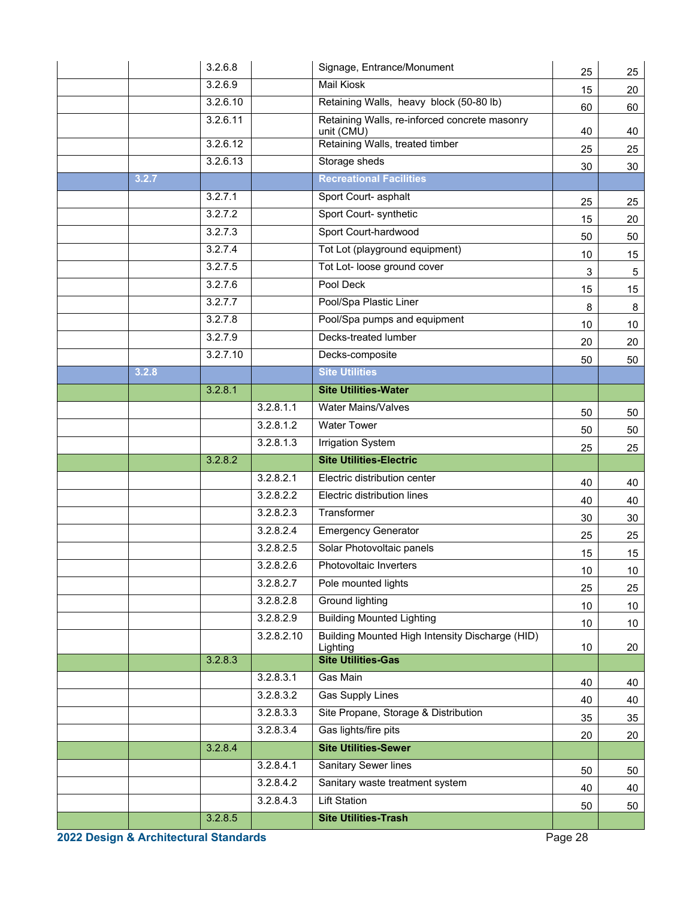| | | | | | | |
|---|---|---|---|---|---|---|
| | | 3.2.6.8 | | Signage, Entrance/Monument | 25 | 25 |
| | | 3.2.6.9 | | Mail Kiosk | 15 | 20 |
| | | 3.2.6.10 | | Retaining Walls, heavy block (50-80 lb) | 60 | 60 |
| | | 3.2.6.11 | | Retaining Walls, re-inforced concrete masonry unit (CMU) | 40 | 40 |
| | | 3.2.6.12 | | Retaining Walls, treated timber | 25 | 25 |
| | | 3.2.6.13 | | Storage sheds | 30 | 30 |
| | **3.2.7** | | | **Recreational Facilities** | | |
| | | 3.2.7.1 | | Sport Court- asphalt | 25 | 25 |
| | | 3.2.7.2 | | Sport Court- synthetic | 15 | 20 |
| | | 3.2.7.3 | | Sport Court-hardwood | 50 | 50 |
| | | 3.2.7.4 | | Tot Lot (playground equipment) | 10 | 15 |
| | | 3.2.7.5 | | Tot Lot- loose ground cover | 3 | 5 |
| | | 3.2.7.6 | | Pool Deck | 15 | 15 |
| | | 3.2.7.7 | | Pool/Spa Plastic Liner | 8 | 8 |
| | | 3.2.7.8 | | Pool/Spa pumps and equipment | 10 | 10 |
| | | 3.2.7.9 | | Decks-treated lumber | 20 | 20 |
| | | 3.2.7.10 | | Decks-composite | 50 | 50 |
| | **3.2.8** | | | **Site Utilities** | | |
| | | 3.2.8.1 | | **Site Utilities-Water** | | |
| | | | 3.2.8.1.1 | Water Mains/Valves | 50 | 50 |
| | | | 3.2.8.1.2 | Water Tower | 50 | 50 |
| | | | 3.2.8.1.3 | Irrigation System | 25 | 25 |
| | | 3.2.8.2 | | **Site Utilities-Electric** | | |
| | | | 3.2.8.2.1 | Electric distribution center | 40 | 40 |
| | | | 3.2.8.2.2 | Electric distribution lines | 40 | 40 |
| | | | 3.2.8.2.3 | Transformer | 30 | 30 |
| | | | 3.2.8.2.4 | Emergency Generator | 25 | 25 |
| | | | 3.2.8.2.5 | Solar Photovoltaic panels | 15 | 15 |
| | | | 3.2.8.2.6 | Photovoltaic Inverters | 10 | 10 |
| | | | 3.2.8.2.7 | Pole mounted lights | 25 | 25 |
| | | | 3.2.8.2.8 | Ground lighting | 10 | 10 |
| | | | 3.2.8.2.9 | Building Mounted Lighting | 10 | 10 |
| | | | 3.2.8.2.10 | Building Mounted High Intensity Discharge (HID) Lighting | 10 | 20 |
| | | 3.2.8.3 | | **Site Utilities-Gas** | | |
| | | | 3.2.8.3.1 | Gas Main | 40 | 40 |
| | | | 3.2.8.3.2 | Gas Supply Lines | 40 | 40 |
| | | | 3.2.8.3.3 | Site Propane, Storage & Distribution | 35 | 35 |
| | | | 3.2.8.3.4 | Gas lights/fire pits | 20 | 20 |
| | | 3.2.8.4 | | **Site Utilities-Sewer** | | |
| | | | 3.2.8.4.1 | Sanitary Sewer lines | 50 | 50 |
| | | | 3.2.8.4.2 | Sanitary waste treatment system | 40 | 40 |
| | | | 3.2.8.4.3 | Lift Station | 50 | 50 |
| | | 3.2.8.5 | | **Site Utilities-Trash** | | |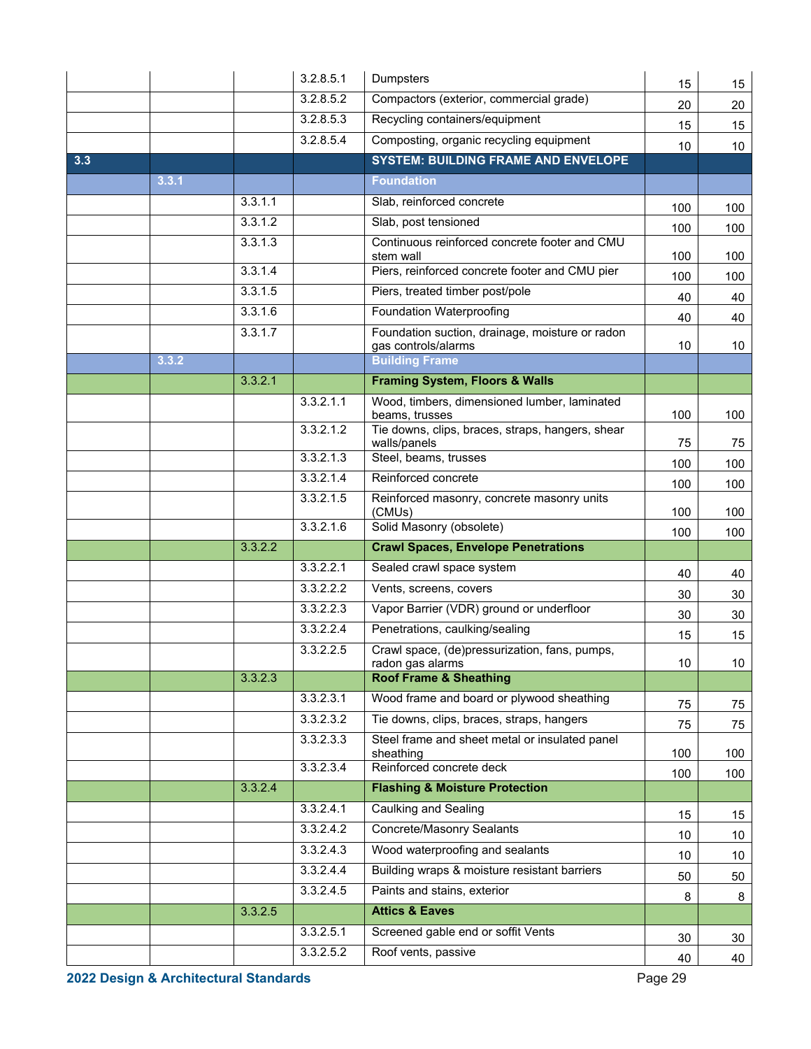|  |  |  |  |  |  |  |
|---|---|---|---|---|---|---|
|  |  |  | 3.2.8.5.1 | Dumpsters | 15 | 15 |
|  |  |  | 3.2.8.5.2 | Compactors (exterior, commercial grade) | 20 | 20 |
|  |  |  | 3.2.8.5.3 | Recycling containers/equipment | 15 | 15 |
|  |  |  | 3.2.8.5.4 | Composting, organic recycling equipment | 10 | 10 |
| **3.3** |  |  |  | **SYSTEM: BUILDING FRAME AND ENVELOPE** |  |  |
|  | **3.3.1** |  |  | **Foundation** |  |  |
|  |  | 3.3.1.1 |  | Slab, reinforced concrete | 100 | 100 |
|  |  | 3.3.1.2 |  | Slab, post tensioned | 100 | 100 |
|  |  | 3.3.1.3 |  | Continuous reinforced concrete footer and CMU stem wall | 100 | 100 |
|  |  | 3.3.1.4 |  | Piers, reinforced concrete footer and CMU pier | 100 | 100 |
|  |  | 3.3.1.5 |  | Piers, treated timber post/pole | 40 | 40 |
|  |  | 3.3.1.6 |  | Foundation Waterproofing | 40 | 40 |
|  |  | 3.3.1.7 |  | Foundation suction, drainage, moisture or radon gas controls/alarms | 10 | 10 |
|  | **3.3.2** |  |  | **Building Frame** |  |  |
|  |  | **3.3.2.1** |  | **Framing System, Floors & Walls** |  |  |
|  |  |  | 3.3.2.1.1 | Wood, timbers, dimensioned lumber, laminated beams, trusses | 100 | 100 |
|  |  |  | 3.3.2.1.2 | Tie downs, clips, braces, straps, hangers, shear walls/panels | 75 | 75 |
|  |  |  | 3.3.2.1.3 | Steel, beams, trusses | 100 | 100 |
|  |  |  | 3.3.2.1.4 | Reinforced concrete | 100 | 100 |
|  |  |  | 3.3.2.1.5 | Reinforced masonry, concrete masonry units (CMUs) | 100 | 100 |
|  |  |  | 3.3.2.1.6 | Solid Masonry (obsolete) | 100 | 100 |
|  |  | **3.3.2.2** |  | **Crawl Spaces, Envelope Penetrations** |  |  |
|  |  |  | 3.3.2.2.1 | Sealed crawl space system | 40 | 40 |
|  |  |  | 3.3.2.2.2 | Vents, screens, covers | 30 | 30 |
|  |  |  | 3.3.2.2.3 | Vapor Barrier (VDR) ground or underfloor | 30 | 30 |
|  |  |  | 3.3.2.2.4 | Penetrations, caulking/sealing | 15 | 15 |
|  |  |  | 3.3.2.2.5 | Crawl space, (de)pressurization, fans, pumps, radon gas alarms | 10 | 10 |
|  |  | **3.3.2.3** |  | **Roof Frame & Sheathing** |  |  |
|  |  |  | 3.3.2.3.1 | Wood frame and board or plywood sheathing | 75 | 75 |
|  |  |  | 3.3.2.3.2 | Tie downs, clips, braces, straps, hangers | 75 | 75 |
|  |  |  | 3.3.2.3.3 | Steel frame and sheet metal or insulated panel sheathing | 100 | 100 |
|  |  |  | 3.3.2.3.4 | Reinforced concrete deck | 100 | 100 |
|  |  | **3.3.2.4** |  | **Flashing & Moisture Protection** |  |  |
|  |  |  | 3.3.2.4.1 | Caulking and Sealing | 15 | 15 |
|  |  |  | 3.3.2.4.2 | Concrete/Masonry Sealants | 10 | 10 |
|  |  |  | 3.3.2.4.3 | Wood waterproofing and sealants | 10 | 10 |
|  |  |  | 3.3.2.4.4 | Building wraps & moisture resistant barriers | 50 | 50 |
|  |  |  | 3.3.2.4.5 | Paints and stains, exterior | 8 | 8 |
|  |  | **3.3.2.5** |  | **Attics & Eaves** |  |  |
|  |  |  | 3.3.2.5.1 | Screened gable end or soffit Vents | 30 | 30 |
|  |  |  | 3.3.2.5.2 | Roof vents, passive | 40 | 40 |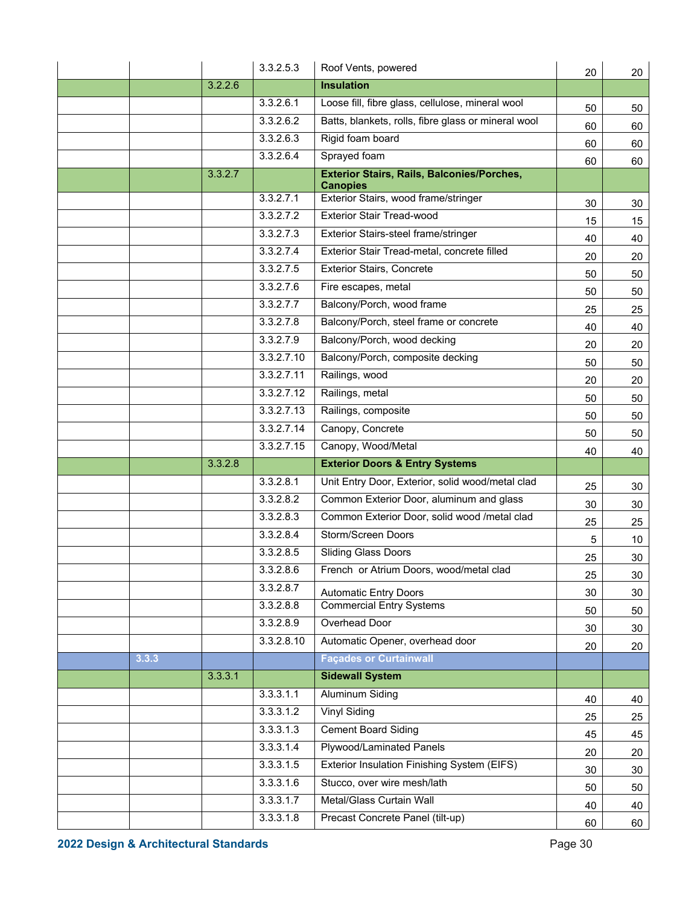| | | | | | | |
|---|---|---|---|---|---|---|
| | | | 3.3.2.5.3 | Roof Vents, powered | 20 | 20 |
| | | 3.2.2.6 | | **Insulation** | | |
| | | | 3.3.2.6.1 | Loose fill, fibre glass, cellulose, mineral wool | 50 | 50 |
| | | | 3.3.2.6.2 | Batts, blankets, rolls, fibre glass or mineral wool | 60 | 60 |
| | | | 3.3.2.6.3 | Rigid foam board | 60 | 60 |
| | | | 3.3.2.6.4 | Sprayed foam | 60 | 60 |
| | | 3.3.2.7 | | **Exterior Stairs, Rails, Balconies/Porches, Canopies** | | |
| | | | 3.3.2.7.1 | Exterior Stairs, wood frame/stringer | 30 | 30 |
| | | | 3.3.2.7.2 | Exterior Stair Tread-wood | 15 | 15 |
| | | | 3.3.2.7.3 | Exterior Stairs-steel frame/stringer | 40 | 40 |
| | | | 3.3.2.7.4 | Exterior Stair Tread-metal, concrete filled | 20 | 20 |
| | | | 3.3.2.7.5 | Exterior Stairs, Concrete | 50 | 50 |
| | | | 3.3.2.7.6 | Fire escapes, metal | 50 | 50 |
| | | | 3.3.2.7.7 | Balcony/Porch, wood frame | 25 | 25 |
| | | | 3.3.2.7.8 | Balcony/Porch, steel frame or concrete | 40 | 40 |
| | | | 3.3.2.7.9 | Balcony/Porch, wood decking | 20 | 20 |
| | | | 3.3.2.7.10 | Balcony/Porch, composite decking | 50 | 50 |
| | | | 3.3.2.7.11 | Railings, wood | 20 | 20 |
| | | | 3.3.2.7.12 | Railings, metal | 50 | 50 |
| | | | 3.3.2.7.13 | Railings, composite | 50 | 50 |
| | | | 3.3.2.7.14 | Canopy, Concrete | 50 | 50 |
| | | | 3.3.2.7.15 | Canopy, Wood/Metal | 40 | 40 |
| | | 3.3.2.8 | | **Exterior Doors & Entry Systems** | | |
| | | | 3.3.2.8.1 | Unit Entry Door, Exterior, solid wood/metal clad | 25 | 30 |
| | | | 3.3.2.8.2 | Common Exterior Door, aluminum and glass | 30 | 30 |
| | | | 3.3.2.8.3 | Common Exterior Door, solid wood /metal clad | 25 | 25 |
| | | | 3.3.2.8.4 | Storm/Screen Doors | 5 | 10 |
| | | | 3.3.2.8.5 | Sliding Glass Doors | 25 | 30 |
| | | | 3.3.2.8.6 | French or Atrium Doors, wood/metal clad | 25 | 30 |
| | | | 3.3.2.8.7 | Automatic Entry Doors | 30 | 30 |
| | | | 3.3.2.8.8 | Commercial Entry Systems | 50 | 50 |
| | | | 3.3.2.8.9 | Overhead Door | 30 | 30 |
| | | | 3.3.2.8.10 | Automatic Opener, overhead door | 20 | 20 |
| | 3.3.3 | | | **Façades or Curtainwall** | | |
| | | 3.3.3.1 | | **Sidewall System** | | |
| | | | 3.3.3.1.1 | Aluminum Siding | 40 | 40 |
| | | | 3.3.3.1.2 | Vinyl Siding | 25 | 25 |
| | | | 3.3.3.1.3 | Cement Board Siding | 45 | 45 |
| | | | 3.3.3.1.4 | Plywood/Laminated Panels | 20 | 20 |
| | | | 3.3.3.1.5 | Exterior Insulation Finishing System (EIFS) | 30 | 30 |
| | | | 3.3.3.1.6 | Stucco, over wire mesh/lath | 50 | 50 |
| | | | 3.3.3.1.7 | Metal/Glass Curtain Wall | 40 | 40 |
| | | | 3.3.3.1.8 | Precast Concrete Panel (tilt-up) | 60 | 60 |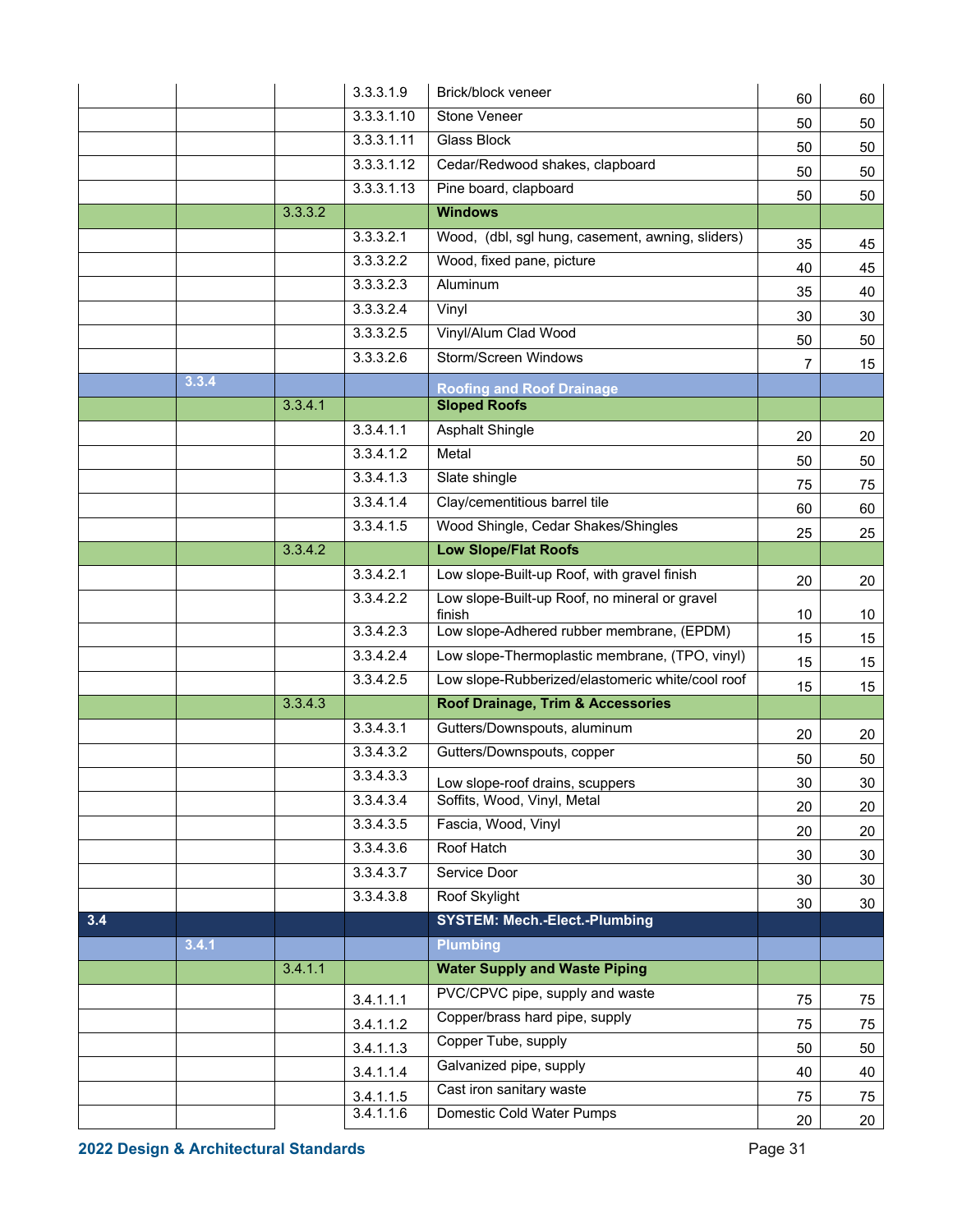| | | | | | | |
|---|---|---|---|---|---|---|
| | | | 3.3.3.1.9 | Brick/block veneer | 60 | 60 |
| | | | 3.3.3.1.10 | Stone Veneer | 50 | 50 |
| | | | 3.3.3.1.11 | Glass Block | 50 | 50 |
| | | | 3.3.3.1.12 | Cedar/Redwood shakes, clapboard | 50 | 50 |
| | | | 3.3.3.1.13 | Pine board, clapboard | 50 | 50 |
| | | 3.3.3.2 | | **Windows** | | |
| | | | 3.3.3.2.1 | Wood, (dbl, sgl hung, casement, awning, sliders) | 35 | 45 |
| | | | 3.3.3.2.2 | Wood, fixed pane, picture | 40 | 45 |
| | | | 3.3.3.2.3 | Aluminum | 35 | 40 |
| | | | 3.3.3.2.4 | Vinyl | 30 | 30 |
| | | | 3.3.3.2.5 | Vinyl/Alum Clad Wood | 50 | 50 |
| | | | 3.3.3.2.6 | Storm/Screen Windows | 7 | 15 |
| | 3.3.4 | | | **Roofing and Roof Drainage** | | |
| | | 3.3.4.1 | | **Sloped Roofs** | | |
| | | | 3.3.4.1.1 | Asphalt Shingle | 20 | 20 |
| | | | 3.3.4.1.2 | Metal | 50 | 50 |
| | | | 3.3.4.1.3 | Slate shingle | 75 | 75 |
| | | | 3.3.4.1.4 | Clay/cementitious barrel tile | 60 | 60 |
| | | | 3.3.4.1.5 | Wood Shingle, Cedar Shakes/Shingles | 25 | 25 |
| | | 3.3.4.2 | | **Low Slope/Flat Roofs** | | |
| | | | 3.3.4.2.1 | Low slope-Built-up Roof, with gravel finish | 20 | 20 |
| | | | 3.3.4.2.2 | Low slope-Built-up Roof, no mineral or gravel finish | 10 | 10 |
| | | | 3.3.4.2.3 | Low slope-Adhered rubber membrane, (EPDM) | 15 | 15 |
| | | | 3.3.4.2.4 | Low slope-Thermoplastic membrane, (TPO, vinyl) | 15 | 15 |
| | | | 3.3.4.2.5 | Low slope-Rubberized/elastomeric white/cool roof | 15 | 15 |
| | | 3.3.4.3 | | **Roof Drainage, Trim & Accessories** | | |
| | | | 3.3.4.3.1 | Gutters/Downspouts, aluminum | 20 | 20 |
| | | | 3.3.4.3.2 | Gutters/Downspouts, copper | 50 | 50 |
| | | | 3.3.4.3.3 | Low slope-roof drains, scuppers | 30 | 30 |
| | | | 3.3.4.3.4 | Soffits, Wood, Vinyl, Metal | 20 | 20 |
| | | | 3.3.4.3.5 | Fascia, Wood, Vinyl | 20 | 20 |
| | | | 3.3.4.3.6 | Roof Hatch | 30 | 30 |
| | | | 3.3.4.3.7 | Service Door | 30 | 30 |
| | | | 3.3.4.3.8 | Roof Skylight | 30 | 30 |
| 3.4 | | | | **SYSTEM: Mech.-Elect.-Plumbing** | | |
| | 3.4.1 | | | **Plumbing** | | |
| | | 3.4.1.1 | | **Water Supply and Waste Piping** | | |
| | | | 3.4.1.1.1 | PVC/CPVC pipe, supply and waste | 75 | 75 |
| | | | 3.4.1.1.2 | Copper/brass hard pipe, supply | 75 | 75 |
| | | | 3.4.1.1.3 | Copper Tube, supply | 50 | 50 |
| | | | 3.4.1.1.4 | Galvanized pipe, supply | 40 | 40 |
| | | | 3.4.1.1.5 | Cast iron sanitary waste | 75 | 75 |
| | | | 3.4.1.1.6 | Domestic Cold Water Pumps | 20 | 20 |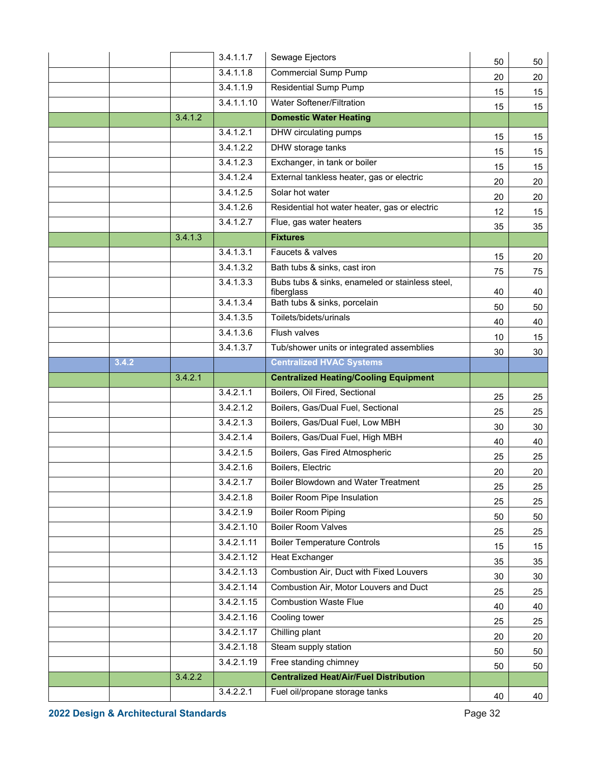| | | | | | | |
|---|---|---|---|---|---|---|
| | | | 3.4.1.1.7 | Sewage Ejectors | 50 | 50 |
| | | | 3.4.1.1.8 | Commercial Sump Pump | 20 | 20 |
| | | | 3.4.1.1.9 | Residential Sump Pump | 15 | 15 |
| | | | 3.4.1.1.10 | Water Softener/Filtration | 15 | 15 |
| | | 3.4.1.2 | | **Domestic Water Heating** | | |
| | | | 3.4.1.2.1 | DHW circulating pumps | 15 | 15 |
| | | | 3.4.1.2.2 | DHW storage tanks | 15 | 15 |
| | | | 3.4.1.2.3 | Exchanger, in tank or boiler | 15 | 15 |
| | | | 3.4.1.2.4 | External tankless heater, gas or electric | 20 | 20 |
| | | | 3.4.1.2.5 | Solar hot water | 20 | 20 |
| | | | 3.4.1.2.6 | Residential hot water heater, gas or electric | 12 | 15 |
| | | | 3.4.1.2.7 | Flue, gas water heaters | 35 | 35 |
| | | 3.4.1.3 | | **Fixtures** | | |
| | | | 3.4.1.3.1 | Faucets & valves | 15 | 20 |
| | | | 3.4.1.3.2 | Bath tubs & sinks, cast iron | 75 | 75 |
| | | | 3.4.1.3.3 | Bubs tubs & sinks, enameled or stainless steel, fiberglass | 40 | 40 |
| | | | 3.4.1.3.4 | Bath tubs & sinks, porcelain | 50 | 50 |
| | | | 3.4.1.3.5 | Toilets/bidets/urinals | 40 | 40 |
| | | | 3.4.1.3.6 | Flush valves | 10 | 15 |
| | | | 3.4.1.3.7 | Tub/shower units or integrated assemblies | 30 | 30 |
| | 3.4.2 | | | **Centralized HVAC Systems** | | |
| | | 3.4.2.1 | | **Centralized Heating/Cooling Equipment** | | |
| | | | 3.4.2.1.1 | Boilers, Oil Fired, Sectional | 25 | 25 |
| | | | 3.4.2.1.2 | Boilers, Gas/Dual Fuel, Sectional | 25 | 25 |
| | | | 3.4.2.1.3 | Boilers, Gas/Dual Fuel, Low MBH | 30 | 30 |
| | | | 3.4.2.1.4 | Boilers, Gas/Dual Fuel, High MBH | 40 | 40 |
| | | | 3.4.2.1.5 | Boilers, Gas Fired Atmospheric | 25 | 25 |
| | | | 3.4.2.1.6 | Boilers, Electric | 20 | 20 |
| | | | 3.4.2.1.7 | Boiler Blowdown and Water Treatment | 25 | 25 |
| | | | 3.4.2.1.8 | Boiler Room Pipe Insulation | 25 | 25 |
| | | | 3.4.2.1.9 | Boiler Room Piping | 50 | 50 |
| | | | 3.4.2.1.10 | Boiler Room Valves | 25 | 25 |
| | | | 3.4.2.1.11 | Boiler Temperature Controls | 15 | 15 |
| | | | 3.4.2.1.12 | Heat Exchanger | 35 | 35 |
| | | | 3.4.2.1.13 | Combustion Air, Duct with Fixed Louvers | 30 | 30 |
| | | | 3.4.2.1.14 | Combustion Air, Motor Louvers and Duct | 25 | 25 |
| | | | 3.4.2.1.15 | Combustion Waste Flue | 40 | 40 |
| | | | 3.4.2.1.16 | Cooling tower | 25 | 25 |
| | | | 3.4.2.1.17 | Chilling plant | 20 | 20 |
| | | | 3.4.2.1.18 | Steam supply station | 50 | 50 |
| | | | 3.4.2.1.19 | Free standing chimney | 50 | 50 |
| | | 3.4.2.2 | | **Centralized Heat/Air/Fuel Distribution** | | |
| | | | 3.4.2.2.1 | Fuel oil/propane storage tanks | 40 | 40 |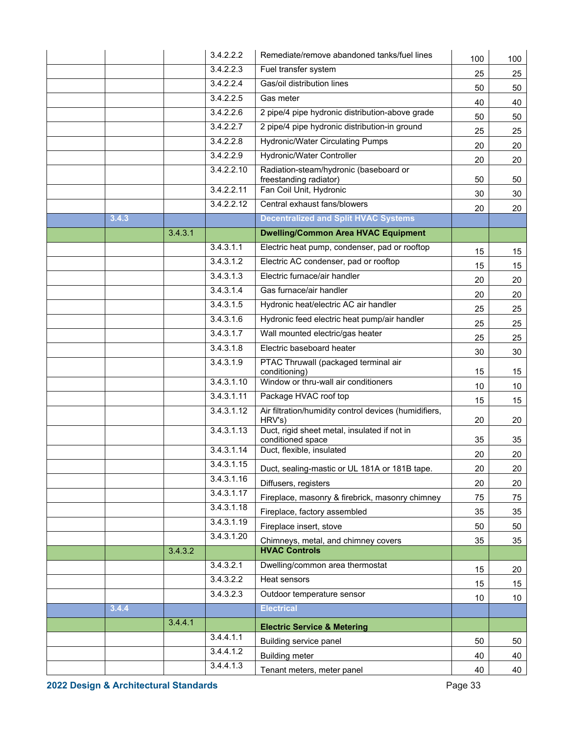| | | | | | |
|---|---|---|---|---|---|
| | | 3.4.2.2.2 | Remediate/remove abandoned tanks/fuel lines | 100 | 100 |
| | | 3.4.2.2.3 | Fuel transfer system | 25 | 25 |
| | | 3.4.2.2.4 | Gas/oil distribution lines | 50 | 50 |
| | | 3.4.2.2.5 | Gas meter | 40 | 40 |
| | | 3.4.2.2.6 | 2 pipe/4 pipe hydronic distribution-above grade | 50 | 50 |
| | | 3.4.2.2.7 | 2 pipe/4 pipe hydronic distribution-in ground | 25 | 25 |
| | | 3.4.2.2.8 | Hydronic/Water Circulating Pumps | 20 | 20 |
| | | 3.4.2.2.9 | Hydronic/Water Controller | 20 | 20 |
| | | 3.4.2.2.10 | Radiation-steam/hydronic (baseboard or freestanding radiator) | 50 | 50 |
| | | 3.4.2.2.11 | Fan Coil Unit, Hydronic | 30 | 30 |
| | | 3.4.2.2.12 | Central exhaust fans/blowers | 20 | 20 |
| 3.4.3 | | | **Decentralized and Split HVAC Systems** | | |
| | 3.4.3.1 | | **Dwelling/Common Area HVAC Equipment** | | |
| | | 3.4.3.1.1 | Electric heat pump, condenser, pad or rooftop | 15 | 15 |
| | | 3.4.3.1.2 | Electric AC condenser, pad or rooftop | 15 | 15 |
| | | 3.4.3.1.3 | Electric furnace/air handler | 20 | 20 |
| | | 3.4.3.1.4 | Gas furnace/air handler | 20 | 20 |
| | | 3.4.3.1.5 | Hydronic heat/electric AC air handler | 25 | 25 |
| | | 3.4.3.1.6 | Hydronic feed electric heat pump/air handler | 25 | 25 |
| | | 3.4.3.1.7 | Wall mounted electric/gas heater | 25 | 25 |
| | | 3.4.3.1.8 | Electric baseboard heater | 30 | 30 |
| | | 3.4.3.1.9 | PTAC Thruwall (packaged terminal air conditioning) | 15 | 15 |
| | | 3.4.3.1.10 | Window or thru-wall air conditioners | 10 | 10 |
| | | 3.4.3.1.11 | Package HVAC roof top | 15 | 15 |
| | | 3.4.3.1.12 | Air filtration/humidity control devices (humidifiers, HRV's) | 20 | 20 |
| | | 3.4.3.1.13 | Duct, rigid sheet metal, insulated if not in conditioned space | 35 | 35 |
| | | 3.4.3.1.14 | Duct, flexible, insulated | 20 | 20 |
| | | 3.4.3.1.15 | Duct, sealing-mastic or UL 181A or 181B tape. | 20 | 20 |
| | | 3.4.3.1.16 | Diffusers, registers | 20 | 20 |
| | | 3.4.3.1.17 | Fireplace, masonry & firebrick, masonry chimney | 75 | 75 |
| | | 3.4.3.1.18 | Fireplace, factory assembled | 35 | 35 |
| | | 3.4.3.1.19 | Fireplace insert, stove | 50 | 50 |
| | | 3.4.3.1.20 | Chimneys, metal, and chimney covers | 35 | 35 |
| | 3.4.3.2 | | **HVAC Controls** | | |
| | | 3.4.3.2.1 | Dwelling/common area thermostat | 15 | 20 |
| | | 3.4.3.2.2 | Heat sensors | 15 | 15 |
| | | 3.4.3.2.3 | Outdoor temperature sensor | 10 | 10 |
| 3.4.4 | | | **Electrical** | | |
| | 3.4.4.1 | | **Electric Service & Metering** | | |
| | | 3.4.4.1.1 | Building service panel | 50 | 50 |
| | | 3.4.4.1.2 | Building meter | 40 | 40 |
| | | 3.4.4.1.3 | Tenant meters, meter panel | 40 | 40 |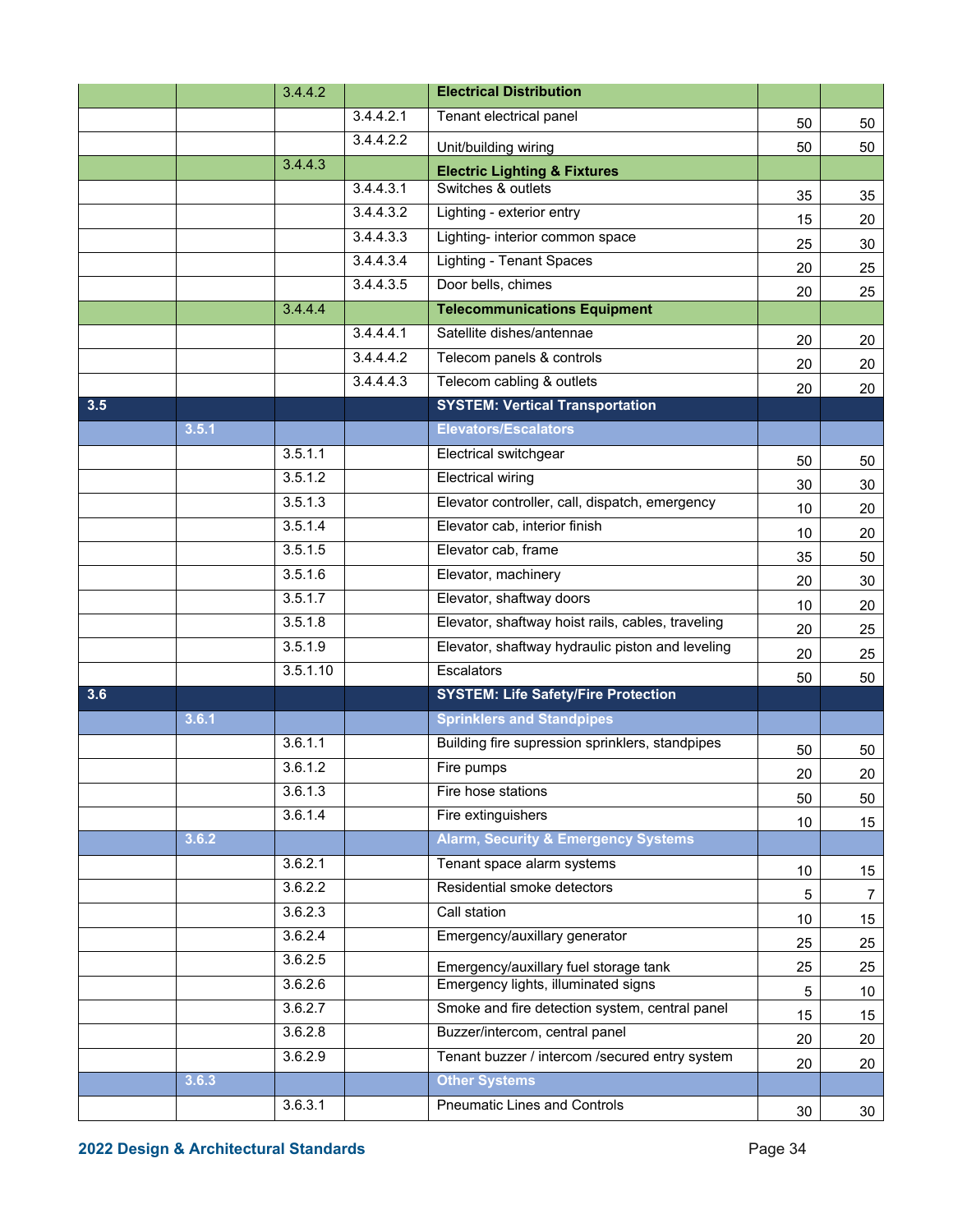| | | | | | | |
|---|---|---|---|---|---|---|
| | | 3.4.4.2 | | **Electrical Distribution** | | |
| | | | 3.4.4.2.1 | Tenant electrical panel | 50 | 50 |
| | | | 3.4.4.2.2 | Unit/building wiring | 50 | 50 |
| | | 3.4.4.3 | | **Electric Lighting & Fixtures** | | |
| | | | 3.4.4.3.1 | Switches & outlets | 35 | 35 |
| | | | 3.4.4.3.2 | Lighting - exterior entry | 15 | 20 |
| | | | 3.4.4.3.3 | Lighting- interior common space | 25 | 30 |
| | | | 3.4.4.3.4 | Lighting - Tenant Spaces | 20 | 25 |
| | | | 3.4.4.3.5 | Door bells, chimes | 20 | 25 |
| | | 3.4.4.4 | | **Telecommunications Equipment** | | |
| | | | 3.4.4.4.1 | Satellite dishes/antennae | 20 | 20 |
| | | | 3.4.4.4.2 | Telecom panels & controls | 20 | 20 |
| | | | 3.4.4.4.3 | Telecom cabling & outlets | 20 | 20 |
| **3.5** | | | | **SYSTEM: Vertical Transportation** | | |
| | **3.5.1** | | | **Elevators/Escalators** | | |
| | | 3.5.1.1 | | Electrical switchgear | 50 | 50 |
| | | 3.5.1.2 | | Electrical wiring | 30 | 30 |
| | | 3.5.1.3 | | Elevator controller, call, dispatch, emergency | 10 | 20 |
| | | 3.5.1.4 | | Elevator cab, interior finish | 10 | 20 |
| | | 3.5.1.5 | | Elevator cab, frame | 35 | 50 |
| | | 3.5.1.6 | | Elevator, machinery | 20 | 30 |
| | | 3.5.1.7 | | Elevator, shaftway doors | 10 | 20 |
| | | 3.5.1.8 | | Elevator, shaftway hoist rails, cables, traveling | 20 | 25 |
| | | 3.5.1.9 | | Elevator, shaftway hydraulic piston and leveling | 20 | 25 |
| | | 3.5.1.10 | | Escalators | 50 | 50 |
| **3.6** | | | | **SYSTEM: Life Safety/Fire Protection** | | |
| | **3.6.1** | | | **Sprinklers and Standpipes** | | |
| | | 3.6.1.1 | | Building fire supression sprinklers, standpipes | 50 | 50 |
| | | 3.6.1.2 | | Fire pumps | 20 | 20 |
| | | 3.6.1.3 | | Fire hose stations | 50 | 50 |
| | | 3.6.1.4 | | Fire extinguishers | 10 | 15 |
| | **3.6.2** | | | **Alarm, Security & Emergency Systems** | | |
| | | 3.6.2.1 | | Tenant space alarm systems | 10 | 15 |
| | | 3.6.2.2 | | Residential smoke detectors | 5 | 7 |
| | | 3.6.2.3 | | Call station | 10 | 15 |
| | | 3.6.2.4 | | Emergency/auxillary generator | 25 | 25 |
| | | 3.6.2.5 | | Emergency/auxillary fuel storage tank | 25 | 25 |
| | | 3.6.2.6 | | Emergency lights, illuminated signs | 5 | 10 |
| | | 3.6.2.7 | | Smoke and fire detection system, central panel | 15 | 15 |
| | | 3.6.2.8 | | Buzzer/intercom, central panel | 20 | 20 |
| | | 3.6.2.9 | | Tenant buzzer / intercom /secured entry system | 20 | 20 |
| | **3.6.3** | | | **Other Systems** | | |
| | | 3.6.3.1 | | Pneumatic Lines and Controls | 30 | 30 |

**2022 Design & Architectural Standards**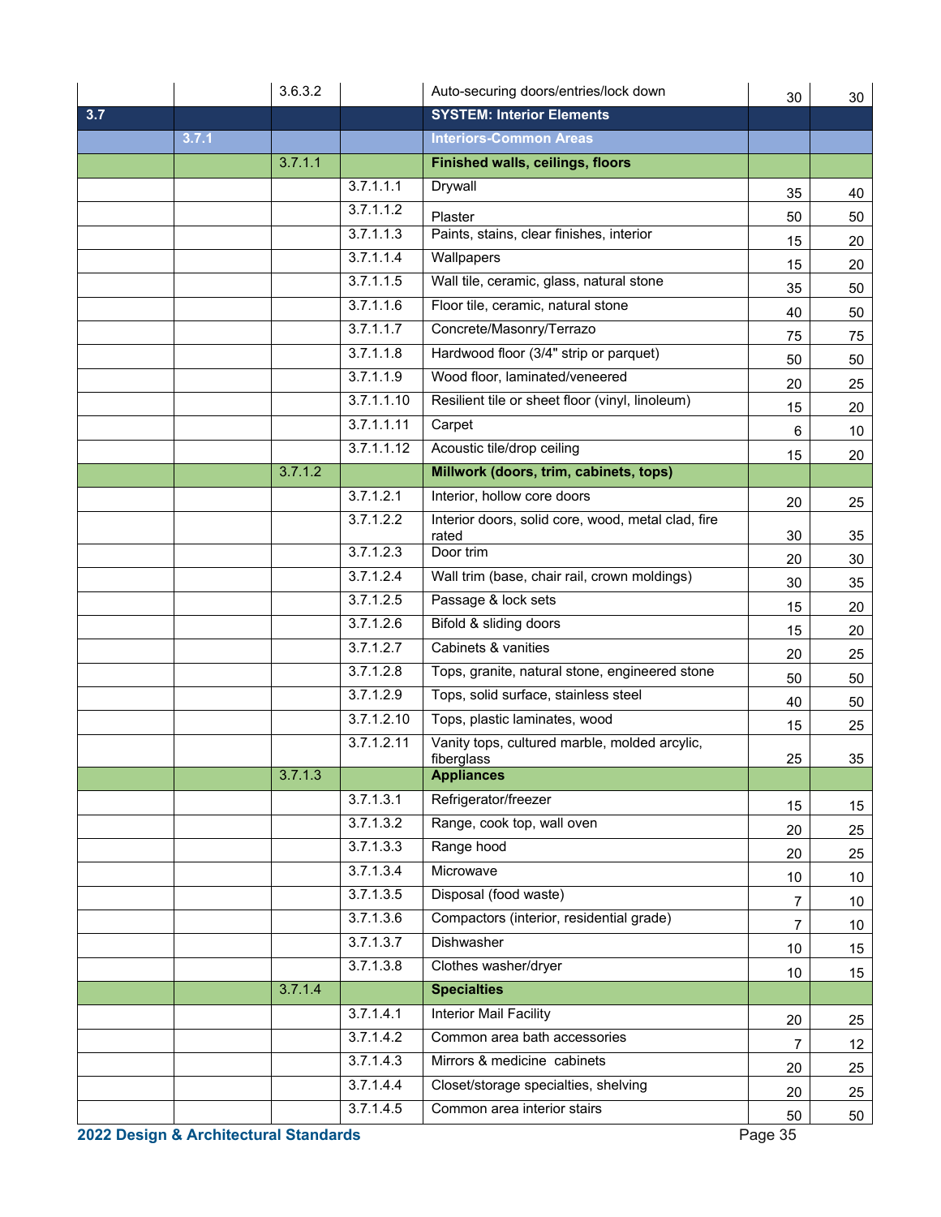| | | | | | | |
|---|---|---|---|---|---|---|
| | | 3.6.3.2 | | Auto-securing doors/entries/lock down | 30 | 30 |
| 3.7 | | | | **SYSTEM: Interior Elements** | | |
| | 3.7.1 | | | **Interiors-Common Areas** | | |
| | | 3.7.1.1 | | **Finished walls, ceilings, floors** | | |
| | | | 3.7.1.1.1 | Drywall | 35 | 40 |
| | | | 3.7.1.1.2 | Plaster | 50 | 50 |
| | | | 3.7.1.1.3 | Paints, stains, clear finishes, interior | 15 | 20 |
| | | | 3.7.1.1.4 | Wallpapers | 15 | 20 |
| | | | 3.7.1.1.5 | Wall tile, ceramic, glass, natural stone | 35 | 50 |
| | | | 3.7.1.1.6 | Floor tile, ceramic, natural stone | 40 | 50 |
| | | | 3.7.1.1.7 | Concrete/Masonry/Terrazo | 75 | 75 |
| | | | 3.7.1.1.8 | Hardwood floor (3/4" strip or parquet) | 50 | 50 |
| | | | 3.7.1.1.9 | Wood floor, laminated/veneered | 20 | 25 |
| | | | 3.7.1.1.10 | Resilient tile or sheet floor (vinyl, linoleum) | 15 | 20 |
| | | | 3.7.1.1.11 | Carpet | 6 | 10 |
| | | | 3.7.1.1.12 | Acoustic tile/drop ceiling | 15 | 20 |
| | | 3.7.1.2 | | **Millwork (doors, trim, cabinets, tops)** | | |
| | | | 3.7.1.2.1 | Interior, hollow core doors | 20 | 25 |
| | | | 3.7.1.2.2 | Interior doors, solid core, wood, metal clad, fire rated | 30 | 35 |
| | | | 3.7.1.2.3 | Door trim | 20 | 30 |
| | | | 3.7.1.2.4 | Wall trim (base, chair rail, crown moldings) | 30 | 35 |
| | | | 3.7.1.2.5 | Passage & lock sets | 15 | 20 |
| | | | 3.7.1.2.6 | Bifold & sliding doors | 15 | 20 |
| | | | 3.7.1.2.7 | Cabinets & vanities | 20 | 25 |
| | | | 3.7.1.2.8 | Tops, granite, natural stone, engineered stone | 50 | 50 |
| | | | 3.7.1.2.9 | Tops, solid surface, stainless steel | 40 | 50 |
| | | | 3.7.1.2.10 | Tops, plastic laminates, wood | 15 | 25 |
| | | | 3.7.1.2.11 | Vanity tops, cultured marble, molded arcylic, fiberglass | 25 | 35 |
| | | 3.7.1.3 | | **Appliances** | | |
| | | | 3.7.1.3.1 | Refrigerator/freezer | 15 | 15 |
| | | | 3.7.1.3.2 | Range, cook top, wall oven | 20 | 25 |
| | | | 3.7.1.3.3 | Range hood | 20 | 25 |
| | | | 3.7.1.3.4 | Microwave | 10 | 10 |
| | | | 3.7.1.3.5 | Disposal (food waste) | 7 | 10 |
| | | | 3.7.1.3.6 | Compactors (interior, residential grade) | 7 | 10 |
| | | | 3.7.1.3.7 | Dishwasher | 10 | 15 |
| | | | 3.7.1.3.8 | Clothes washer/dryer | 10 | 15 |
| | | 3.7.1.4 | | **Specialties** | | |
| | | | 3.7.1.4.1 | Interior Mail Facility | 20 | 25 |
| | | | 3.7.1.4.2 | Common area bath accessories | 7 | 12 |
| | | | 3.7.1.4.3 | Mirrors & medicine cabinets | 20 | 25 |
| | | | 3.7.1.4.4 | Closet/storage specialties, shelving | 20 | 25 |
| | | | 3.7.1.4.5 | Common area interior stairs | 50 | 50 |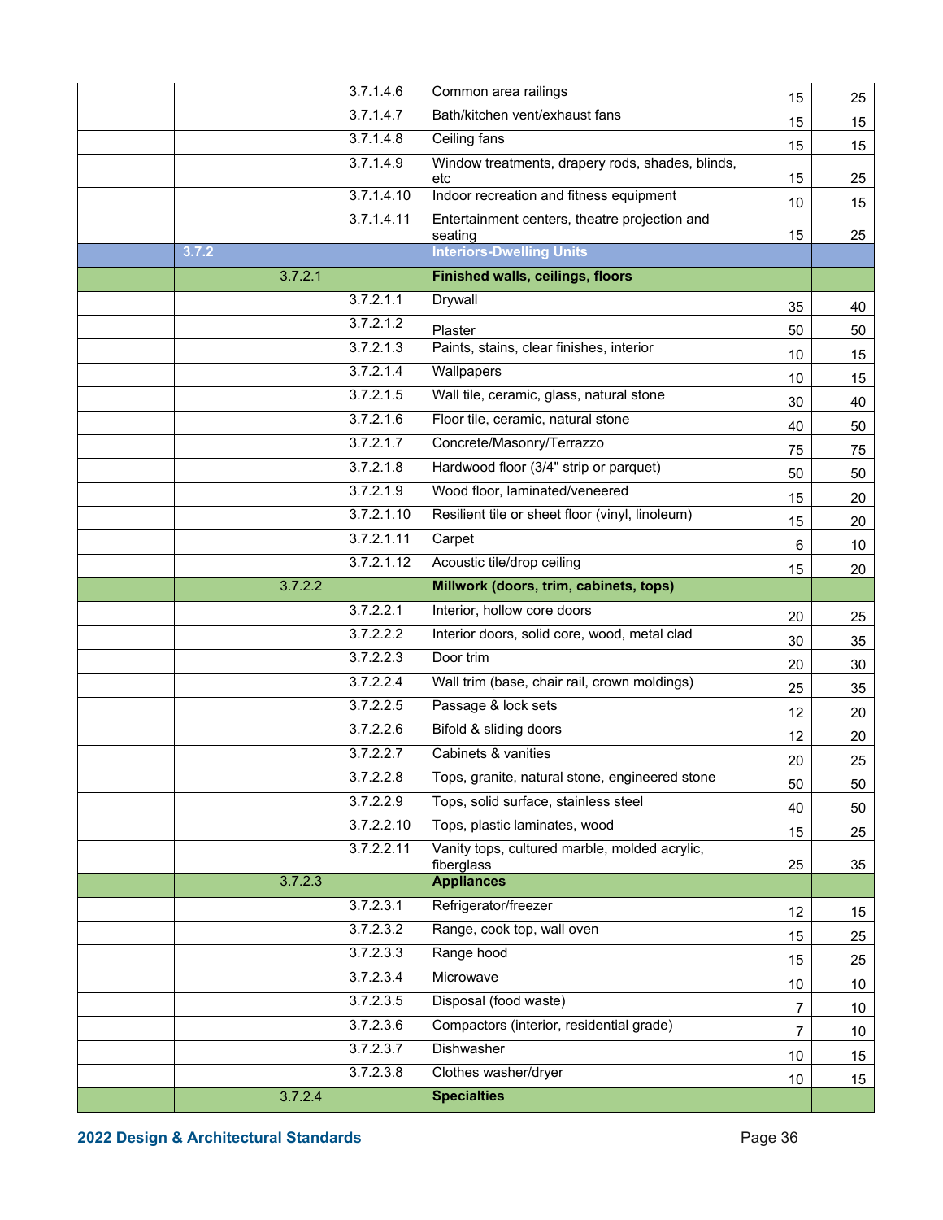| | | | | | | |
|---|---|---|---|---|---|---|
| | | | 3.7.1.4.6 | Common area railings | 15 | 25 |
| | | | 3.7.1.4.7 | Bath/kitchen vent/exhaust fans | 15 | 15 |
| | | | 3.7.1.4.8 | Ceiling fans | 15 | 15 |
| | | | 3.7.1.4.9 | Window treatments, drapery rods, shades, blinds, etc | 15 | 25 |
| | | | 3.7.1.4.10 | Indoor recreation and fitness equipment | 10 | 15 |
| | | | 3.7.1.4.11 | Entertainment centers, theatre projection and seating | 15 | 25 |
| | 3.7.2 | | | **Interiors-Dwelling Units** | | |
| | | 3.7.2.1 | | **Finished walls, ceilings, floors** | | |
| | | | 3.7.2.1.1 | Drywall | 35 | 40 |
| | | | 3.7.2.1.2 | Plaster | 50 | 50 |
| | | | 3.7.2.1.3 | Paints, stains, clear finishes, interior | 10 | 15 |
| | | | 3.7.2.1.4 | Wallpapers | 10 | 15 |
| | | | 3.7.2.1.5 | Wall tile, ceramic, glass, natural stone | 30 | 40 |
| | | | 3.7.2.1.6 | Floor tile, ceramic, natural stone | 40 | 50 |
| | | | 3.7.2.1.7 | Concrete/Masonry/Terrazzo | 75 | 75 |
| | | | 3.7.2.1.8 | Hardwood floor (3/4" strip or parquet) | 50 | 50 |
| | | | 3.7.2.1.9 | Wood floor, laminated/veneered | 15 | 20 |
| | | | 3.7.2.1.10 | Resilient tile or sheet floor (vinyl, linoleum) | 15 | 20 |
| | | | 3.7.2.1.11 | Carpet | 6 | 10 |
| | | | 3.7.2.1.12 | Acoustic tile/drop ceiling | 15 | 20 |
| | | 3.7.2.2 | | **Millwork (doors, trim, cabinets, tops)** | | |
| | | | 3.7.2.2.1 | Interior, hollow core doors | 20 | 25 |
| | | | 3.7.2.2.2 | Interior doors, solid core, wood, metal clad | 30 | 35 |
| | | | 3.7.2.2.3 | Door trim | 20 | 30 |
| | | | 3.7.2.2.4 | Wall trim (base, chair rail, crown moldings) | 25 | 35 |
| | | | 3.7.2.2.5 | Passage & lock sets | 12 | 20 |
| | | | 3.7.2.2.6 | Bifold & sliding doors | 12 | 20 |
| | | | 3.7.2.2.7 | Cabinets & vanities | 20 | 25 |
| | | | 3.7.2.2.8 | Tops, granite, natural stone, engineered stone | 50 | 50 |
| | | | 3.7.2.2.9 | Tops, solid surface, stainless steel | 40 | 50 |
| | | | 3.7.2.2.10 | Tops, plastic laminates, wood | 15 | 25 |
| | | | 3.7.2.2.11 | Vanity tops, cultured marble, molded acrylic, fiberglass | 25 | 35 |
| | | 3.7.2.3 | | **Appliances** | | |
| | | | 3.7.2.3.1 | Refrigerator/freezer | 12 | 15 |
| | | | 3.7.2.3.2 | Range, cook top, wall oven | 15 | 25 |
| | | | 3.7.2.3.3 | Range hood | 15 | 25 |
| | | | 3.7.2.3.4 | Microwave | 10 | 10 |
| | | | 3.7.2.3.5 | Disposal (food waste) | 7 | 10 |
| | | | 3.7.2.3.6 | Compactors (interior, residential grade) | 7 | 10 |
| | | | 3.7.2.3.7 | Dishwasher | 10 | 15 |
| | | | 3.7.2.3.8 | Clothes washer/dryer | 10 | 15 |
| | | 3.7.2.4 | | **Specialties** | | |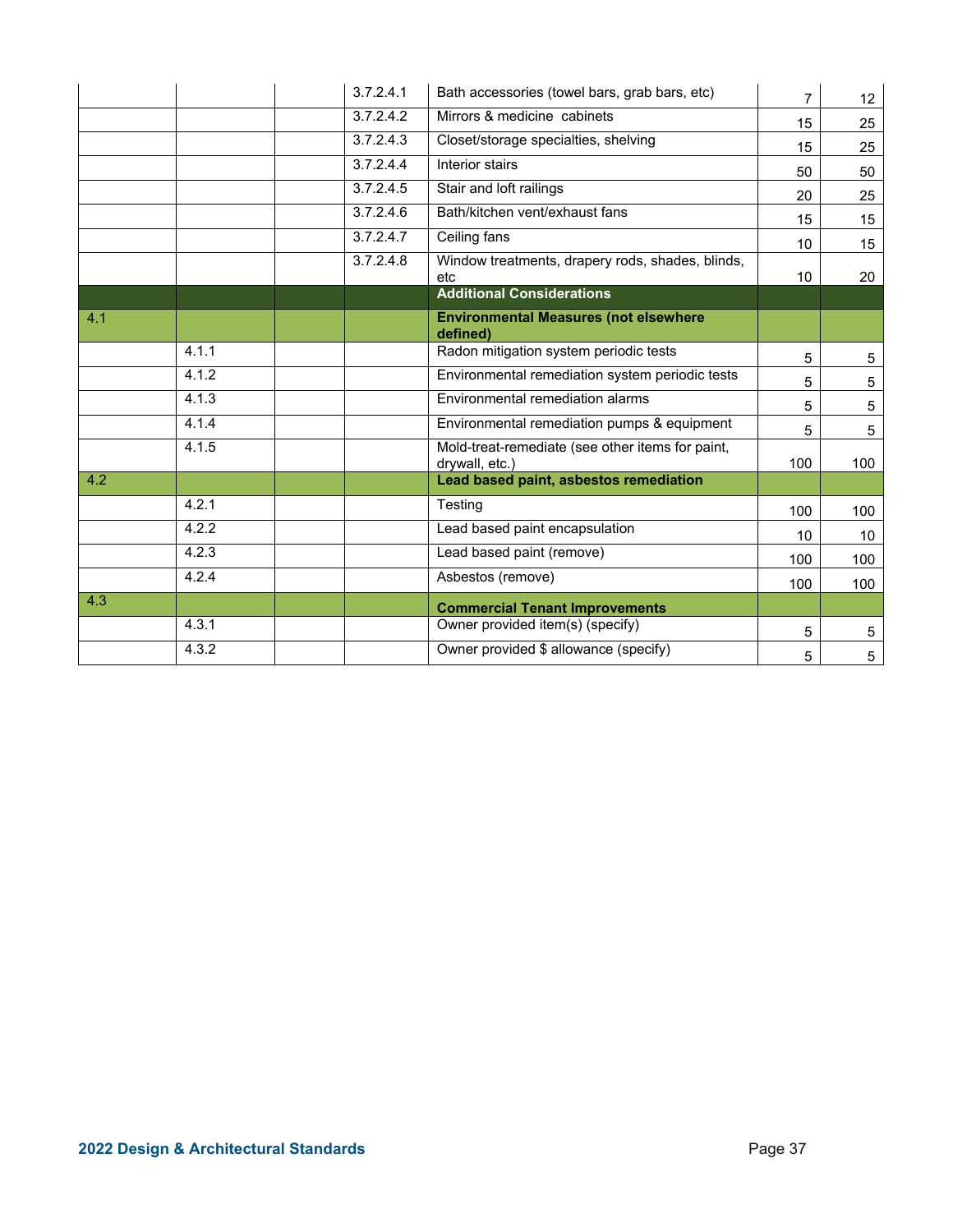| | | | | | | |
|---|---|---|---|---|---|---|
| | | | 3.7.2.4.1 | Bath accessories (towel bars, grab bars, etc) | 7 | 12 |
| | | | 3.7.2.4.2 | Mirrors & medicine cabinets | 15 | 25 |
| | | | 3.7.2.4.3 | Closet/storage specialties, shelving | 15 | 25 |
| | | | 3.7.2.4.4 | Interior stairs | 50 | 50 |
| | | | 3.7.2.4.5 | Stair and loft railings | 20 | 25 |
| | | | 3.7.2.4.6 | Bath/kitchen vent/exhaust fans | 15 | 15 |
| | | | 3.7.2.4.7 | Ceiling fans | 10 | 15 |
| | | | 3.7.2.4.8 | Window treatments, drapery rods, shades, blinds, etc | 10 | 20 |
| | | | | **Additional Considerations** | | |
| 4.1 | | | | **Environmental Measures (not elsewhere defined)** | | |
| | 4.1.1 | | | Radon mitigation system periodic tests | 5 | 5 |
| | 4.1.2 | | | Environmental remediation system periodic tests | 5 | 5 |
| | 4.1.3 | | | Environmental remediation alarms | 5 | 5 |
| | 4.1.4 | | | Environmental remediation pumps & equipment | 5 | 5 |
| | 4.1.5 | | | Mold-treat-remediate (see other items for paint, drywall, etc.) | 100 | 100 |
| 4.2 | | | | **Lead based paint, asbestos remediation** | | |
| | 4.2.1 | | | Testing | 100 | 100 |
| | 4.2.2 | | | Lead based paint encapsulation | 10 | 10 |
| | 4.2.3 | | | Lead based paint (remove) | 100 | 100 |
| | 4.2.4 | | | Asbestos (remove) | 100 | 100 |
| 4.3 | | | | **Commercial Tenant Improvements** | | |
| | 4.3.1 | | | Owner provided item(s) (specify) | 5 | 5 |
| | 4.3.2 | | | Owner provided $ allowance (specify) | 5 | 5 |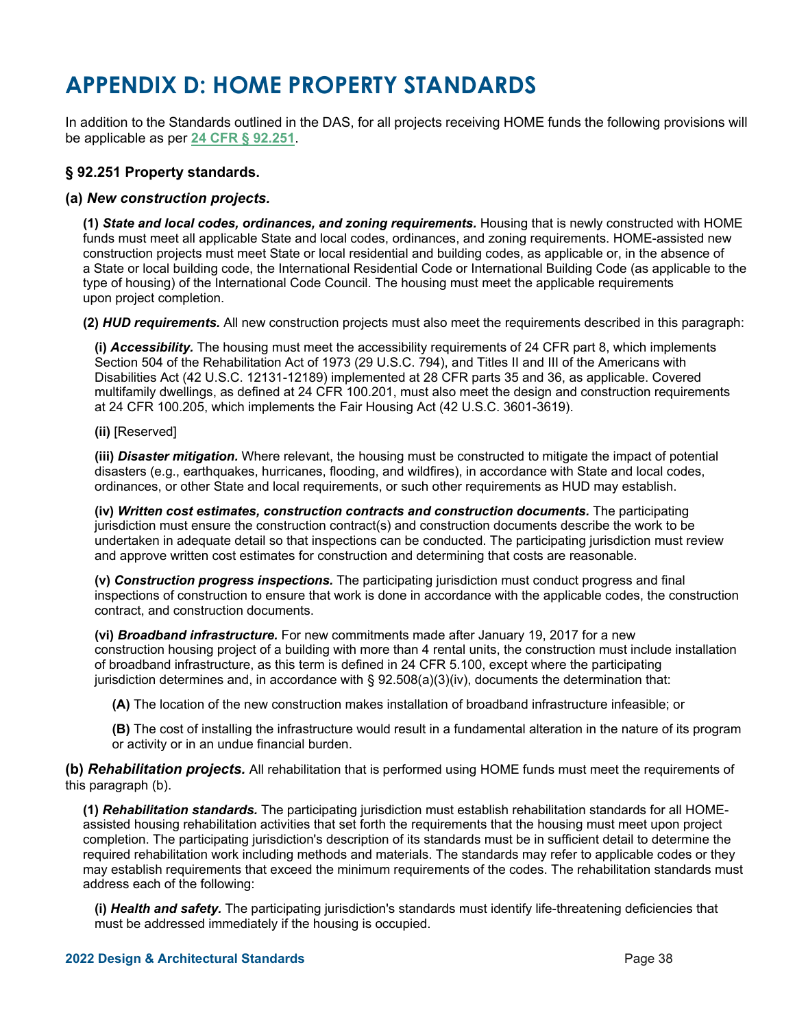# APPENDIX D: HOME PROPERTY STANDARDS

In addition to the Standards outlined in the DAS, for all projects receiving HOME funds the following provisions will be applicable as per [24 CFR § 92.251](24 CFR § 92.251).

### § 92.251 Property standards.

#### (a) *New construction projects.*

**(1)** ***State and local codes, ordinances, and zoning requirements.*** Housing that is newly constructed with HOME funds must meet all applicable State and local codes, ordinances, and zoning requirements. HOME-assisted new construction projects must meet State or local residential and building codes, as applicable or, in the absence of a State or local building code, the International Residential Code or International Building Code (as applicable to the type of housing) of the International Code Council. The housing must meet the applicable requirements upon project completion.

**(2)** ***HUD requirements.*** All new construction projects must also meet the requirements described in this paragraph:

**(i)** ***Accessibility.*** The housing must meet the accessibility requirements of 24 CFR part 8, which implements Section 504 of the Rehabilitation Act of 1973 (29 U.S.C. 794), and Titles II and III of the Americans with Disabilities Act (42 U.S.C. 12131-12189) implemented at 28 CFR parts 35 and 36, as applicable. Covered multifamily dwellings, as defined at 24 CFR 100.201, must also meet the design and construction requirements at 24 CFR 100.205, which implements the Fair Housing Act (42 U.S.C. 3601-3619).

**(ii)** [Reserved]

**(iii)** ***Disaster mitigation.*** Where relevant, the housing must be constructed to mitigate the impact of potential disasters (e.g., earthquakes, hurricanes, flooding, and wildfires), in accordance with State and local codes, ordinances, or other State and local requirements, or such other requirements as HUD may establish.

**(iv)** ***Written cost estimates, construction contracts and construction documents.*** The participating jurisdiction must ensure the construction contract(s) and construction documents describe the work to be undertaken in adequate detail so that inspections can be conducted. The participating jurisdiction must review and approve written cost estimates for construction and determining that costs are reasonable.

**(v)** ***Construction progress inspections.*** The participating jurisdiction must conduct progress and final inspections of construction to ensure that work is done in accordance with the applicable codes, the construction contract, and construction documents.

**(vi)** ***Broadband infrastructure.*** For new commitments made after January 19, 2017 for a new construction housing project of a building with more than 4 rental units, the construction must include installation of broadband infrastructure, as this term is defined in 24 CFR 5.100, except where the participating jurisdiction determines and, in accordance with § 92.508(a)(3)(iv), documents the determination that:

**(A)** The location of the new construction makes installation of broadband infrastructure infeasible; or

**(B)** The cost of installing the infrastructure would result in a fundamental alteration in the nature of its program or activity or in an undue financial burden.

**(b)** ***Rehabilitation projects.*** All rehabilitation that is performed using HOME funds must meet the requirements of this paragraph (b).

**(1)** ***Rehabilitation standards.*** The participating jurisdiction must establish rehabilitation standards for all HOME-assisted housing rehabilitation activities that set forth the requirements that the housing must meet upon project completion. The participating jurisdiction's description of its standards must be in sufficient detail to determine the required rehabilitation work including methods and materials. The standards may refer to applicable codes or they may establish requirements that exceed the minimum requirements of the codes. The rehabilitation standards must address each of the following:

**(i)** ***Health and safety.*** The participating jurisdiction's standards must identify life-threatening deficiencies that must be addressed immediately if the housing is occupied.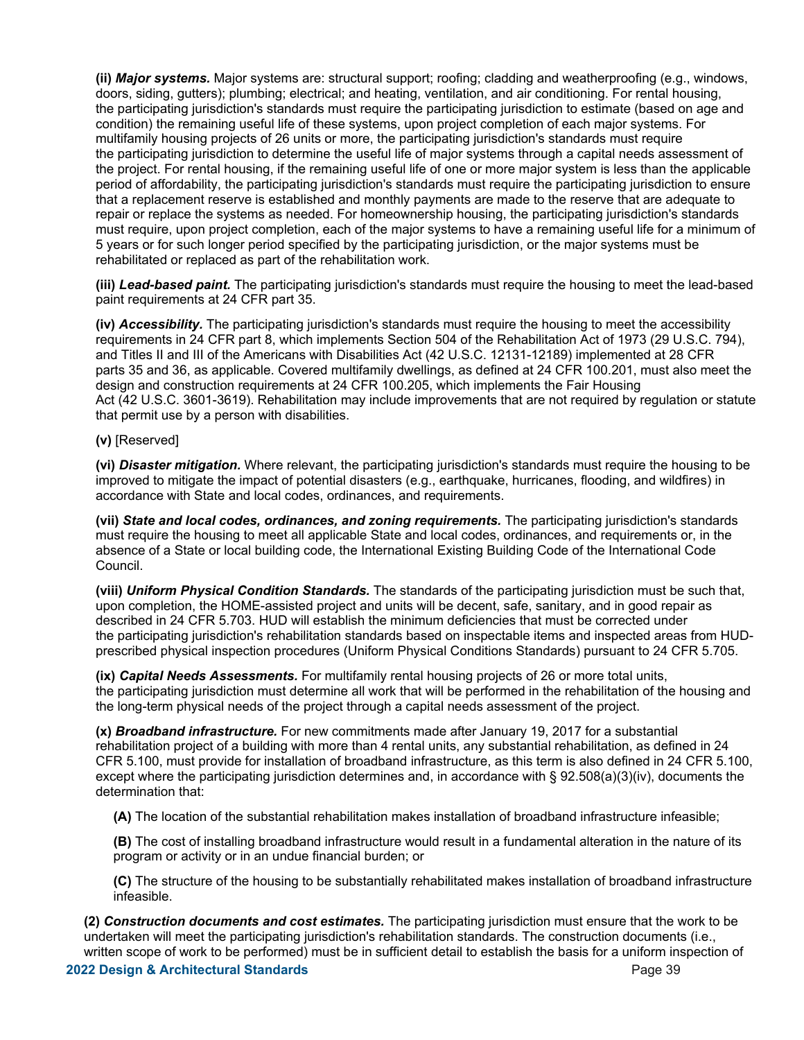**(ii)** ***Major systems.*** Major systems are: structural support; roofing; cladding and weatherproofing (e.g., windows, doors, siding, gutters); plumbing; electrical; and heating, ventilation, and air conditioning. For rental housing, the participating jurisdiction's standards must require the participating jurisdiction to estimate (based on age and condition) the remaining useful life of these systems, upon project completion of each major systems. For multifamily housing projects of 26 units or more, the participating jurisdiction's standards must require the participating jurisdiction to determine the useful life of major systems through a capital needs assessment of the project. For rental housing, if the remaining useful life of one or more major system is less than the applicable period of affordability, the participating jurisdiction's standards must require the participating jurisdiction to ensure that a replacement reserve is established and monthly payments are made to the reserve that are adequate to repair or replace the systems as needed. For homeownership housing, the participating jurisdiction's standards must require, upon project completion, each of the major systems to have a remaining useful life for a minimum of 5 years or for such longer period specified by the participating jurisdiction, or the major systems must be rehabilitated or replaced as part of the rehabilitation work.

**(iii)** ***Lead-based paint.*** The participating jurisdiction's standards must require the housing to meet the lead-based paint requirements at 24 CFR part 35.

**(iv)** ***Accessibility.*** The participating jurisdiction's standards must require the housing to meet the accessibility requirements in 24 CFR part 8, which implements Section 504 of the Rehabilitation Act of 1973 (29 U.S.C. 794), and Titles II and III of the Americans with Disabilities Act (42 U.S.C. 12131-12189) implemented at 28 CFR parts 35 and 36, as applicable. Covered multifamily dwellings, as defined at 24 CFR 100.201, must also meet the design and construction requirements at 24 CFR 100.205, which implements the Fair Housing Act (42 U.S.C. 3601-3619). Rehabilitation may include improvements that are not required by regulation or statute that permit use by a person with disabilities.

**(v)** [Reserved]

**(vi)** ***Disaster mitigation.*** Where relevant, the participating jurisdiction's standards must require the housing to be improved to mitigate the impact of potential disasters (e.g., earthquake, hurricanes, flooding, and wildfires) in accordance with State and local codes, ordinances, and requirements.

**(vii)** ***State and local codes, ordinances, and zoning requirements.*** The participating jurisdiction's standards must require the housing to meet all applicable State and local codes, ordinances, and requirements or, in the absence of a State or local building code, the International Existing Building Code of the International Code Council.

**(viii)** ***Uniform Physical Condition Standards.*** The standards of the participating jurisdiction must be such that, upon completion, the HOME-assisted project and units will be decent, safe, sanitary, and in good repair as described in 24 CFR 5.703. HUD will establish the minimum deficiencies that must be corrected under the participating jurisdiction's rehabilitation standards based on inspectable items and inspected areas from HUD-prescribed physical inspection procedures (Uniform Physical Conditions Standards) pursuant to 24 CFR 5.705.

**(ix)** ***Capital Needs Assessments.*** For multifamily rental housing projects of 26 or more total units, the participating jurisdiction must determine all work that will be performed in the rehabilitation of the housing and the long-term physical needs of the project through a capital needs assessment of the project.

**(x)** ***Broadband infrastructure.*** For new commitments made after January 19, 2017 for a substantial rehabilitation project of a building with more than 4 rental units, any substantial rehabilitation, as defined in 24 CFR 5.100, must provide for installation of broadband infrastructure, as this term is also defined in 24 CFR 5.100, except where the participating jurisdiction determines and, in accordance with § 92.508(a)(3)(iv), documents the determination that:

> **(A)** The location of the substantial rehabilitation makes installation of broadband infrastructure infeasible;
>
> **(B)** The cost of installing broadband infrastructure would result in a fundamental alteration in the nature of its program or activity or in an undue financial burden; or
>
> **(C)** The structure of the housing to be substantially rehabilitated makes installation of broadband infrastructure infeasible.

**(2)** ***Construction documents and cost estimates.*** The participating jurisdiction must ensure that the work to be undertaken will meet the participating jurisdiction's rehabilitation standards. The construction documents (i.e., written scope of work to be performed) must be in sufficient detail to establish the basis for a uniform inspection of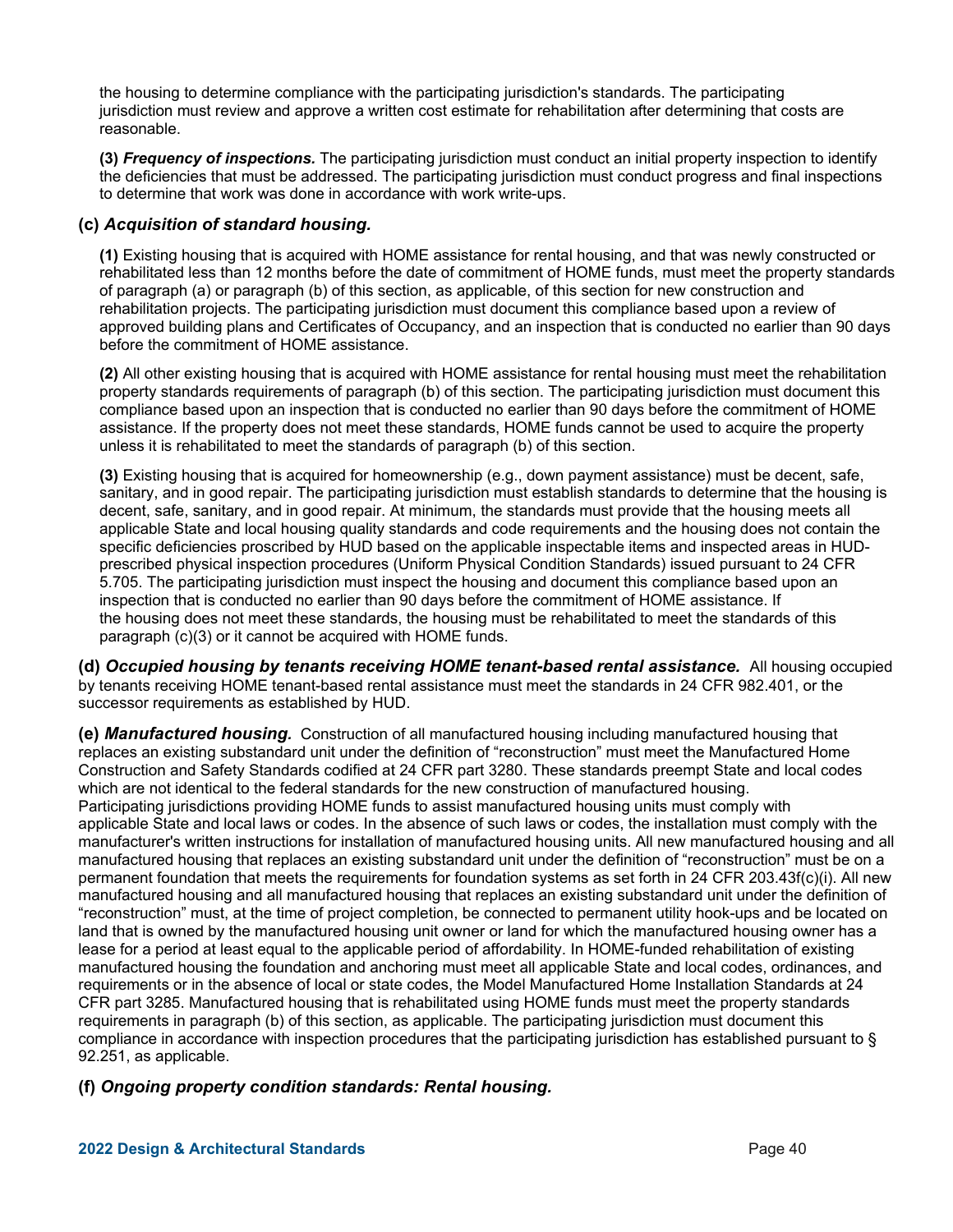the housing to determine compliance with the participating jurisdiction's standards. The participating jurisdiction must review and approve a written cost estimate for rehabilitation after determining that costs are reasonable.

**(3)** ***Frequency of inspections.*** The participating jurisdiction must conduct an initial property inspection to identify the deficiencies that must be addressed. The participating jurisdiction must conduct progress and final inspections to determine that work was done in accordance with work write-ups.

### (c) *Acquisition of standard housing.*

**(1)** Existing housing that is acquired with HOME assistance for rental housing, and that was newly constructed or rehabilitated less than 12 months before the date of commitment of HOME funds, must meet the property standards of paragraph (a) or paragraph (b) of this section, as applicable, of this section for new construction and rehabilitation projects. The participating jurisdiction must document this compliance based upon a review of approved building plans and Certificates of Occupancy, and an inspection that is conducted no earlier than 90 days before the commitment of HOME assistance.

**(2)** All other existing housing that is acquired with HOME assistance for rental housing must meet the rehabilitation property standards requirements of paragraph (b) of this section. The participating jurisdiction must document this compliance based upon an inspection that is conducted no earlier than 90 days before the commitment of HOME assistance. If the property does not meet these standards, HOME funds cannot be used to acquire the property unless it is rehabilitated to meet the standards of paragraph (b) of this section.

**(3)** Existing housing that is acquired for homeownership (e.g., down payment assistance) must be decent, safe, sanitary, and in good repair. The participating jurisdiction must establish standards to determine that the housing is decent, safe, sanitary, and in good repair. At minimum, the standards must provide that the housing meets all applicable State and local housing quality standards and code requirements and the housing does not contain the specific deficiencies proscribed by HUD based on the applicable inspectable items and inspected areas in HUD-prescribed physical inspection procedures (Uniform Physical Condition Standards) issued pursuant to 24 CFR 5.705. The participating jurisdiction must inspect the housing and document this compliance based upon an inspection that is conducted no earlier than 90 days before the commitment of HOME assistance. If the housing does not meet these standards, the housing must be rehabilitated to meet the standards of this paragraph (c)(3) or it cannot be acquired with HOME funds.

**(d)** ***Occupied housing by tenants receiving HOME tenant-based rental assistance.*** All housing occupied by tenants receiving HOME tenant-based rental assistance must meet the standards in 24 CFR 982.401, or the successor requirements as established by HUD.

**(e)** ***Manufactured housing.*** Construction of all manufactured housing including manufactured housing that replaces an existing substandard unit under the definition of “reconstruction” must meet the Manufactured Home Construction and Safety Standards codified at 24 CFR part 3280. These standards preempt State and local codes which are not identical to the federal standards for the new construction of manufactured housing. Participating jurisdictions providing HOME funds to assist manufactured housing units must comply with applicable State and local laws or codes. In the absence of such laws or codes, the installation must comply with the manufacturer's written instructions for installation of manufactured housing units. All new manufactured housing and all manufactured housing that replaces an existing substandard unit under the definition of “reconstruction” must be on a permanent foundation that meets the requirements for foundation systems as set forth in 24 CFR 203.43f(c)(i). All new manufactured housing and all manufactured housing that replaces an existing substandard unit under the definition of “reconstruction” must, at the time of project completion, be connected to permanent utility hook-ups and be located on land that is owned by the manufactured housing unit owner or land for which the manufactured housing owner has a lease for a period at least equal to the applicable period of affordability. In HOME-funded rehabilitation of existing manufactured housing the foundation and anchoring must meet all applicable State and local codes, ordinances, and requirements or in the absence of local or state codes, the Model Manufactured Home Installation Standards at 24 CFR part 3285. Manufactured housing that is rehabilitated using HOME funds must meet the property standards requirements in paragraph (b) of this section, as applicable. The participating jurisdiction must document this compliance in accordance with inspection procedures that the participating jurisdiction has established pursuant to § 92.251, as applicable.

### (f) *Ongoing property condition standards: Rental housing.*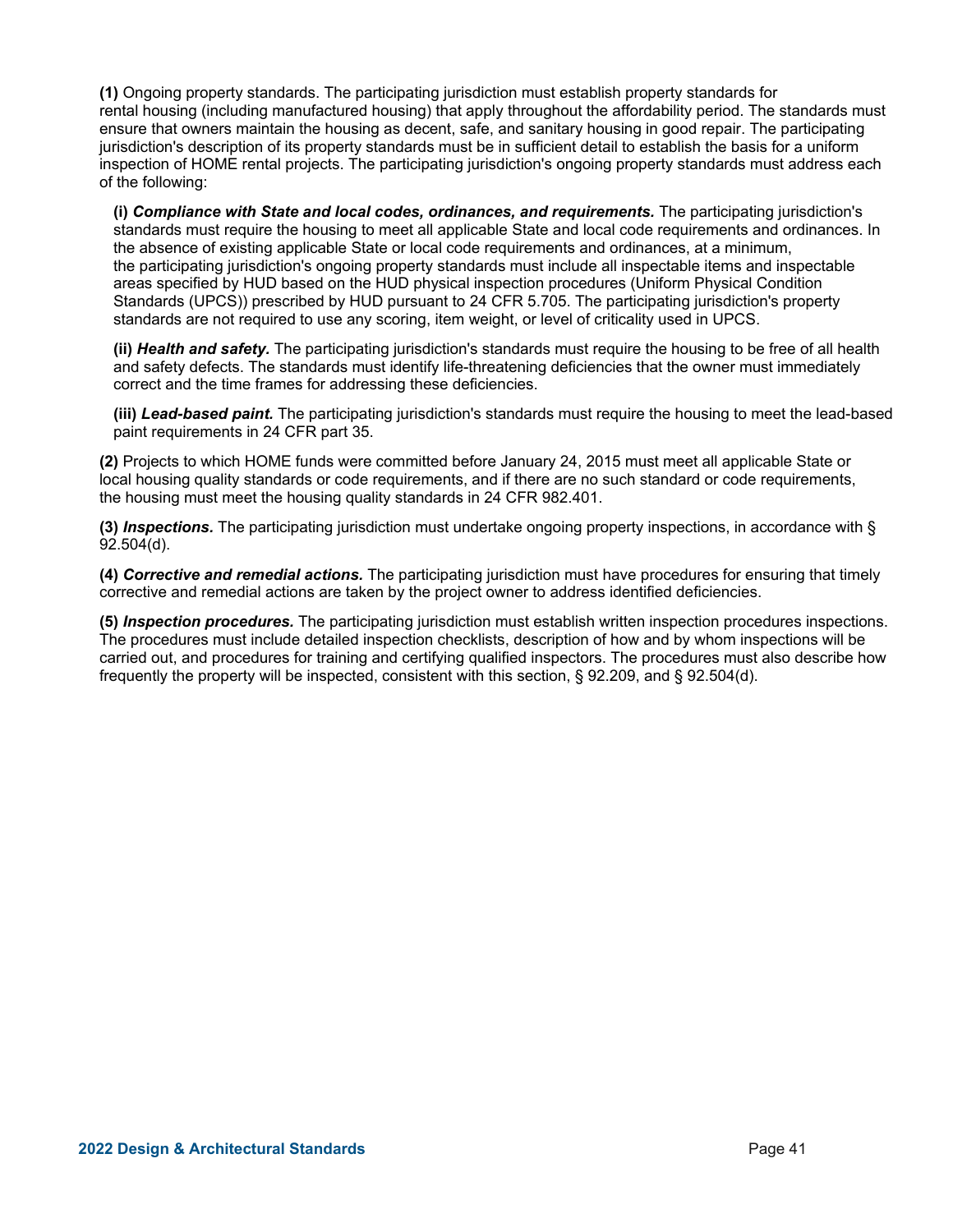**(1)** Ongoing property standards. The participating jurisdiction must establish property standards for rental housing (including manufactured housing) that apply throughout the affordability period. The standards must ensure that owners maintain the housing as decent, safe, and sanitary housing in good repair. The participating jurisdiction's description of its property standards must be in sufficient detail to establish the basis for a uniform inspection of HOME rental projects. The participating jurisdiction's ongoing property standards must address each of the following:

> **(i)** ***Compliance with State and local codes, ordinances, and requirements.*** The participating jurisdiction's standards must require the housing to meet all applicable State and local code requirements and ordinances. In the absence of existing applicable State or local code requirements and ordinances, at a minimum, the participating jurisdiction's ongoing property standards must include all inspectable items and inspectable areas specified by HUD based on the HUD physical inspection procedures (Uniform Physical Condition Standards (UPCS)) prescribed by HUD pursuant to 24 CFR 5.705. The participating jurisdiction's property standards are not required to use any scoring, item weight, or level of criticality used in UPCS.
>
> **(ii)** ***Health and safety.*** The participating jurisdiction's standards must require the housing to be free of all health and safety defects. The standards must identify life-threatening deficiencies that the owner must immediately correct and the time frames for addressing these deficiencies.
>
> **(iii)** ***Lead-based paint.*** The participating jurisdiction's standards must require the housing to meet the lead-based paint requirements in 24 CFR part 35.

**(2)** Projects to which HOME funds were committed before January 24, 2015 must meet all applicable State or local housing quality standards or code requirements, and if there are no such standard or code requirements, the housing must meet the housing quality standards in 24 CFR 982.401.

**(3)** ***Inspections.*** The participating jurisdiction must undertake ongoing property inspections, in accordance with § 92.504(d).

**(4)** ***Corrective and remedial actions.*** The participating jurisdiction must have procedures for ensuring that timely corrective and remedial actions are taken by the project owner to address identified deficiencies.

**(5)** ***Inspection procedures.*** The participating jurisdiction must establish written inspection procedures inspections. The procedures must include detailed inspection checklists, description of how and by whom inspections will be carried out, and procedures for training and certifying qualified inspectors. The procedures must also describe how frequently the property will be inspected, consistent with this section, § 92.209, and § 92.504(d).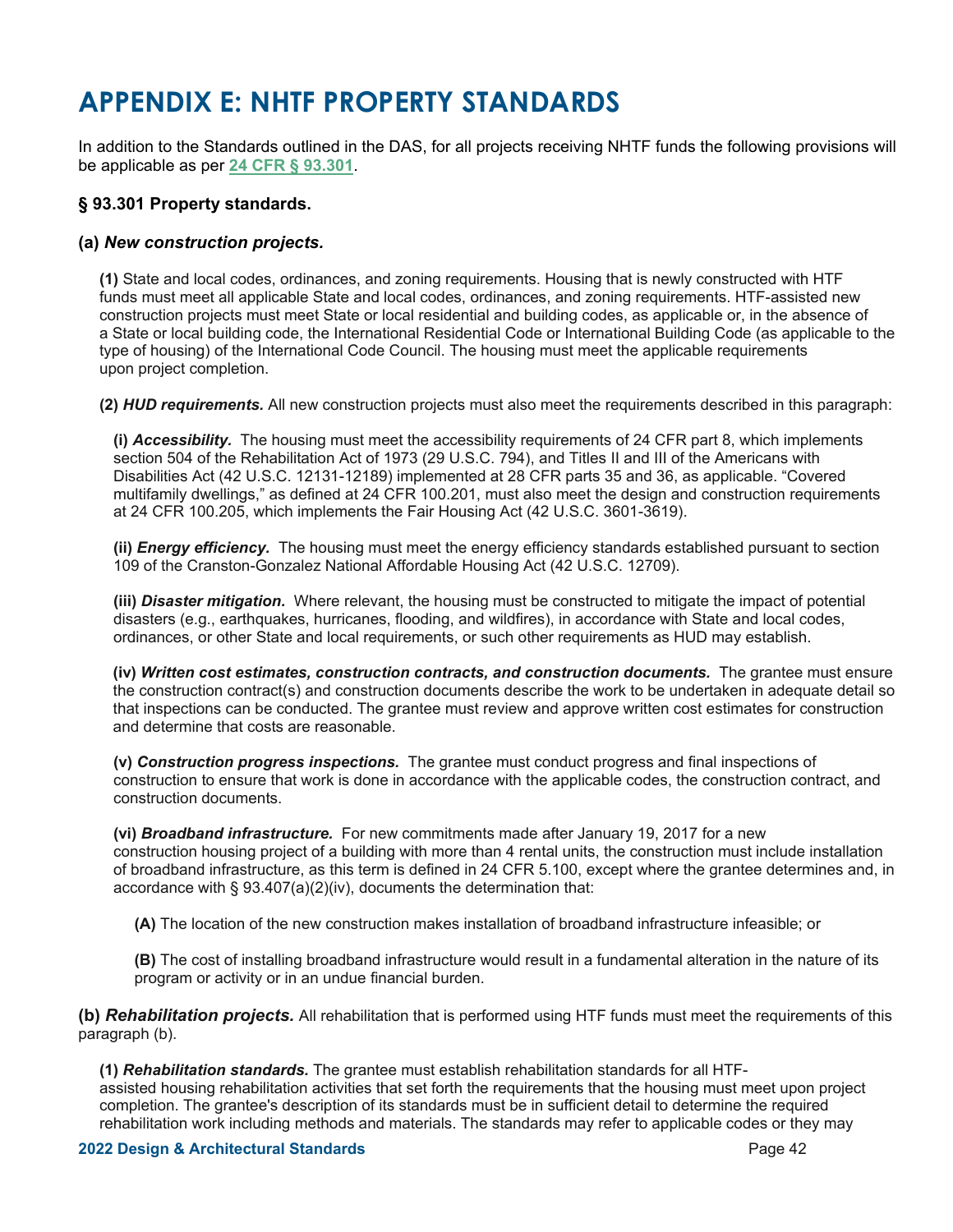# APPENDIX E: NHTF PROPERTY STANDARDS

In addition to the Standards outlined in the DAS, for all projects receiving NHTF funds the following provisions will be applicable as per [24 CFR § 93.301](24 CFR § 93.301).

### § 93.301 Property standards.

### (a) *New construction projects.*

**(1)** State and local codes, ordinances, and zoning requirements. Housing that is newly constructed with HTF funds must meet all applicable State and local codes, ordinances, and zoning requirements. HTF-assisted new construction projects must meet State or local residential and building codes, as applicable or, in the absence of a State or local building code, the International Residential Code or International Building Code (as applicable to the type of housing) of the International Code Council. The housing must meet the applicable requirements upon project completion.

**(2)** ***HUD requirements.*** All new construction projects must also meet the requirements described in this paragraph:

**(i)** ***Accessibility.*** The housing must meet the accessibility requirements of 24 CFR part 8, which implements section 504 of the Rehabilitation Act of 1973 (29 U.S.C. 794), and Titles II and III of the Americans with Disabilities Act (42 U.S.C. 12131-12189) implemented at 28 CFR parts 35 and 36, as applicable. "Covered multifamily dwellings," as defined at 24 CFR 100.201, must also meet the design and construction requirements at 24 CFR 100.205, which implements the Fair Housing Act (42 U.S.C. 3601-3619).

**(ii)** ***Energy efficiency.*** The housing must meet the energy efficiency standards established pursuant to section 109 of the Cranston-Gonzalez National Affordable Housing Act (42 U.S.C. 12709).

**(iii)** ***Disaster mitigation.*** Where relevant, the housing must be constructed to mitigate the impact of potential disasters (e.g., earthquakes, hurricanes, flooding, and wildfires), in accordance with State and local codes, ordinances, or other State and local requirements, or such other requirements as HUD may establish.

**(iv)** ***Written cost estimates, construction contracts, and construction documents.*** The grantee must ensure the construction contract(s) and construction documents describe the work to be undertaken in adequate detail so that inspections can be conducted. The grantee must review and approve written cost estimates for construction and determine that costs are reasonable.

**(v)** ***Construction progress inspections.*** The grantee must conduct progress and final inspections of construction to ensure that work is done in accordance with the applicable codes, the construction contract, and construction documents.

**(vi)** ***Broadband infrastructure.*** For new commitments made after January 19, 2017 for a new construction housing project of a building with more than 4 rental units, the construction must include installation of broadband infrastructure, as this term is defined in 24 CFR 5.100, except where the grantee determines and, in accordance with § 93.407(a)(2)(iv), documents the determination that:

**(A)** The location of the new construction makes installation of broadband infrastructure infeasible; or

**(B)** The cost of installing broadband infrastructure would result in a fundamental alteration in the nature of its program or activity or in an undue financial burden.

**(b)** ***Rehabilitation projects.*** All rehabilitation that is performed using HTF funds must meet the requirements of this paragraph (b).

**(1)** ***Rehabilitation standards.*** The grantee must establish rehabilitation standards for all HTF-assisted housing rehabilitation activities that set forth the requirements that the housing must meet upon project completion. The grantee's description of its standards must be in sufficient detail to determine the required rehabilitation work including methods and materials. The standards may refer to applicable codes or they may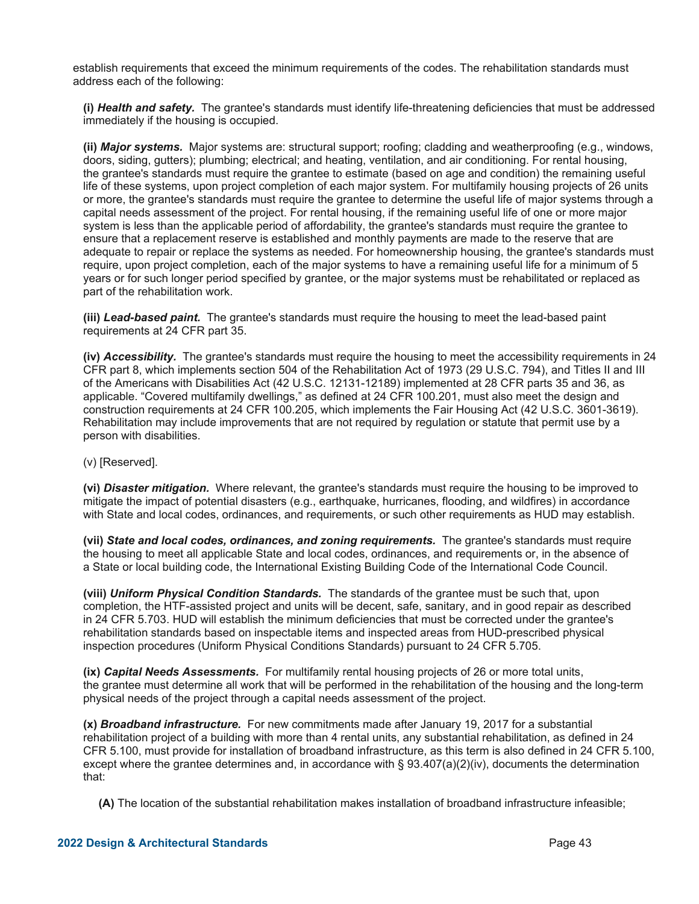establish requirements that exceed the minimum requirements of the codes. The rehabilitation standards must address each of the following:

**(i)** ***Health and safety.*** The grantee's standards must identify life-threatening deficiencies that must be addressed immediately if the housing is occupied.

**(ii)** ***Major systems.*** Major systems are: structural support; roofing; cladding and weatherproofing (e.g., windows, doors, siding, gutters); plumbing; electrical; and heating, ventilation, and air conditioning. For rental housing, the grantee's standards must require the grantee to estimate (based on age and condition) the remaining useful life of these systems, upon project completion of each major system. For multifamily housing projects of 26 units or more, the grantee's standards must require the grantee to determine the useful life of major systems through a capital needs assessment of the project. For rental housing, if the remaining useful life of one or more major system is less than the applicable period of affordability, the grantee's standards must require the grantee to ensure that a replacement reserve is established and monthly payments are made to the reserve that are adequate to repair or replace the systems as needed. For homeownership housing, the grantee's standards must require, upon project completion, each of the major systems to have a remaining useful life for a minimum of 5 years or for such longer period specified by grantee, or the major systems must be rehabilitated or replaced as part of the rehabilitation work.

**(iii)** ***Lead-based paint.*** The grantee's standards must require the housing to meet the lead-based paint requirements at 24 CFR part 35.

**(iv)** ***Accessibility.*** The grantee's standards must require the housing to meet the accessibility requirements in 24 CFR part 8, which implements section 504 of the Rehabilitation Act of 1973 (29 U.S.C. 794), and Titles II and III of the Americans with Disabilities Act (42 U.S.C. 12131-12189) implemented at 28 CFR parts 35 and 36, as applicable. "Covered multifamily dwellings," as defined at 24 CFR 100.201, must also meet the design and construction requirements at 24 CFR 100.205, which implements the Fair Housing Act (42 U.S.C. 3601-3619). Rehabilitation may include improvements that are not required by regulation or statute that permit use by a person with disabilities.

(v) [Reserved].

**(vi)** ***Disaster mitigation.*** Where relevant, the grantee's standards must require the housing to be improved to mitigate the impact of potential disasters (e.g., earthquake, hurricanes, flooding, and wildfires) in accordance with State and local codes, ordinances, and requirements, or such other requirements as HUD may establish.

**(vii)** ***State and local codes, ordinances, and zoning requirements.*** The grantee's standards must require the housing to meet all applicable State and local codes, ordinances, and requirements or, in the absence of a State or local building code, the International Existing Building Code of the International Code Council.

**(viii)** ***Uniform Physical Condition Standards.*** The standards of the grantee must be such that, upon completion, the HTF-assisted project and units will be decent, safe, sanitary, and in good repair as described in 24 CFR 5.703. HUD will establish the minimum deficiencies that must be corrected under the grantee's rehabilitation standards based on inspectable items and inspected areas from HUD-prescribed physical inspection procedures (Uniform Physical Conditions Standards) pursuant to 24 CFR 5.705.

**(ix)** ***Capital Needs Assessments.*** For multifamily rental housing projects of 26 or more total units, the grantee must determine all work that will be performed in the rehabilitation of the housing and the long-term physical needs of the project through a capital needs assessment of the project.

**(x)** ***Broadband infrastructure.*** For new commitments made after January 19, 2017 for a substantial rehabilitation project of a building with more than 4 rental units, any substantial rehabilitation, as defined in 24 CFR 5.100, must provide for installation of broadband infrastructure, as this term is also defined in 24 CFR 5.100, except where the grantee determines and, in accordance with § 93.407(a)(2)(iv), documents the determination that:

**(A)** The location of the substantial rehabilitation makes installation of broadband infrastructure infeasible;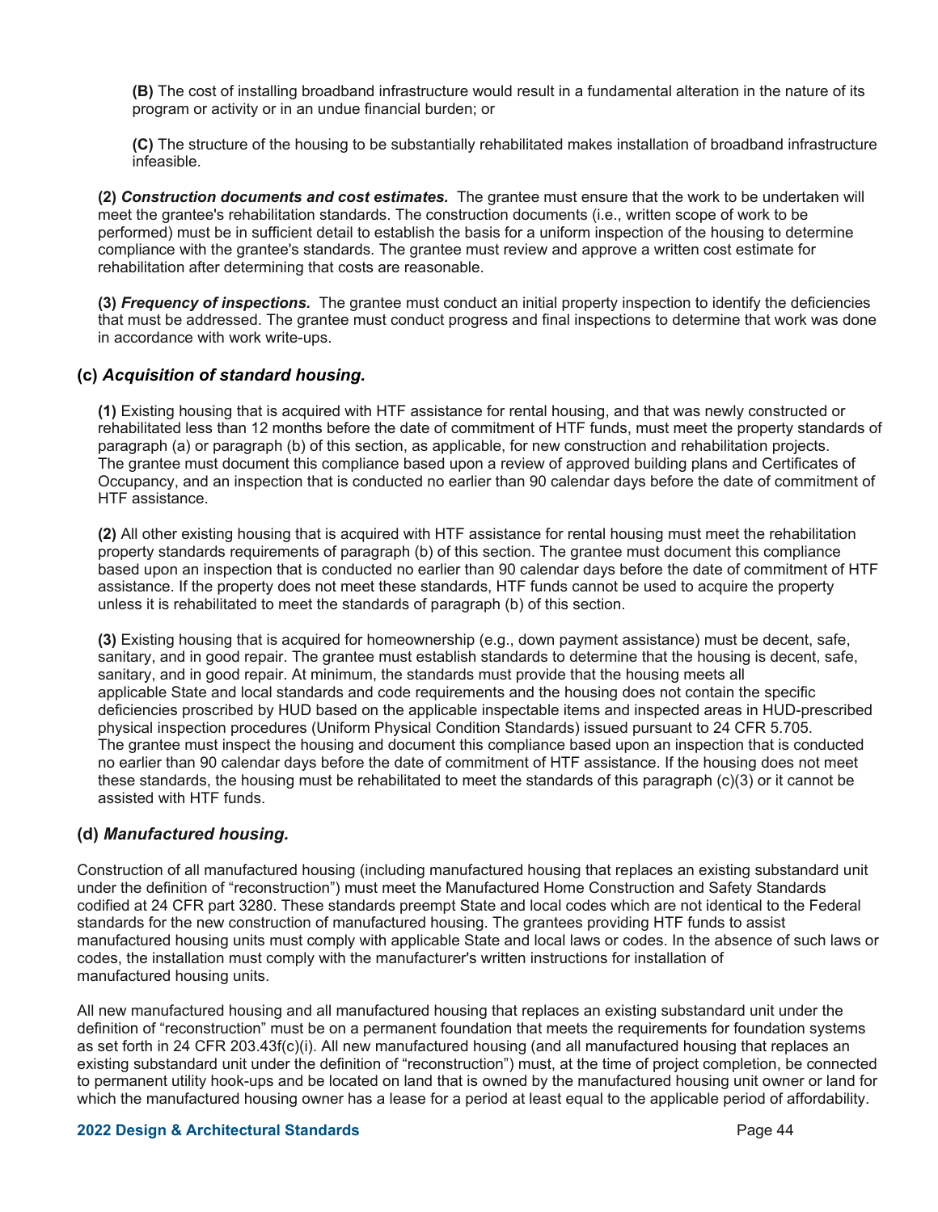**(B)** The cost of installing broadband infrastructure would result in a fundamental alteration in the nature of its program or activity or in an undue financial burden; or

**(C)** The structure of the housing to be substantially rehabilitated makes installation of broadband infrastructure infeasible.

**(2)** ***Construction documents and cost estimates.*** The grantee must ensure that the work to be undertaken will meet the grantee's rehabilitation standards. The construction documents (i.e., written scope of work to be performed) must be in sufficient detail to establish the basis for a uniform inspection of the housing to determine compliance with the grantee's standards. The grantee must review and approve a written cost estimate for rehabilitation after determining that costs are reasonable.

**(3)** ***Frequency of inspections.*** The grantee must conduct an initial property inspection to identify the deficiencies that must be addressed. The grantee must conduct progress and final inspections to determine that work was done in accordance with work write-ups.

### (c) *Acquisition of standard housing.*

**(1)** Existing housing that is acquired with HTF assistance for rental housing, and that was newly constructed or rehabilitated less than 12 months before the date of commitment of HTF funds, must meet the property standards of paragraph (a) or paragraph (b) of this section, as applicable, for new construction and rehabilitation projects. The grantee must document this compliance based upon a review of approved building plans and Certificates of Occupancy, and an inspection that is conducted no earlier than 90 calendar days before the date of commitment of HTF assistance.

**(2)** All other existing housing that is acquired with HTF assistance for rental housing must meet the rehabilitation property standards requirements of paragraph (b) of this section. The grantee must document this compliance based upon an inspection that is conducted no earlier than 90 calendar days before the date of commitment of HTF assistance. If the property does not meet these standards, HTF funds cannot be used to acquire the property unless it is rehabilitated to meet the standards of paragraph (b) of this section.

**(3)** Existing housing that is acquired for homeownership (e.g., down payment assistance) must be decent, safe, sanitary, and in good repair. The grantee must establish standards to determine that the housing is decent, safe, sanitary, and in good repair. At minimum, the standards must provide that the housing meets all applicable State and local standards and code requirements and the housing does not contain the specific deficiencies proscribed by HUD based on the applicable inspectable items and inspected areas in HUD-prescribed physical inspection procedures (Uniform Physical Condition Standards) issued pursuant to 24 CFR 5.705. The grantee must inspect the housing and document this compliance based upon an inspection that is conducted no earlier than 90 calendar days before the date of commitment of HTF assistance. If the housing does not meet these standards, the housing must be rehabilitated to meet the standards of this paragraph (c)(3) or it cannot be assisted with HTF funds.

### (d) *Manufactured housing.*

Construction of all manufactured housing (including manufactured housing that replaces an existing substandard unit under the definition of "reconstruction") must meet the Manufactured Home Construction and Safety Standards codified at 24 CFR part 3280. These standards preempt State and local codes which are not identical to the Federal standards for the new construction of manufactured housing. The grantees providing HTF funds to assist manufactured housing units must comply with applicable State and local laws or codes. In the absence of such laws or codes, the installation must comply with the manufacturer's written instructions for installation of manufactured housing units.

All new manufactured housing and all manufactured housing that replaces an existing substandard unit under the definition of "reconstruction" must be on a permanent foundation that meets the requirements for foundation systems as set forth in 24 CFR 203.43f(c)(i). All new manufactured housing (and all manufactured housing that replaces an existing substandard unit under the definition of "reconstruction") must, at the time of project completion, be connected to permanent utility hook-ups and be located on land that is owned by the manufactured housing unit owner or land for which the manufactured housing owner has a lease for a period at least equal to the applicable period of affordability.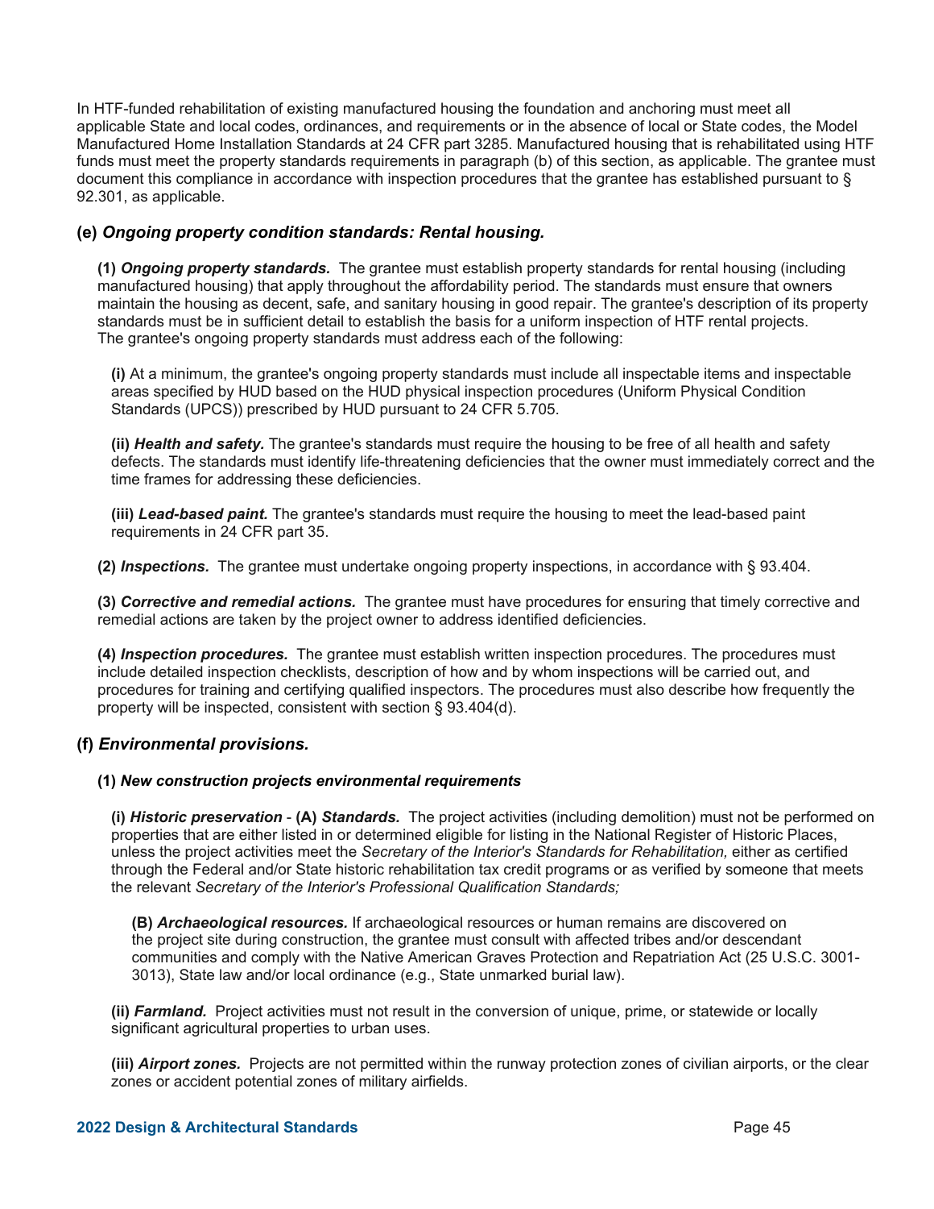In HTF-funded rehabilitation of existing manufactured housing the foundation and anchoring must meet all applicable State and local codes, ordinances, and requirements or in the absence of local or State codes, the Model Manufactured Home Installation Standards at 24 CFR part 3285. Manufactured housing that is rehabilitated using HTF funds must meet the property standards requirements in paragraph (b) of this section, as applicable. The grantee must document this compliance in accordance with inspection procedures that the grantee has established pursuant to § 92.301, as applicable.

### (e) *Ongoing property condition standards: Rental housing.*

**(1)** ***Ongoing property standards.*** The grantee must establish property standards for rental housing (including manufactured housing) that apply throughout the affordability period. The standards must ensure that owners maintain the housing as decent, safe, and sanitary housing in good repair. The grantee's description of its property standards must be in sufficient detail to establish the basis for a uniform inspection of HTF rental projects. The grantee's ongoing property standards must address each of the following:

**(i)** At a minimum, the grantee's ongoing property standards must include all inspectable items and inspectable areas specified by HUD based on the HUD physical inspection procedures (Uniform Physical Condition Standards (UPCS)) prescribed by HUD pursuant to 24 CFR 5.705.

**(ii)** ***Health and safety.*** The grantee's standards must require the housing to be free of all health and safety defects. The standards must identify life-threatening deficiencies that the owner must immediately correct and the time frames for addressing these deficiencies.

**(iii)** ***Lead-based paint.*** The grantee's standards must require the housing to meet the lead-based paint requirements in 24 CFR part 35.

**(2)** ***Inspections.*** The grantee must undertake ongoing property inspections, in accordance with § 93.404.

**(3)** ***Corrective and remedial actions.*** The grantee must have procedures for ensuring that timely corrective and remedial actions are taken by the project owner to address identified deficiencies.

**(4)** ***Inspection procedures.*** The grantee must establish written inspection procedures. The procedures must include detailed inspection checklists, description of how and by whom inspections will be carried out, and procedures for training and certifying qualified inspectors. The procedures must also describe how frequently the property will be inspected, consistent with section § 93.404(d).

### (f) *Environmental provisions.*

**(1)** ***New construction projects environmental requirements***

**(i)** ***Historic preservation*** - **(A)** ***Standards.*** The project activities (including demolition) must not be performed on properties that are either listed in or determined eligible for listing in the National Register of Historic Places, unless the project activities meet the *Secretary of the Interior's Standards for Rehabilitation,* either as certified through the Federal and/or State historic rehabilitation tax credit programs or as verified by someone that meets the relevant *Secretary of the Interior's Professional Qualification Standards;*

**(B)** ***Archaeological resources.*** If archaeological resources or human remains are discovered on the project site during construction, the grantee must consult with affected tribes and/or descendant communities and comply with the Native American Graves Protection and Repatriation Act (25 U.S.C. 3001-3013), State law and/or local ordinance (e.g., State unmarked burial law).

**(ii)** ***Farmland.*** Project activities must not result in the conversion of unique, prime, or statewide or locally significant agricultural properties to urban uses.

**(iii)** ***Airport zones.*** Projects are not permitted within the runway protection zones of civilian airports, or the clear zones or accident potential zones of military airfields.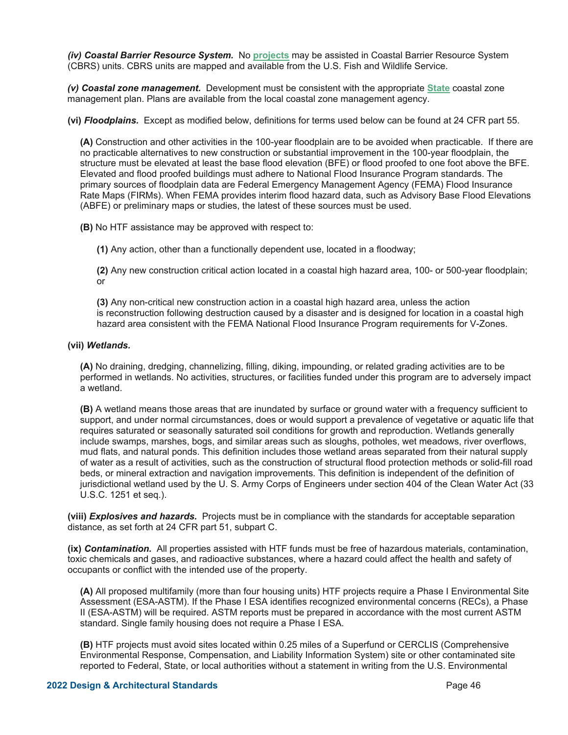***(iv) Coastal Barrier Resource System.*** No **projects** may be assisted in Coastal Barrier Resource System (CBRS) units. CBRS units are mapped and available from the U.S. Fish and Wildlife Service.

***(v) Coastal zone management.*** Development must be consistent with the appropriate **State** coastal zone management plan. Plans are available from the local coastal zone management agency.

**(vi) *Floodplains.*** Except as modified below, definitions for terms used below can be found at 24 CFR part 55.

**(A)** Construction and other activities in the 100-year floodplain are to be avoided when practicable. If there are no practicable alternatives to new construction or substantial improvement in the 100-year floodplain, the structure must be elevated at least the base flood elevation (BFE) or flood proofed to one foot above the BFE. Elevated and flood proofed buildings must adhere to National Flood Insurance Program standards. The primary sources of floodplain data are Federal Emergency Management Agency (FEMA) Flood Insurance Rate Maps (FIRMs). When FEMA provides interim flood hazard data, such as Advisory Base Flood Elevations (ABFE) or preliminary maps or studies, the latest of these sources must be used.

**(B)** No HTF assistance may be approved with respect to:

**(1)** Any action, other than a functionally dependent use, located in a floodway;

**(2)** Any new construction critical action located in a coastal high hazard area, 100- or 500-year floodplain; or

**(3)** Any non-critical new construction action in a coastal high hazard area, unless the action is reconstruction following destruction caused by a disaster and is designed for location in a coastal high hazard area consistent with the FEMA National Flood Insurance Program requirements for V-Zones.

**(vii) *Wetlands.***

**(A)** No draining, dredging, channelizing, filling, diking, impounding, or related grading activities are to be performed in wetlands. No activities, structures, or facilities funded under this program are to adversely impact a wetland.

**(B)** A wetland means those areas that are inundated by surface or ground water with a frequency sufficient to support, and under normal circumstances, does or would support a prevalence of vegetative or aquatic life that requires saturated or seasonally saturated soil conditions for growth and reproduction. Wetlands generally include swamps, marshes, bogs, and similar areas such as sloughs, potholes, wet meadows, river overflows, mud flats, and natural ponds. This definition includes those wetland areas separated from their natural supply of water as a result of activities, such as the construction of structural flood protection methods or solid-fill road beds, or mineral extraction and navigation improvements. This definition is independent of the definition of jurisdictional wetland used by the U. S. Army Corps of Engineers under section 404 of the Clean Water Act (33 U.S.C. 1251 et seq.).

**(viii) *Explosives and hazards.*** Projects must be in compliance with the standards for acceptable separation distance, as set forth at 24 CFR part 51, subpart C.

**(ix) *Contamination.*** All properties assisted with HTF funds must be free of hazardous materials, contamination, toxic chemicals and gases, and radioactive substances, where a hazard could affect the health and safety of occupants or conflict with the intended use of the property.

**(A)** All proposed multifamily (more than four housing units) HTF projects require a Phase I Environmental Site Assessment (ESA-ASTM). If the Phase I ESA identifies recognized environmental concerns (RECs), a Phase II (ESA-ASTM) will be required. ASTM reports must be prepared in accordance with the most current ASTM standard. Single family housing does not require a Phase I ESA.

**(B)** HTF projects must avoid sites located within 0.25 miles of a Superfund or CERCLIS (Comprehensive Environmental Response, Compensation, and Liability Information System) site or other contaminated site reported to Federal, State, or local authorities without a statement in writing from the U.S. Environmental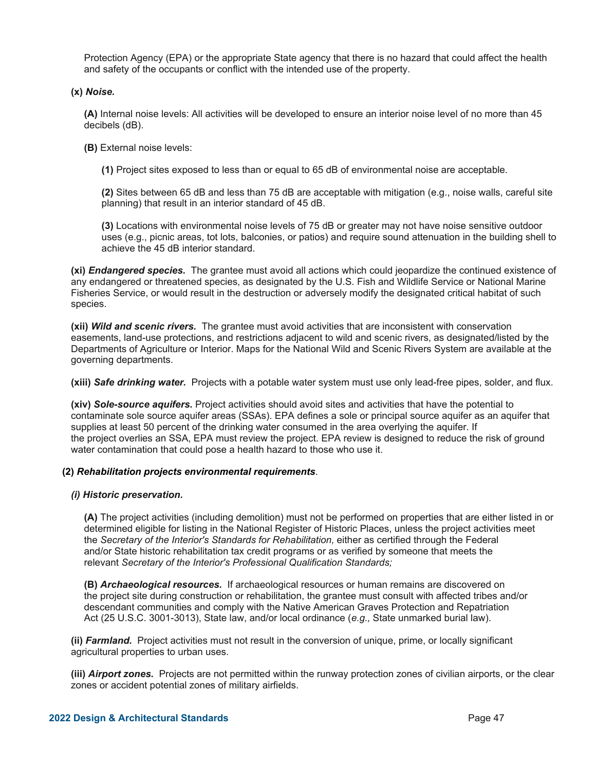Protection Agency (EPA) or the appropriate State agency that there is no hazard that could affect the health and safety of the occupants or conflict with the intended use of the property.

**(x)** ***Noise.***

**(A)** Internal noise levels: All activities will be developed to ensure an interior noise level of no more than 45 decibels (dB).

**(B)** External noise levels:

**(1)** Project sites exposed to less than or equal to 65 dB of environmental noise are acceptable.

**(2)** Sites between 65 dB and less than 75 dB are acceptable with mitigation (e.g., noise walls, careful site planning) that result in an interior standard of 45 dB.

**(3)** Locations with environmental noise levels of 75 dB or greater may not have noise sensitive outdoor uses (e.g., picnic areas, tot lots, balconies, or patios) and require sound attenuation in the building shell to achieve the 45 dB interior standard.

**(xi)** ***Endangered species.*** The grantee must avoid all actions which could jeopardize the continued existence of any endangered or threatened species, as designated by the U.S. Fish and Wildlife Service or National Marine Fisheries Service, or would result in the destruction or adversely modify the designated critical habitat of such species.

**(xii)** ***Wild and scenic rivers.*** The grantee must avoid activities that are inconsistent with conservation easements, land-use protections, and restrictions adjacent to wild and scenic rivers, as designated/listed by the Departments of Agriculture or Interior. Maps for the National Wild and Scenic Rivers System are available at the governing departments.

**(xiii)** ***Safe drinking water.*** Projects with a potable water system must use only lead-free pipes, solder, and flux.

**(xiv)** ***Sole-source aquifers.*** Project activities should avoid sites and activities that have the potential to contaminate sole source aquifer areas (SSAs). EPA defines a sole or principal source aquifer as an aquifer that supplies at least 50 percent of the drinking water consumed in the area overlying the aquifer. If the project overlies an SSA, EPA must review the project. EPA review is designed to reduce the risk of ground water contamination that could pose a health hazard to those who use it.

**(2)** ***Rehabilitation projects environmental requirements***.

***(i) Historic preservation.***

**(A)** The project activities (including demolition) must not be performed on properties that are either listed in or determined eligible for listing in the National Register of Historic Places, unless the project activities meet the *Secretary of the Interior's Standards for Rehabilitation,* either as certified through the Federal and/or State historic rehabilitation tax credit programs or as verified by someone that meets the relevant *Secretary of the Interior's Professional Qualification Standards;*

**(B)** ***Archaeological resources.*** If archaeological resources or human remains are discovered on the project site during construction or rehabilitation, the grantee must consult with affected tribes and/or descendant communities and comply with the Native American Graves Protection and Repatriation Act (25 U.S.C. 3001-3013), State law, and/or local ordinance (*e.g.,* State unmarked burial law).

**(ii)** ***Farmland.*** Project activities must not result in the conversion of unique, prime, or locally significant agricultural properties to urban uses.

**(iii)** ***Airport zones.*** Projects are not permitted within the runway protection zones of civilian airports, or the clear zones or accident potential zones of military airfields.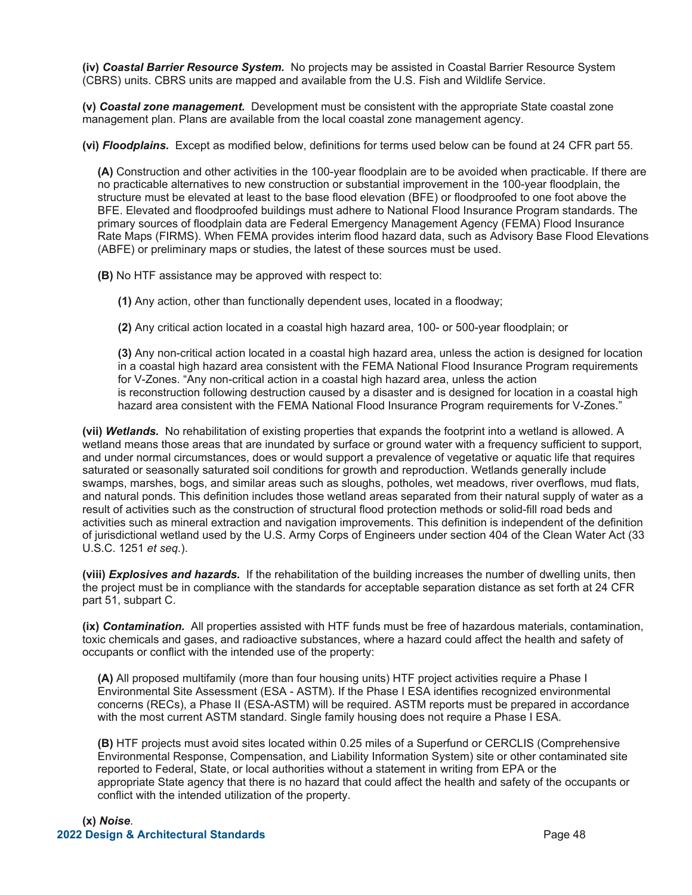**(iv)** ***Coastal Barrier Resource System.*** No projects may be assisted in Coastal Barrier Resource System (CBRS) units. CBRS units are mapped and available from the U.S. Fish and Wildlife Service.

**(v)** ***Coastal zone management.*** Development must be consistent with the appropriate State coastal zone management plan. Plans are available from the local coastal zone management agency.

**(vi)** ***Floodplains.*** Except as modified below, definitions for terms used below can be found at 24 CFR part 55.

**(A)** Construction and other activities in the 100-year floodplain are to be avoided when practicable. If there are no practicable alternatives to new construction or substantial improvement in the 100-year floodplain, the structure must be elevated at least to the base flood elevation (BFE) or floodproofed to one foot above the BFE. Elevated and floodproofed buildings must adhere to National Flood Insurance Program standards. The primary sources of floodplain data are Federal Emergency Management Agency (FEMA) Flood Insurance Rate Maps (FIRMS). When FEMA provides interim flood hazard data, such as Advisory Base Flood Elevations (ABFE) or preliminary maps or studies, the latest of these sources must be used.

**(B)** No HTF assistance may be approved with respect to:

**(1)** Any action, other than functionally dependent uses, located in a floodway;

**(2)** Any critical action located in a coastal high hazard area, 100- or 500-year floodplain; or

**(3)** Any non-critical action located in a coastal high hazard area, unless the action is designed for location in a coastal high hazard area consistent with the FEMA National Flood Insurance Program requirements for V-Zones. "Any non-critical action in a coastal high hazard area, unless the action is reconstruction following destruction caused by a disaster and is designed for location in a coastal high hazard area consistent with the FEMA National Flood Insurance Program requirements for V-Zones."

**(vii)** ***Wetlands.*** No rehabilitation of existing properties that expands the footprint into a wetland is allowed. A wetland means those areas that are inundated by surface or ground water with a frequency sufficient to support, and under normal circumstances, does or would support a prevalence of vegetative or aquatic life that requires saturated or seasonally saturated soil conditions for growth and reproduction. Wetlands generally include swamps, marshes, bogs, and similar areas such as sloughs, potholes, wet meadows, river overflows, mud flats, and natural ponds. This definition includes those wetland areas separated from their natural supply of water as a result of activities such as the construction of structural flood protection methods or solid-fill road beds and activities such as mineral extraction and navigation improvements. This definition is independent of the definition of jurisdictional wetland used by the U.S. Army Corps of Engineers under section 404 of the Clean Water Act (33 U.S.C. 1251 *et seq.*).

**(viii)** ***Explosives and hazards.*** If the rehabilitation of the building increases the number of dwelling units, then the project must be in compliance with the standards for acceptable separation distance as set forth at 24 CFR part 51, subpart C.

**(ix)** ***Contamination.*** All properties assisted with HTF funds must be free of hazardous materials, contamination, toxic chemicals and gases, and radioactive substances, where a hazard could affect the health and safety of occupants or conflict with the intended use of the property:

**(A)** All proposed multifamily (more than four housing units) HTF project activities require a Phase I Environmental Site Assessment (ESA - ASTM). If the Phase I ESA identifies recognized environmental concerns (RECs), a Phase II (ESA-ASTM) will be required. ASTM reports must be prepared in accordance with the most current ASTM standard. Single family housing does not require a Phase I ESA.

**(B)** HTF projects must avoid sites located within 0.25 miles of a Superfund or CERCLIS (Comprehensive Environmental Response, Compensation, and Liability Information System) site or other contaminated site reported to Federal, State, or local authorities without a statement in writing from EPA or the appropriate State agency that there is no hazard that could affect the health and safety of the occupants or conflict with the intended utilization of the property.

**(x)** ***Noise***.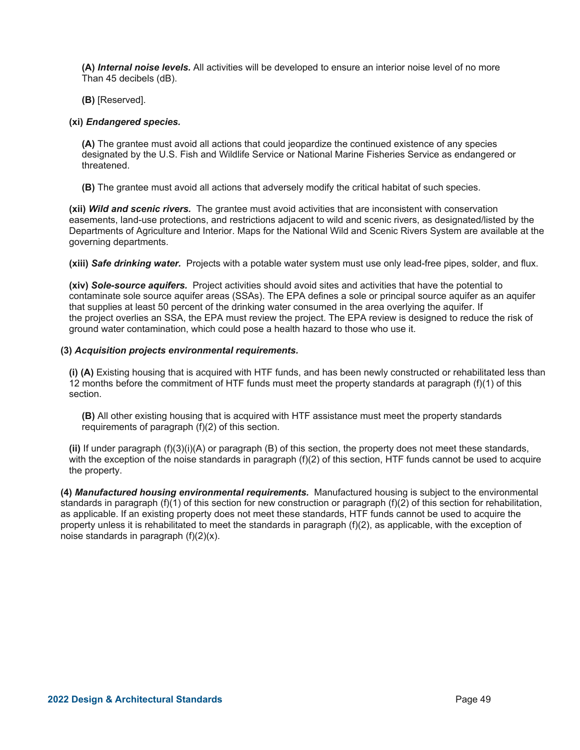**(A)** ***Internal noise levels.*** All activities will be developed to ensure an interior noise level of no more Than 45 decibels (dB).

**(B)** [Reserved].

**(xi)** ***Endangered species.***

**(A)** The grantee must avoid all actions that could jeopardize the continued existence of any species designated by the U.S. Fish and Wildlife Service or National Marine Fisheries Service as endangered or threatened.

**(B)** The grantee must avoid all actions that adversely modify the critical habitat of such species.

**(xii)** ***Wild and scenic rivers.*** The grantee must avoid activities that are inconsistent with conservation easements, land-use protections, and restrictions adjacent to wild and scenic rivers, as designated/listed by the Departments of Agriculture and Interior. Maps for the National Wild and Scenic Rivers System are available at the governing departments.

**(xiii)** ***Safe drinking water.*** Projects with a potable water system must use only lead-free pipes, solder, and flux.

**(xiv)** ***Sole-source aquifers.*** Project activities should avoid sites and activities that have the potential to contaminate sole source aquifer areas (SSAs). The EPA defines a sole or principal source aquifer as an aquifer that supplies at least 50 percent of the drinking water consumed in the area overlying the aquifer. If the project overlies an SSA, the EPA must review the project. The EPA review is designed to reduce the risk of ground water contamination, which could pose a health hazard to those who use it.

**(3)** ***Acquisition projects environmental requirements.***

**(i) (A)** Existing housing that is acquired with HTF funds, and has been newly constructed or rehabilitated less than 12 months before the commitment of HTF funds must meet the property standards at paragraph (f)(1) of this section.

**(B)** All other existing housing that is acquired with HTF assistance must meet the property standards requirements of paragraph (f)(2) of this section.

**(ii)** If under paragraph (f)(3)(i)(A) or paragraph (B) of this section, the property does not meet these standards, with the exception of the noise standards in paragraph (f)(2) of this section, HTF funds cannot be used to acquire the property.

**(4)** ***Manufactured housing environmental requirements.*** Manufactured housing is subject to the environmental standards in paragraph (f)(1) of this section for new construction or paragraph (f)(2) of this section for rehabilitation, as applicable. If an existing property does not meet these standards, HTF funds cannot be used to acquire the property unless it is rehabilitated to meet the standards in paragraph (f)(2), as applicable, with the exception of noise standards in paragraph (f)(2)(x).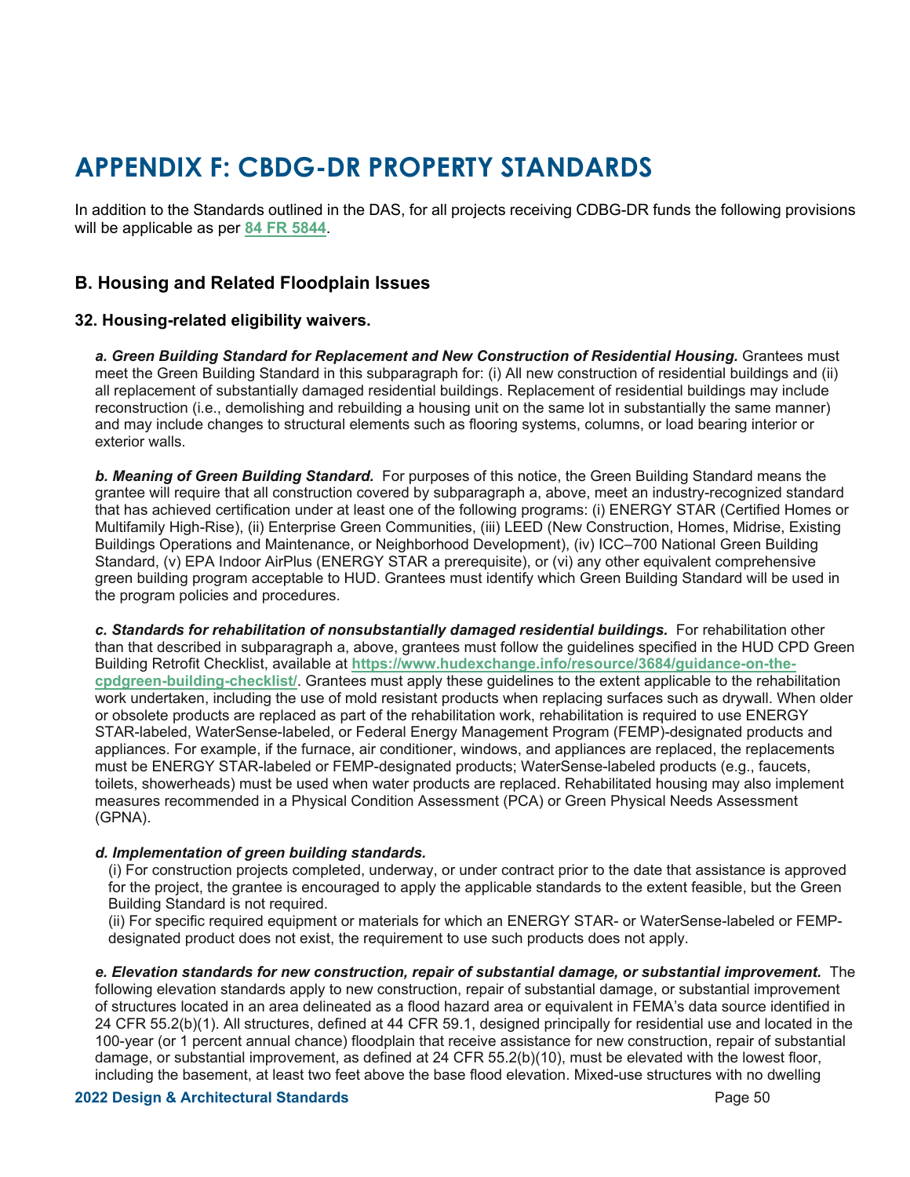# APPENDIX F: CBDG-DR PROPERTY STANDARDS

In addition to the Standards outlined in the DAS, for all projects receiving CDBG-DR funds the following provisions will be applicable as per [84 FR 5844](84 FR 5844).

## B. Housing and Related Floodplain Issues

### 32. Housing-related eligibility waivers.

***a. Green Building Standard for Replacement and New Construction of Residential Housing.*** Grantees must meet the Green Building Standard in this subparagraph for: (i) All new construction of residential buildings and (ii) all replacement of substantially damaged residential buildings. Replacement of residential buildings may include reconstruction (i.e., demolishing and rebuilding a housing unit on the same lot in substantially the same manner) and may include changes to structural elements such as flooring systems, columns, or load bearing interior or exterior walls.

***b. Meaning of Green Building Standard.*** For purposes of this notice, the Green Building Standard means the grantee will require that all construction covered by subparagraph a, above, meet an industry-recognized standard that has achieved certification under at least one of the following programs: (i) ENERGY STAR (Certified Homes or Multifamily High-Rise), (ii) Enterprise Green Communities, (iii) LEED (New Construction, Homes, Midrise, Existing Buildings Operations and Maintenance, or Neighborhood Development), (iv) ICC–700 National Green Building Standard, (v) EPA Indoor AirPlus (ENERGY STAR a prerequisite), or (vi) any other equivalent comprehensive green building program acceptable to HUD. Grantees must identify which Green Building Standard will be used in the program policies and procedures.

***c. Standards for rehabilitation of nonsubstantially damaged residential buildings.*** For rehabilitation other than that described in subparagraph a, above, grantees must follow the guidelines specified in the HUD CPD Green Building Retrofit Checklist, available at [https://www.hudexchange.info/resource/3684/guidance-on-the-cpdgreen-building-checklist/](https://www.hudexchange.info/resource/3684/guidance-on-the-cpdgreen-building-checklist/). Grantees must apply these guidelines to the extent applicable to the rehabilitation work undertaken, including the use of mold resistant products when replacing surfaces such as drywall. When older or obsolete products are replaced as part of the rehabilitation work, rehabilitation is required to use ENERGY STAR-labeled, WaterSense-labeled, or Federal Energy Management Program (FEMP)-designated products and appliances. For example, if the furnace, air conditioner, windows, and appliances are replaced, the replacements must be ENERGY STAR-labeled or FEMP-designated products; WaterSense-labeled products (e.g., faucets, toilets, showerheads) must be used when water products are replaced. Rehabilitated housing may also implement measures recommended in a Physical Condition Assessment (PCA) or Green Physical Needs Assessment (GPNA).

***d. Implementation of green building standards.***

(i) For construction projects completed, underway, or under contract prior to the date that assistance is approved for the project, the grantee is encouraged to apply the applicable standards to the extent feasible, but the Green Building Standard is not required.
(ii) For specific required equipment or materials for which an ENERGY STAR- or WaterSense-labeled or FEMP-designated product does not exist, the requirement to use such products does not apply.

***e. Elevation standards for new construction, repair of substantial damage, or substantial improvement.*** The following elevation standards apply to new construction, repair of substantial damage, or substantial improvement of structures located in an area delineated as a flood hazard area or equivalent in FEMA's data source identified in 24 CFR 55.2(b)(1). All structures, defined at 44 CFR 59.1, designed principally for residential use and located in the 100-year (or 1 percent annual chance) floodplain that receive assistance for new construction, repair of substantial damage, or substantial improvement, as defined at 24 CFR 55.2(b)(10), must be elevated with the lowest floor, including the basement, at least two feet above the base flood elevation. Mixed-use structures with no dwelling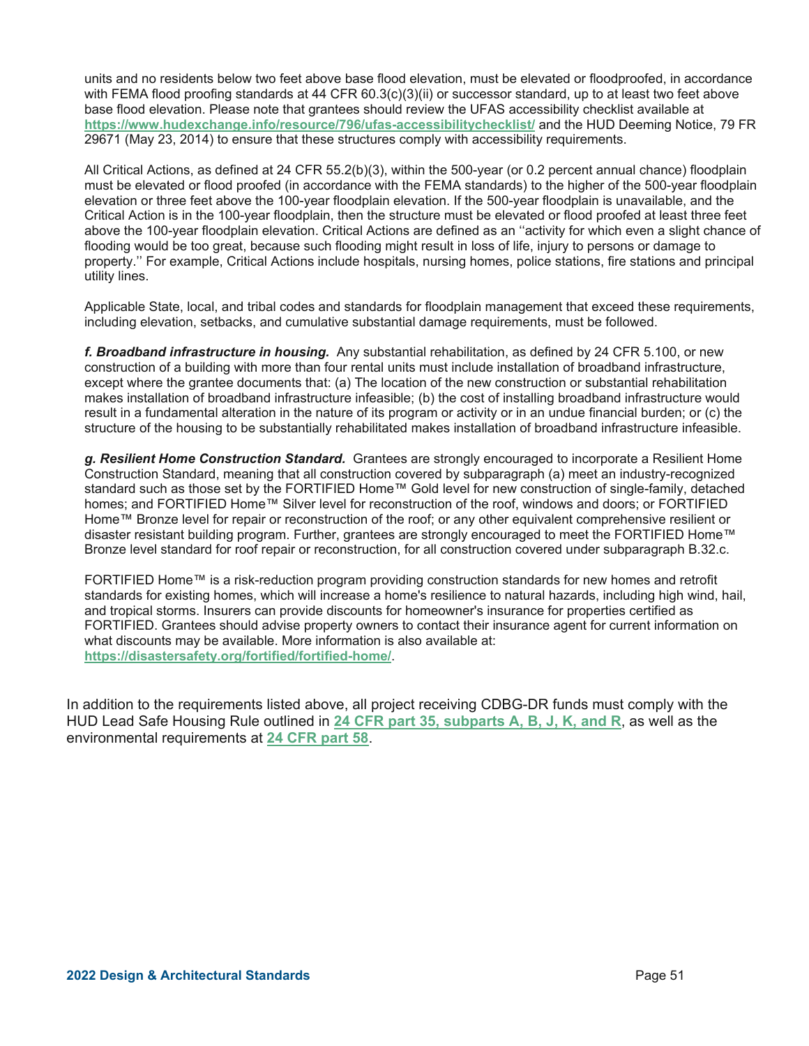units and no residents below two feet above base flood elevation, must be elevated or floodproofed, in accordance with FEMA flood proofing standards at 44 CFR 60.3(c)(3)(ii) or successor standard, up to at least two feet above base flood elevation. Please note that grantees should review the UFAS accessibility checklist available at **https://www.hudexchange.info/resource/796/ufas-accessibilitychecklist/** and the HUD Deeming Notice, 79 FR 29671 (May 23, 2014) to ensure that these structures comply with accessibility requirements.

All Critical Actions, as defined at 24 CFR 55.2(b)(3), within the 500-year (or 0.2 percent annual chance) floodplain must be elevated or flood proofed (in accordance with the FEMA standards) to the higher of the 500-year floodplain elevation or three feet above the 100-year floodplain elevation. If the 500-year floodplain is unavailable, and the Critical Action is in the 100-year floodplain, then the structure must be elevated or flood proofed at least three feet above the 100-year floodplain elevation. Critical Actions are defined as an ''activity for which even a slight chance of flooding would be too great, because such flooding might result in loss of life, injury to persons or damage to property.'' For example, Critical Actions include hospitals, nursing homes, police stations, fire stations and principal utility lines.

Applicable State, local, and tribal codes and standards for floodplain management that exceed these requirements, including elevation, setbacks, and cumulative substantial damage requirements, must be followed.

***f. Broadband infrastructure in housing.*** Any substantial rehabilitation, as defined by 24 CFR 5.100, or new construction of a building with more than four rental units must include installation of broadband infrastructure, except where the grantee documents that: (a) The location of the new construction or substantial rehabilitation makes installation of broadband infrastructure infeasible; (b) the cost of installing broadband infrastructure would result in a fundamental alteration in the nature of its program or activity or in an undue financial burden; or (c) the structure of the housing to be substantially rehabilitated makes installation of broadband infrastructure infeasible.

***g. Resilient Home Construction Standard.*** Grantees are strongly encouraged to incorporate a Resilient Home Construction Standard, meaning that all construction covered by subparagraph (a) meet an industry-recognized standard such as those set by the FORTIFIED Home™ Gold level for new construction of single-family, detached homes; and FORTIFIED Home™ Silver level for reconstruction of the roof, windows and doors; or FORTIFIED Home™ Bronze level for repair or reconstruction of the roof; or any other equivalent comprehensive resilient or disaster resistant building program. Further, grantees are strongly encouraged to meet the FORTIFIED Home™ Bronze level standard for roof repair or reconstruction, for all construction covered under subparagraph B.32.c.

FORTIFIED Home™ is a risk-reduction program providing construction standards for new homes and retrofit standards for existing homes, which will increase a home's resilience to natural hazards, including high wind, hail, and tropical storms. Insurers can provide discounts for homeowner's insurance for properties certified as FORTIFIED. Grantees should advise property owners to contact their insurance agent for current information on what discounts may be available. More information is also available at: **https://disastersafety.org/fortified/fortified-home/**.

In addition to the requirements listed above, all project receiving CDBG-DR funds must comply with the HUD Lead Safe Housing Rule outlined in **24 CFR part 35, subparts A, B, J, K, and R**, as well as the environmental requirements at **24 CFR part 58**.